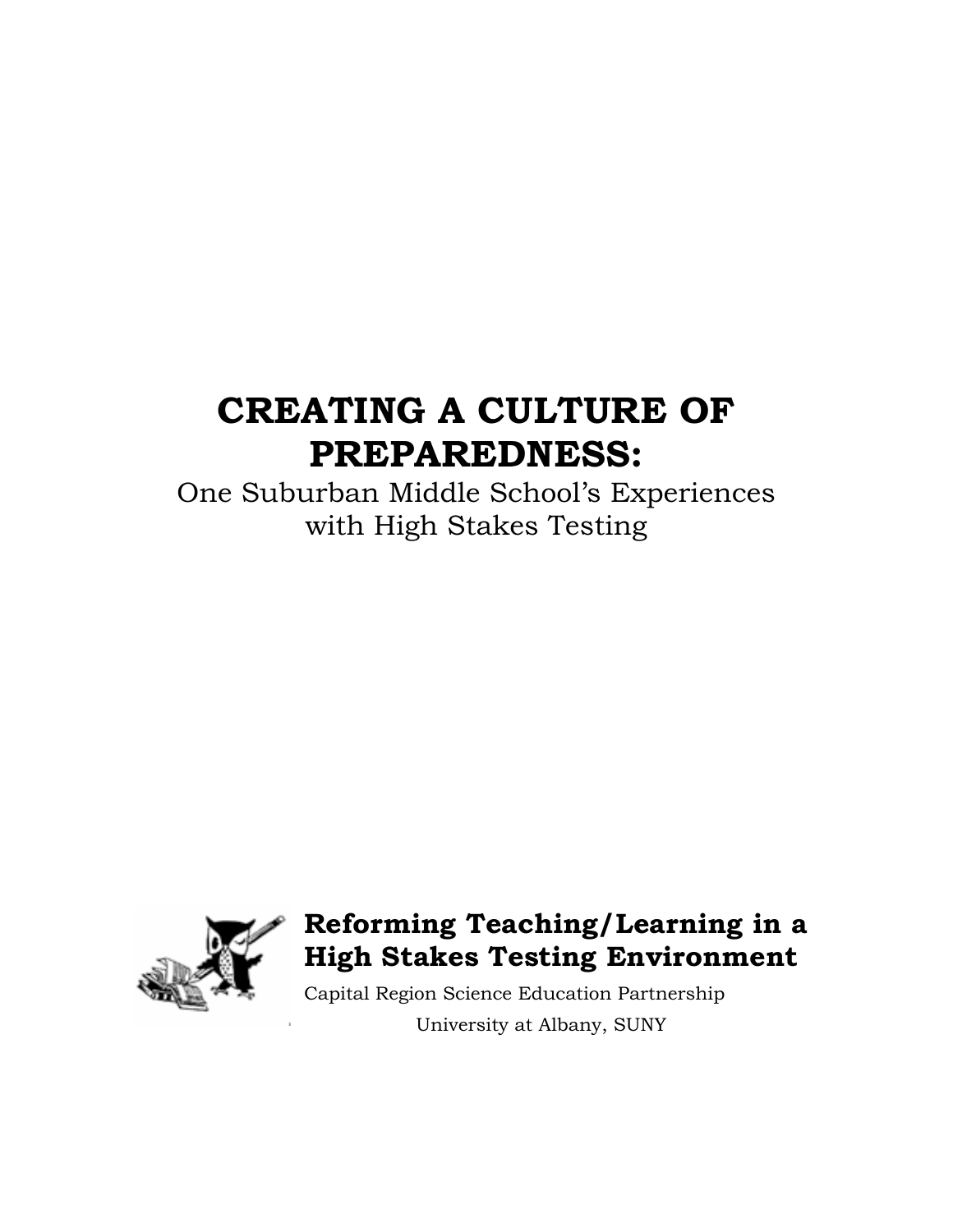# CREATING A CULTURE OF PREPAREDNESS:

One Suburban Middle School's Experiences with High Stakes Testing

**Reforming Teaching/Learning in a High Stakes Testing Environment**

Capital Region Science Education Partnership

University at Albany, SUNY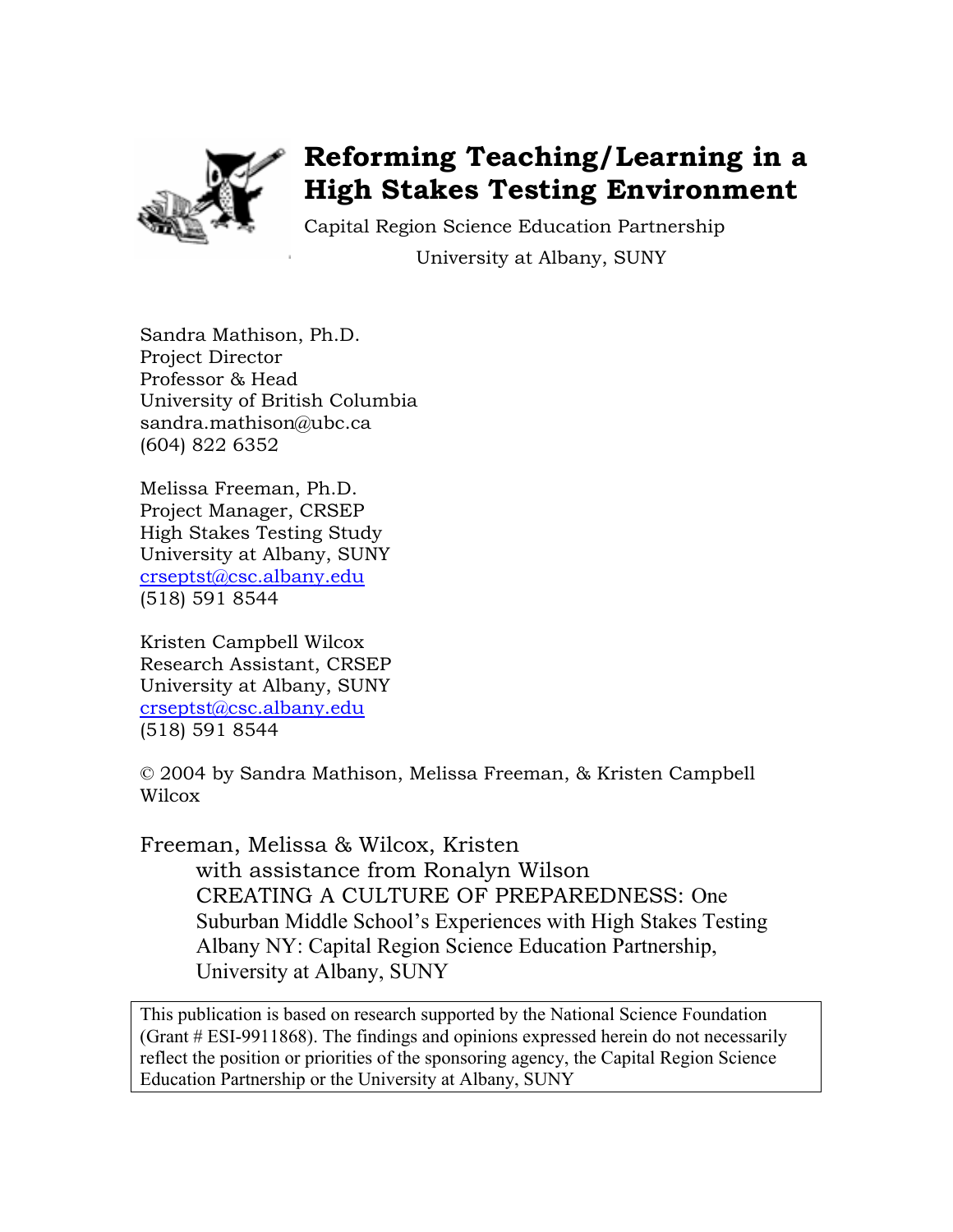# Reforming Teaching/Learning in a High Stakes Testing Environment

Capital Region Science Education Partnership

University at Albany, SUNY

Sandra Mathison, Ph.D.
Project Director
Professor & Head
University of British Columbia
sandra.mathison@ubc.ca
(604) 822 6352

Melissa Freeman, Ph.D.
Project Manager, CRSEP
High Stakes Testing Study
University at Albany, SUNY
crseptst@csc.albany.edu
(518) 591 8544

Kristen Campbell Wilcox
Research Assistant, CRSEP
University at Albany, SUNY
crseptst@csc.albany.edu
(518) 591 8544

© 2004 by Sandra Mathison, Melissa Freeman, & Kristen Campbell Wilcox

Freeman, Melissa & Wilcox, Kristen
with assistance from Ronalyn Wilson
CREATING A CULTURE OF PREPAREDNESS: One Suburban Middle School's Experiences with High Stakes Testing
Albany NY: Capital Region Science Education Partnership, University at Albany, SUNY

This publication is based on research supported by the National Science Foundation (Grant # ESI-9911868). The findings and opinions expressed herein do not necessarily reflect the position or priorities of the sponsoring agency, the Capital Region Science Education Partnership or the University at Albany, SUNY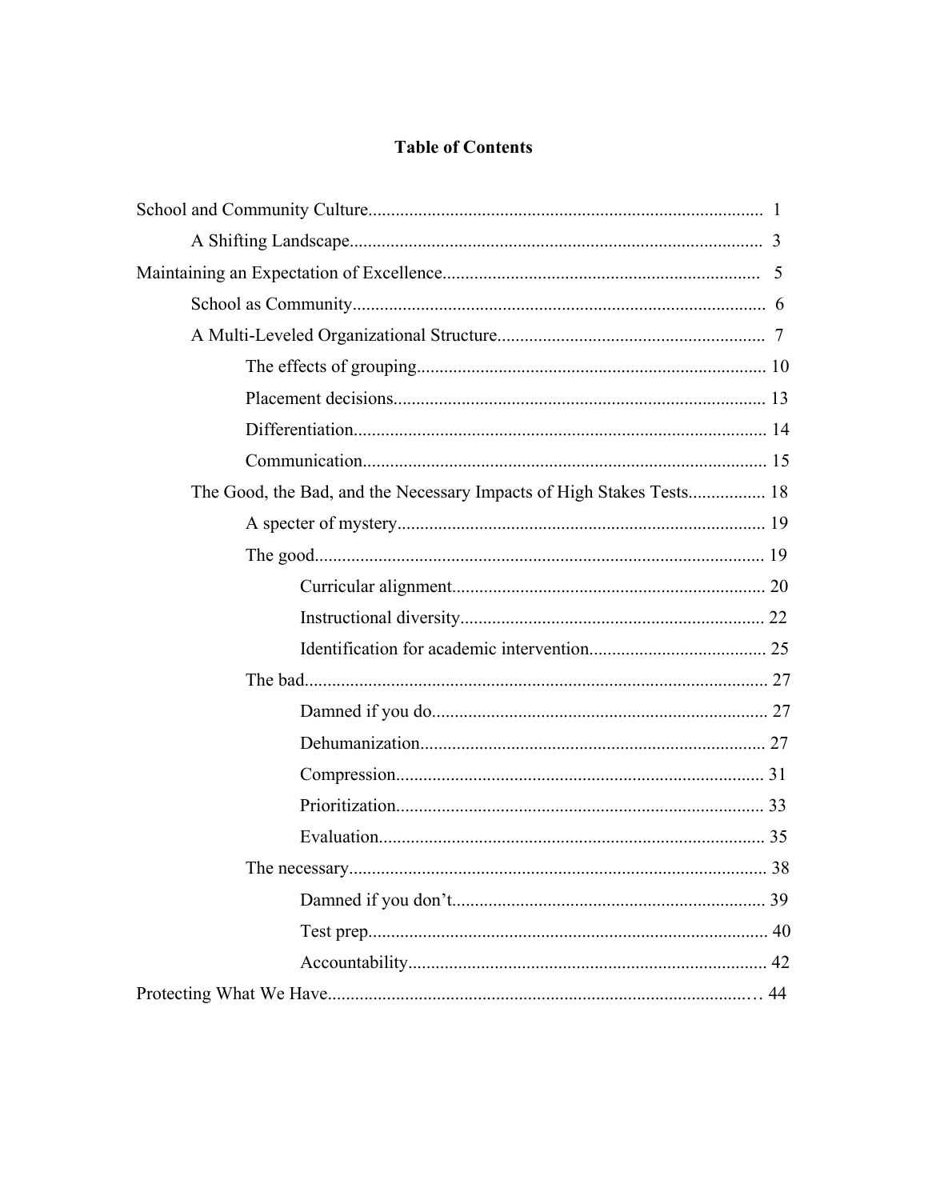# Table of Contents

School and Community Culture....................................................................................... 1

- A Shifting Landscape.......................................................................................... 3

Maintaining an Expectation of Excellence..................................................................... 5

- School as Community.......................................................................................... 6
- A Multi-Leveled Organizational Structure........................................................... 7
  - The effects of grouping............................................................................ 10
  - Placement decisions................................................................................. 13
  - Differentiation.......................................................................................... 14
  - Communication........................................................................................ 15
- The Good, the Bad, and the Necessary Impacts of High Stakes Tests................. 18
  - A specter of mystery................................................................................ 19
  - The good.................................................................................................. 19
    - Curricular alignment.................................................................... 20
    - Instructional diversity.................................................................. 22
    - Identification for academic intervention...................................... 25
  - The bad.................................................................................................... 27
    - Damned if you do......................................................................... 27
    - Dehumanization........................................................................... 27
    - Compression................................................................................. 31
    - Prioritization................................................................................ 33
    - Evaluation.................................................................................... 35
  - The necessary........................................................................................... 38
    - Damned if you don't..................................................................... 39
    - Test prep....................................................................................... 40
    - Accountability.............................................................................. 42

Protecting What We Have.............................................................................................. 44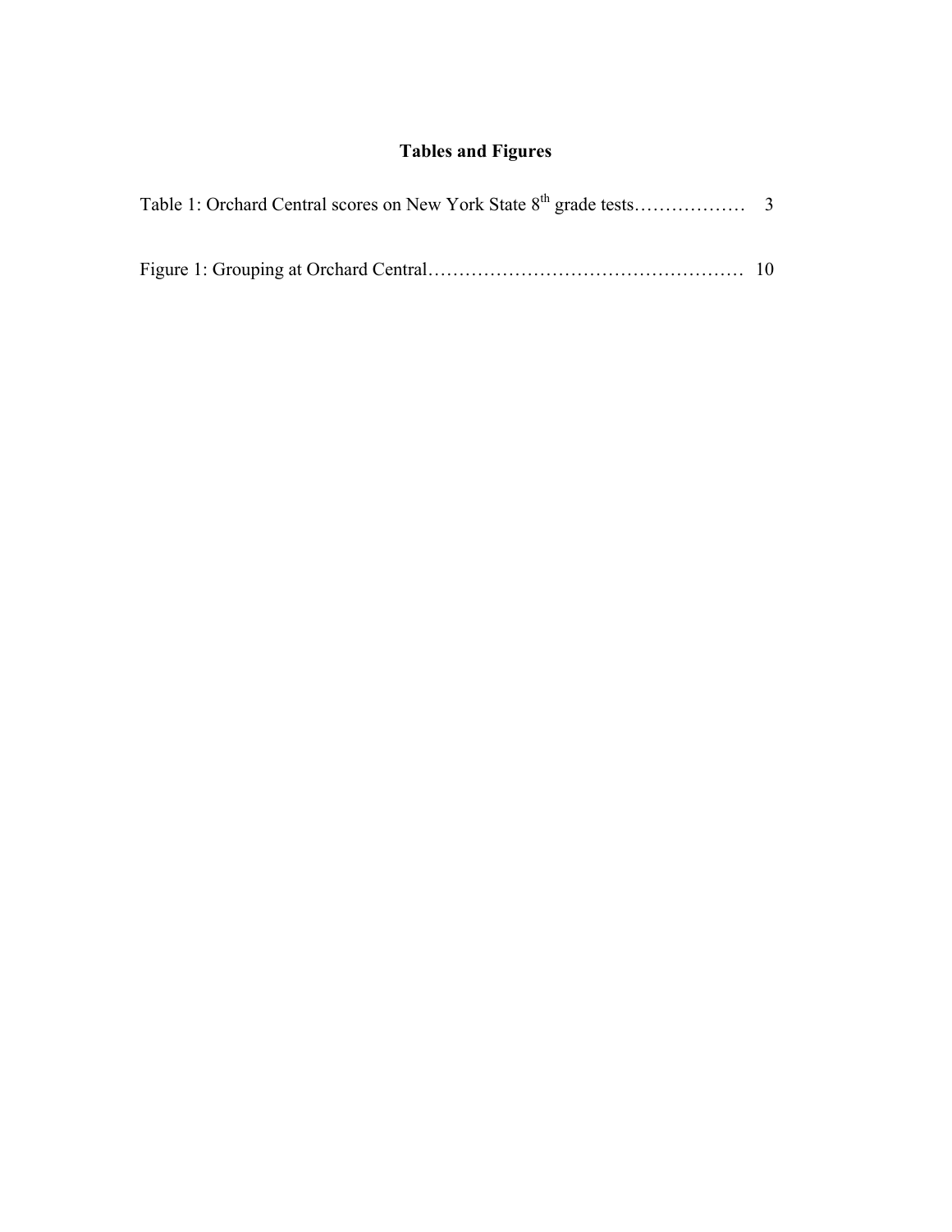# Tables and Figures

Table 1: Orchard Central scores on New York State 8$^{th}$ grade tests……………… 3

Figure 1: Grouping at Orchard Central…………………………………………… 10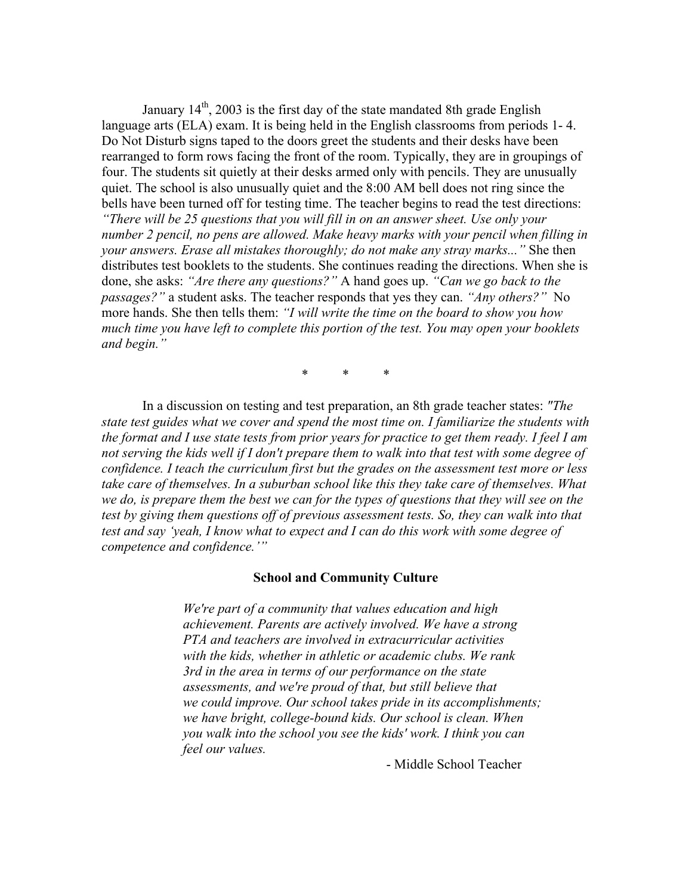January 14th, 2003 is the first day of the state mandated 8th grade English language arts (ELA) exam. It is being held in the English classrooms from periods 1- 4. Do Not Disturb signs taped to the doors greet the students and their desks have been rearranged to form rows facing the front of the room. Typically, they are in groupings of four. The students sit quietly at their desks armed only with pencils. They are unusually quiet. The school is also unusually quiet and the 8:00 AM bell does not ring since the bells have been turned off for testing time. The teacher begins to read the test directions: *"There will be 25 questions that you will fill in on an answer sheet. Use only your number 2 pencil, no pens are allowed. Make heavy marks with your pencil when filling in your answers. Erase all mistakes thoroughly; do not make any stray marks..."* She then distributes test booklets to the students. She continues reading the directions. When she is done, she asks: *"Are there any questions?"* A hand goes up. *"Can we go back to the passages?"* a student asks. The teacher responds that yes they can. *"Any others?"* No more hands. She then tells them: *"I will write the time on the board to show you how much time you have left to complete this portion of the test. You may open your booklets and begin."*

\* \* \*

In a discussion on testing and test preparation, an 8th grade teacher states: *"The state test guides what we cover and spend the most time on. I familiarize the students with the format and I use state tests from prior years for practice to get them ready. I feel I am not serving the kids well if I don't prepare them to walk into that test with some degree of confidence. I teach the curriculum first but the grades on the assessment test more or less take care of themselves. In a suburban school like this they take care of themselves. What we do, is prepare them the best we can for the types of questions that they will see on the test by giving them questions off of previous assessment tests. So, they can walk into that test and say 'yeah, I know what to expect and I can do this work with some degree of competence and confidence.'"*

## School and Community Culture

> *We're part of a community that values education and high achievement. Parents are actively involved. We have a strong PTA and teachers are involved in extracurricular activities with the kids, whether in athletic or academic clubs. We rank 3rd in the area in terms of our performance on the state assessments, and we're proud of that, but still believe that we could improve. Our school takes pride in its accomplishments; we have bright, college-bound kids. Our school is clean. When you walk into the school you see the kids' work. I think you can feel our values.*
>
> \- Middle School Teacher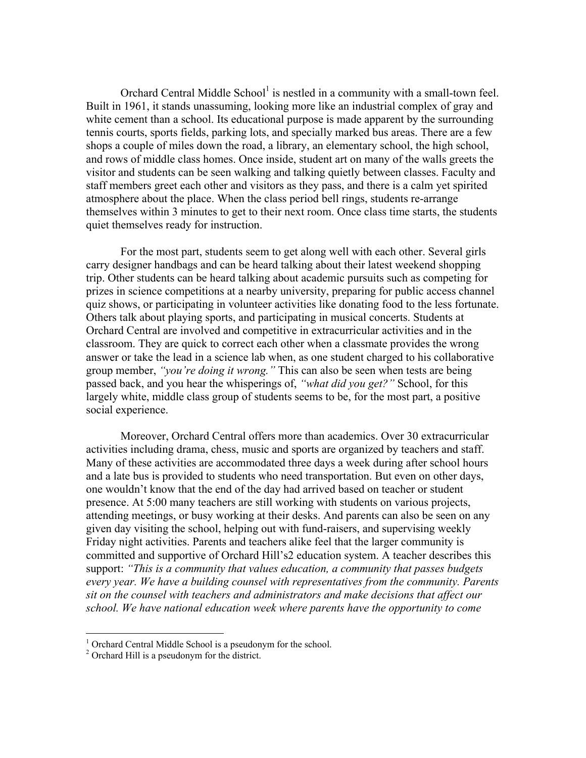Orchard Central Middle School[1] is nestled in a community with a small-town feel. Built in 1961, it stands unassuming, looking more like an industrial complex of gray and white cement than a school. Its educational purpose is made apparent by the surrounding tennis courts, sports fields, parking lots, and specially marked bus areas. There are a few shops a couple of miles down the road, a library, an elementary school, the high school, and rows of middle class homes. Once inside, student art on many of the walls greets the visitor and students can be seen walking and talking quietly between classes. Faculty and staff members greet each other and visitors as they pass, and there is a calm yet spirited atmosphere about the place. When the class period bell rings, students re-arrange themselves within 3 minutes to get to their next room. Once class time starts, the students quiet themselves ready for instruction.

For the most part, students seem to get along well with each other. Several girls carry designer handbags and can be heard talking about their latest weekend shopping trip. Other students can be heard talking about academic pursuits such as competing for prizes in science competitions at a nearby university, preparing for public access channel quiz shows, or participating in volunteer activities like donating food to the less fortunate. Others talk about playing sports, and participating in musical concerts. Students at Orchard Central are involved and competitive in extracurricular activities and in the classroom. They are quick to correct each other when a classmate provides the wrong answer or take the lead in a science lab when, as one student charged to his collaborative group member, *"you're doing it wrong."* This can also be seen when tests are being passed back, and you hear the whisperings of, *"what did you get?"* School, for this largely white, middle class group of students seems to be, for the most part, a positive social experience.

Moreover, Orchard Central offers more than academics. Over 30 extracurricular activities including drama, chess, music and sports are organized by teachers and staff. Many of these activities are accommodated three days a week during after school hours and a late bus is provided to students who need transportation. But even on other days, one wouldn't know that the end of the day had arrived based on teacher or student presence. At 5:00 many teachers are still working with students on various projects, attending meetings, or busy working at their desks. And parents can also be seen on any given day visiting the school, helping out with fund-raisers, and supervising weekly Friday night activities. Parents and teachers alike feel that the larger community is committed and supportive of Orchard Hill's2 education system. A teacher describes this support: *"This is a community that values education, a community that passes budgets every year. We have a building counsel with representatives from the community. Parents sit on the counsel with teachers and administrators and make decisions that affect our school. We have national education week where parents have the opportunity to come*

[1] Orchard Central Middle School is a pseudonym for the school.

[2] Orchard Hill is a pseudonym for the district.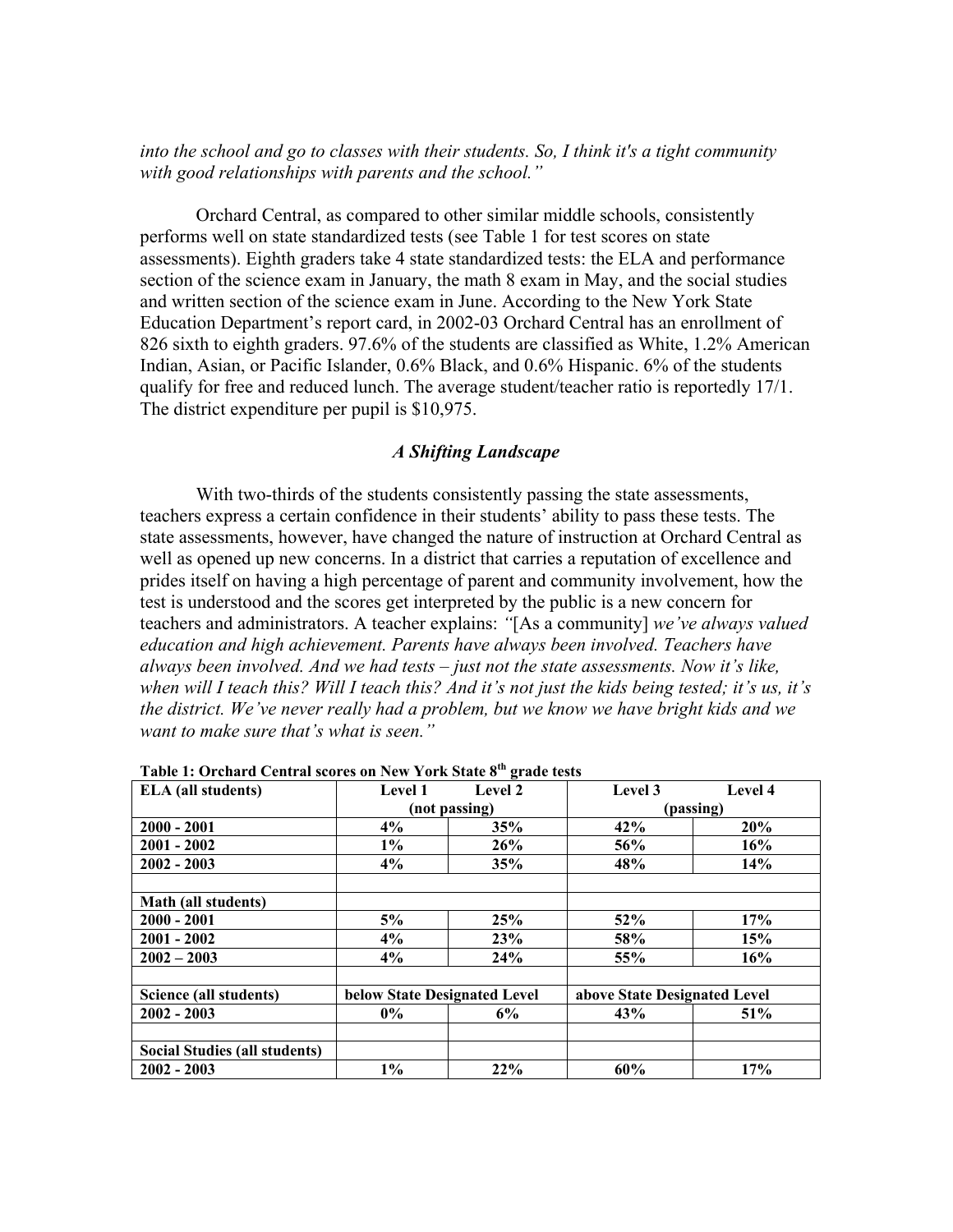*into the school and go to classes with their students. So, I think it's a tight community with good relationships with parents and the school."*

Orchard Central, as compared to other similar middle schools, consistently performs well on state standardized tests (see Table 1 for test scores on state assessments). Eighth graders take 4 state standardized tests: the ELA and performance section of the science exam in January, the math 8 exam in May, and the social studies and written section of the science exam in June. According to the New York State Education Department's report card, in 2002-03 Orchard Central has an enrollment of 826 sixth to eighth graders. 97.6% of the students are classified as White, 1.2% American Indian, Asian, or Pacific Islander, 0.6% Black, and 0.6% Hispanic. 6% of the students qualify for free and reduced lunch. The average student/teacher ratio is reportedly 17/1. The district expenditure per pupil is $10,975.

### *A Shifting Landscape*

With two-thirds of the students consistently passing the state assessments, teachers express a certain confidence in their students' ability to pass these tests. The state assessments, however, have changed the nature of instruction at Orchard Central as well as opened up new concerns. In a district that carries a reputation of excellence and prides itself on having a high percentage of parent and community involvement, how the test is understood and the scores get interpreted by the public is a new concern for teachers and administrators. A teacher explains: *"*[As a community] *we've always valued education and high achievement. Parents have always been involved. Teachers have always been involved. And we had tests – just not the state assessments. Now it's like, when will I teach this? Will I teach this? And it's not just the kids being tested; it's us, it's the district. We've never really had a problem, but we know we have bright kids and we want to make sure that's what is seen."*

**Table 1: Orchard Central scores on New York State 8th grade tests**

| **ELA (all students)** | **Level 1 (not passing)** | **Level 2** | **Level 3 (passing)** | **Level 4** |
|---|---|---|---|---|
| **2000 - 2001** | **4%** | **35%** | **42%** | **20%** |
| **2001 - 2002** | **1%** | **26%** | **56%** | **16%** |
| **2002 - 2003** | **4%** | **35%** | **48%** | **14%** |
| | | | | |
| **Math (all students)** | | | | |
| **2000 - 2001** | **5%** | **25%** | **52%** | **17%** |
| **2001 - 2002** | **4%** | **23%** | **58%** | **15%** |
| **2002 – 2003** | **4%** | **24%** | **55%** | **16%** |
| | | | | |
| **Science (all students)** | **below State Designated Level** | | **above State Designated Level** | |
| **2002 - 2003** | **0%** | **6%** | **43%** | **51%** |
| | | | | |
| **Social Studies (all students)** | | | | |
| **2002 - 2003** | **1%** | **22%** | **60%** | **17%** |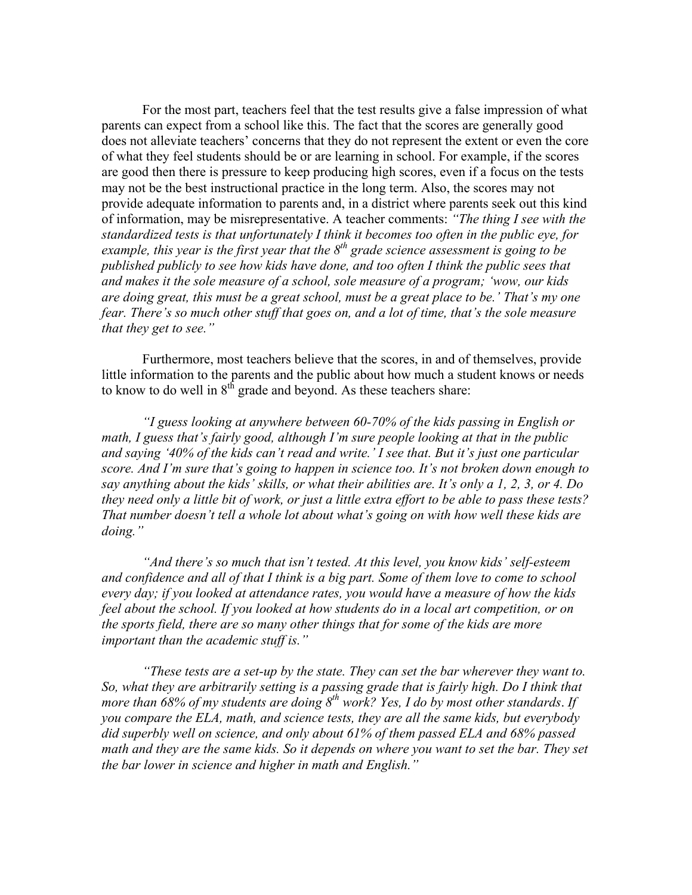For the most part, teachers feel that the test results give a false impression of what parents can expect from a school like this. The fact that the scores are generally good does not alleviate teachers' concerns that they do not represent the extent or even the core of what they feel students should be or are learning in school. For example, if the scores are good then there is pressure to keep producing high scores, even if a focus on the tests may not be the best instructional practice in the long term. Also, the scores may not provide adequate information to parents and, in a district where parents seek out this kind of information, may be misrepresentative. A teacher comments: *"The thing I see with the standardized tests is that unfortunately I think it becomes too often in the public eye, for example, this year is the first year that the 8th grade science assessment is going to be published publicly to see how kids have done, and too often I think the public sees that and makes it the sole measure of a school, sole measure of a program; 'wow, our kids are doing great, this must be a great school, must be a great place to be.' That's my one fear. There's so much other stuff that goes on, and a lot of time, that's the sole measure that they get to see."*

Furthermore, most teachers believe that the scores, in and of themselves, provide little information to the parents and the public about how much a student knows or needs to know to do well in 8th grade and beyond. As these teachers share:

*"I guess looking at anywhere between 60-70% of the kids passing in English or math, I guess that's fairly good, although I'm sure people looking at that in the public and saying '40% of the kids can't read and write.' I see that. But it's just one particular score. And I'm sure that's going to happen in science too. It's not broken down enough to say anything about the kids' skills, or what their abilities are. It's only a 1, 2, 3, or 4. Do they need only a little bit of work, or just a little extra effort to be able to pass these tests? That number doesn't tell a whole lot about what's going on with how well these kids are doing."*

*"And there's so much that isn't tested. At this level, you know kids' self-esteem and confidence and all of that I think is a big part. Some of them love to come to school every day; if you looked at attendance rates, you would have a measure of how the kids feel about the school. If you looked at how students do in a local art competition, or on the sports field, there are so many other things that for some of the kids are more important than the academic stuff is."*

*"These tests are a set-up by the state. They can set the bar wherever they want to. So, what they are arbitrarily setting is a passing grade that is fairly high. Do I think that more than 68% of my students are doing 8th work? Yes, I do by most other standards. If you compare the ELA, math, and science tests, they are all the same kids, but everybody did superbly well on science, and only about 61% of them passed ELA and 68% passed math and they are the same kids. So it depends on where you want to set the bar. They set the bar lower in science and higher in math and English."*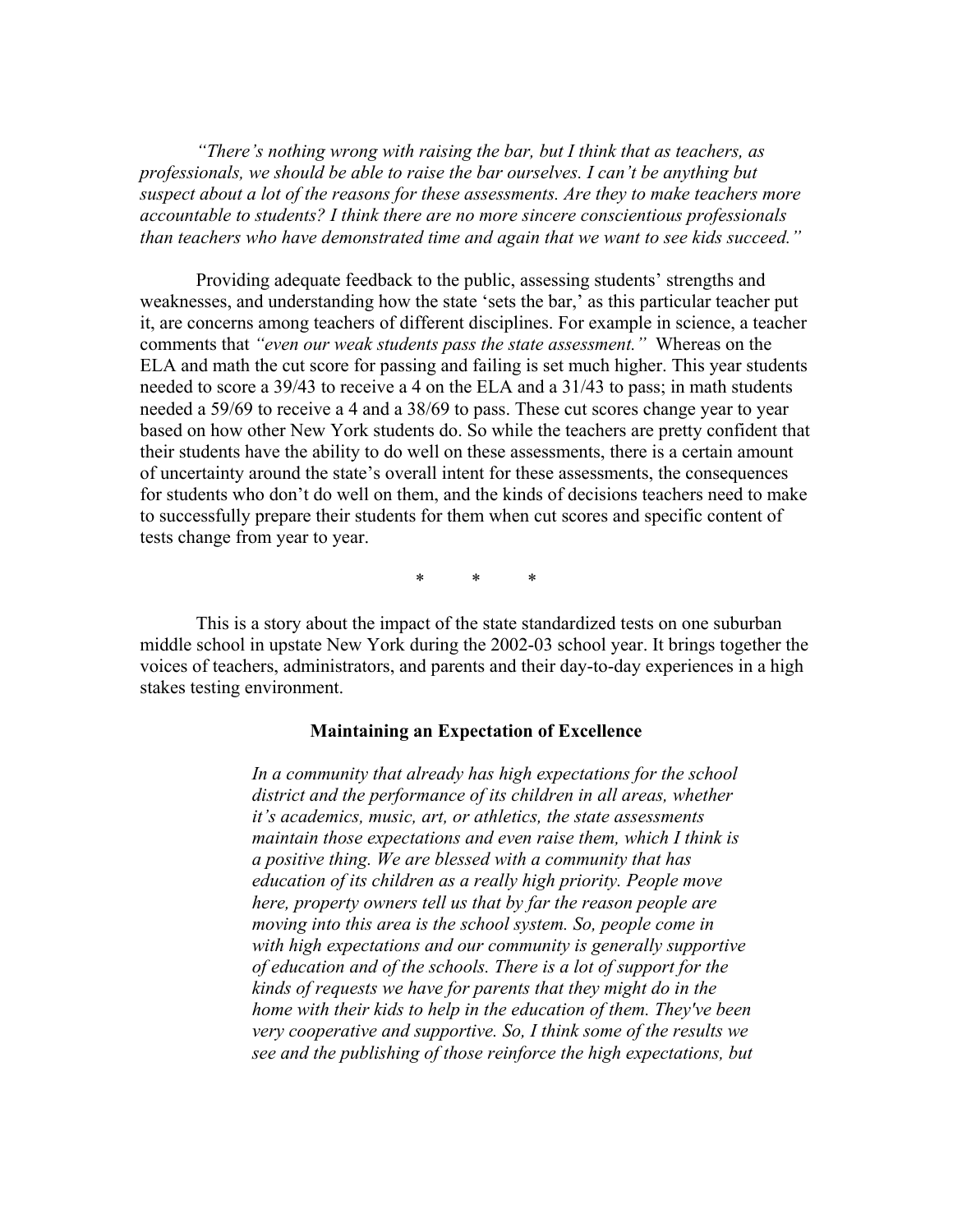*"There's nothing wrong with raising the bar, but I think that as teachers, as professionals, we should be able to raise the bar ourselves. I can't be anything but suspect about a lot of the reasons for these assessments. Are they to make teachers more accountable to students? I think there are no more sincere conscientious professionals than teachers who have demonstrated time and again that we want to see kids succeed."*

Providing adequate feedback to the public, assessing students' strengths and weaknesses, and understanding how the state 'sets the bar,' as this particular teacher put it, are concerns among teachers of different disciplines. For example in science, a teacher comments that *"even our weak students pass the state assessment."* Whereas on the ELA and math the cut score for passing and failing is set much higher. This year students needed to score a 39/43 to receive a 4 on the ELA and a 31/43 to pass; in math students needed a 59/69 to receive a 4 and a 38/69 to pass. These cut scores change year to year based on how other New York students do. So while the teachers are pretty confident that their students have the ability to do well on these assessments, there is a certain amount of uncertainty around the state's overall intent for these assessments, the consequences for students who don't do well on them, and the kinds of decisions teachers need to make to successfully prepare their students for them when cut scores and specific content of tests change from year to year.

\*       \*       \*

This is a story about the impact of the state standardized tests on one suburban middle school in upstate New York during the 2002-03 school year. It brings together the voices of teachers, administrators, and parents and their day-to-day experiences in a high stakes testing environment.

**Maintaining an Expectation of Excellence**

> *In a community that already has high expectations for the school district and the performance of its children in all areas, whether it's academics, music, art, or athletics, the state assessments maintain those expectations and even raise them, which I think is a positive thing. We are blessed with a community that has education of its children as a really high priority. People move here, property owners tell us that by far the reason people are moving into this area is the school system. So, people come in with high expectations and our community is generally supportive of education and of the schools. There is a lot of support for the kinds of requests we have for parents that they might do in the home with their kids to help in the education of them. They've been very cooperative and supportive. So, I think some of the results we see and the publishing of those reinforce the high expectations, but*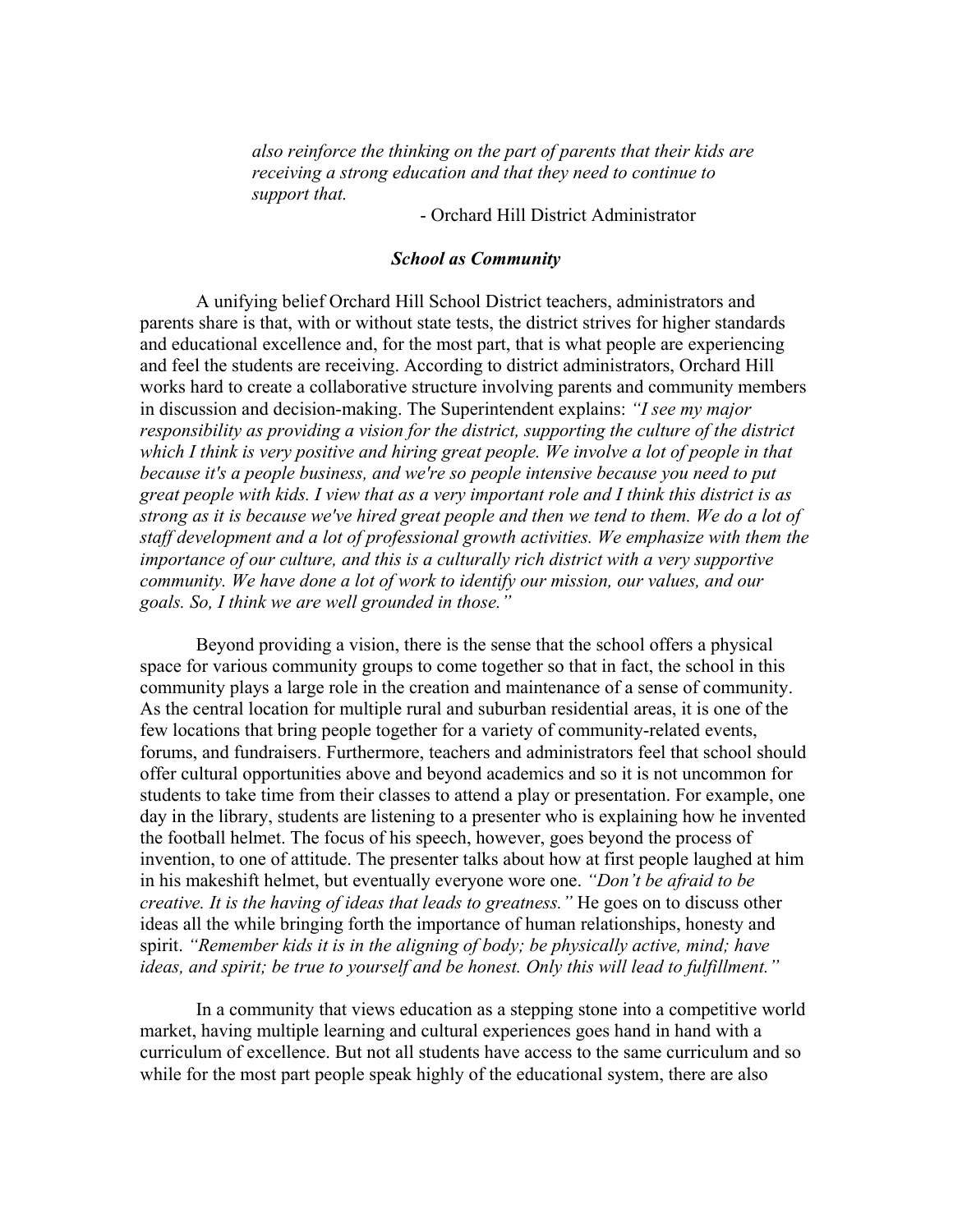*also reinforce the thinking on the part of parents that their kids are receiving a strong education and that they need to continue to support that.*

- Orchard Hill District Administrator

### ***School as Community***

A unifying belief Orchard Hill School District teachers, administrators and parents share is that, with or without state tests, the district strives for higher standards and educational excellence and, for the most part, that is what people are experiencing and feel the students are receiving. According to district administrators, Orchard Hill works hard to create a collaborative structure involving parents and community members in discussion and decision-making. The Superintendent explains: *"I see my major responsibility as providing a vision for the district, supporting the culture of the district which I think is very positive and hiring great people. We involve a lot of people in that because it's a people business, and we're so people intensive because you need to put great people with kids. I view that as a very important role and I think this district is as strong as it is because we've hired great people and then we tend to them. We do a lot of staff development and a lot of professional growth activities. We emphasize with them the importance of our culture, and this is a culturally rich district with a very supportive community. We have done a lot of work to identify our mission, our values, and our goals. So, I think we are well grounded in those."*

Beyond providing a vision, there is the sense that the school offers a physical space for various community groups to come together so that in fact, the school in this community plays a large role in the creation and maintenance of a sense of community. As the central location for multiple rural and suburban residential areas, it is one of the few locations that bring people together for a variety of community-related events, forums, and fundraisers. Furthermore, teachers and administrators feel that school should offer cultural opportunities above and beyond academics and so it is not uncommon for students to take time from their classes to attend a play or presentation. For example, one day in the library, students are listening to a presenter who is explaining how he invented the football helmet. The focus of his speech, however, goes beyond the process of invention, to one of attitude. The presenter talks about how at first people laughed at him in his makeshift helmet, but eventually everyone wore one. *"Don't be afraid to be creative. It is the having of ideas that leads to greatness."* He goes on to discuss other ideas all the while bringing forth the importance of human relationships, honesty and spirit. *"Remember kids it is in the aligning of body; be physically active, mind; have ideas, and spirit; be true to yourself and be honest. Only this will lead to fulfillment."*

In a community that views education as a stepping stone into a competitive world market, having multiple learning and cultural experiences goes hand in hand with a curriculum of excellence. But not all students have access to the same curriculum and so while for the most part people speak highly of the educational system, there are also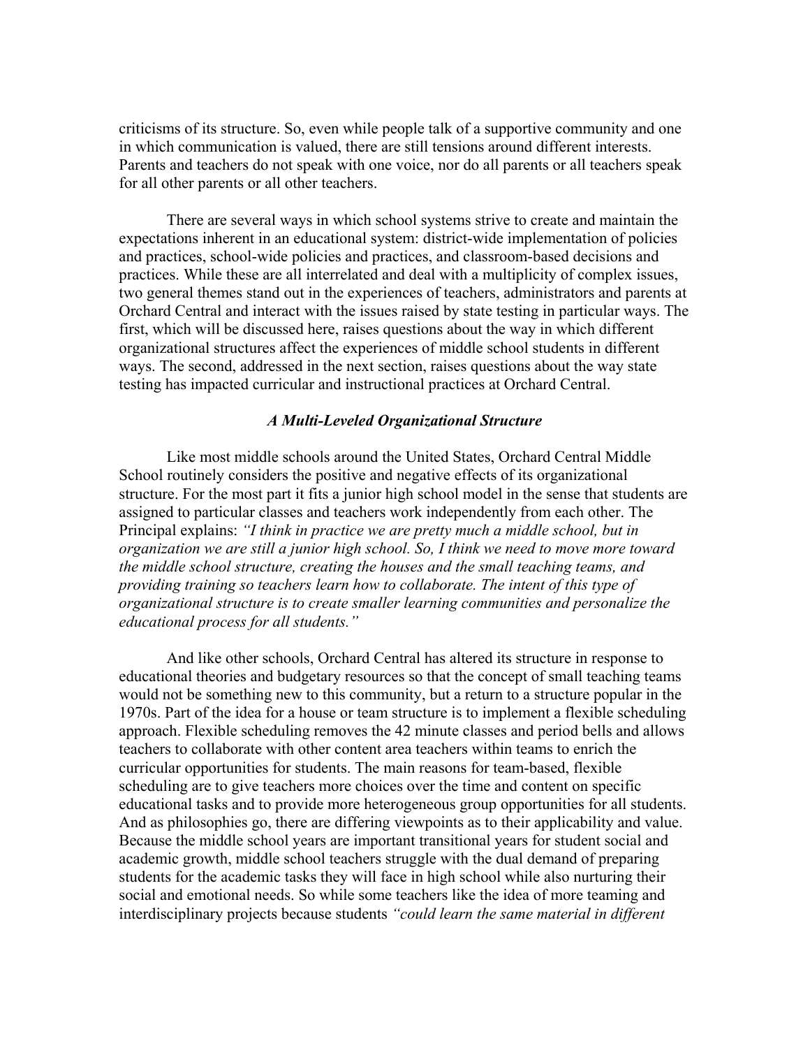criticisms of its structure. So, even while people talk of a supportive community and one in which communication is valued, there are still tensions around different interests. Parents and teachers do not speak with one voice, nor do all parents or all teachers speak for all other parents or all other teachers.

There are several ways in which school systems strive to create and maintain the expectations inherent in an educational system: district-wide implementation of policies and practices, school-wide policies and practices, and classroom-based decisions and practices. While these are all interrelated and deal with a multiplicity of complex issues, two general themes stand out in the experiences of teachers, administrators and parents at Orchard Central and interact with the issues raised by state testing in particular ways. The first, which will be discussed here, raises questions about the way in which different organizational structures affect the experiences of middle school students in different ways. The second, addressed in the next section, raises questions about the way state testing has impacted curricular and instructional practices at Orchard Central.

### *A Multi-Leveled Organizational Structure*

Like most middle schools around the United States, Orchard Central Middle School routinely considers the positive and negative effects of its organizational structure. For the most part it fits a junior high school model in the sense that students are assigned to particular classes and teachers work independently from each other. The Principal explains: *"I think in practice we are pretty much a middle school, but in organization we are still a junior high school. So, I think we need to move more toward the middle school structure, creating the houses and the small teaching teams, and providing training so teachers learn how to collaborate. The intent of this type of organizational structure is to create smaller learning communities and personalize the educational process for all students."*

And like other schools, Orchard Central has altered its structure in response to educational theories and budgetary resources so that the concept of small teaching teams would not be something new to this community, but a return to a structure popular in the 1970s. Part of the idea for a house or team structure is to implement a flexible scheduling approach. Flexible scheduling removes the 42 minute classes and period bells and allows teachers to collaborate with other content area teachers within teams to enrich the curricular opportunities for students. The main reasons for team-based, flexible scheduling are to give teachers more choices over the time and content on specific educational tasks and to provide more heterogeneous group opportunities for all students. And as philosophies go, there are differing viewpoints as to their applicability and value. Because the middle school years are important transitional years for student social and academic growth, middle school teachers struggle with the dual demand of preparing students for the academic tasks they will face in high school while also nurturing their social and emotional needs. So while some teachers like the idea of more teaming and interdisciplinary projects because students *"could learn the same material in different*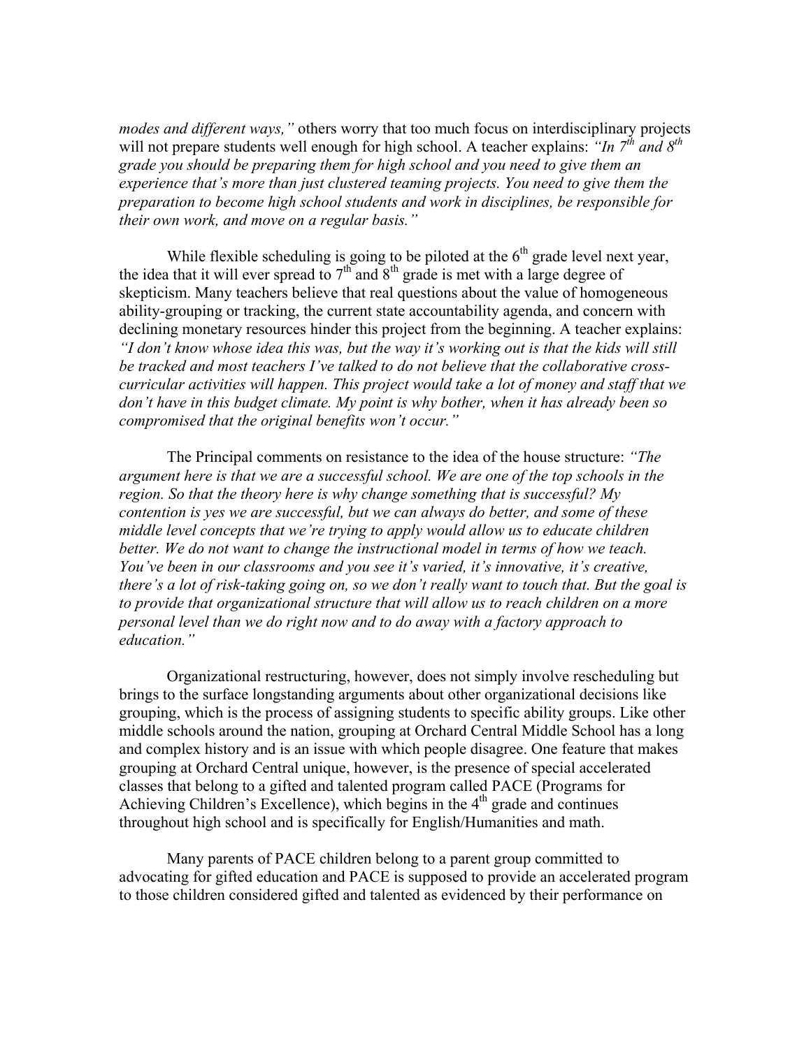*modes and different ways,"* others worry that too much focus on interdisciplinary projects will not prepare students well enough for high school. A teacher explains: *"In 7th and 8th grade you should be preparing them for high school and you need to give them an experience that's more than just clustered teaming projects. You need to give them the preparation to become high school students and work in disciplines, be responsible for their own work, and move on a regular basis."*

While flexible scheduling is going to be piloted at the 6th grade level next year, the idea that it will ever spread to 7th and 8th grade is met with a large degree of skepticism. Many teachers believe that real questions about the value of homogeneous ability-grouping or tracking, the current state accountability agenda, and concern with declining monetary resources hinder this project from the beginning. A teacher explains: *"I don't know whose idea this was, but the way it's working out is that the kids will still be tracked and most teachers I've talked to do not believe that the collaborative cross-curricular activities will happen. This project would take a lot of money and staff that we don't have in this budget climate. My point is why bother, when it has already been so compromised that the original benefits won't occur."*

The Principal comments on resistance to the idea of the house structure: *"The argument here is that we are a successful school. We are one of the top schools in the region. So that the theory here is why change something that is successful? My contention is yes we are successful, but we can always do better, and some of these middle level concepts that we're trying to apply would allow us to educate children better. We do not want to change the instructional model in terms of how we teach. You've been in our classrooms and you see it's varied, it's innovative, it's creative, there's a lot of risk-taking going on, so we don't really want to touch that. But the goal is to provide that organizational structure that will allow us to reach children on a more personal level than we do right now and to do away with a factory approach to education."*

Organizational restructuring, however, does not simply involve rescheduling but brings to the surface longstanding arguments about other organizational decisions like grouping, which is the process of assigning students to specific ability groups. Like other middle schools around the nation, grouping at Orchard Central Middle School has a long and complex history and is an issue with which people disagree. One feature that makes grouping at Orchard Central unique, however, is the presence of special accelerated classes that belong to a gifted and talented program called PACE (Programs for Achieving Children's Excellence), which begins in the 4th grade and continues throughout high school and is specifically for English/Humanities and math.

Many parents of PACE children belong to a parent group committed to advocating for gifted education and PACE is supposed to provide an accelerated program to those children considered gifted and talented as evidenced by their performance on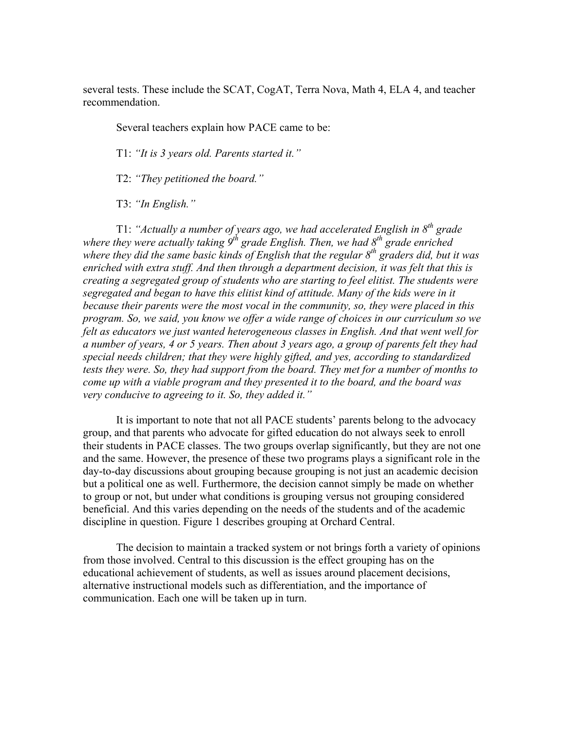several tests. These include the SCAT, CogAT, Terra Nova, Math 4, ELA 4, and teacher recommendation.

Several teachers explain how PACE came to be:

T1: *"It is 3 years old. Parents started it."*

T2: *"They petitioned the board."*

T3: *"In English."*

T1: *"Actually a number of years ago, we had accelerated English in 8th grade where they were actually taking 9th grade English. Then, we had 8th grade enriched where they did the same basic kinds of English that the regular 8th graders did, but it was enriched with extra stuff. And then through a department decision, it was felt that this is creating a segregated group of students who are starting to feel elitist. The students were segregated and began to have this elitist kind of attitude. Many of the kids were in it because their parents were the most vocal in the community, so, they were placed in this program. So, we said, you know we offer a wide range of choices in our curriculum so we felt as educators we just wanted heterogeneous classes in English. And that went well for a number of years, 4 or 5 years. Then about 3 years ago, a group of parents felt they had special needs children; that they were highly gifted, and yes, according to standardized tests they were. So, they had support from the board. They met for a number of months to come up with a viable program and they presented it to the board, and the board was very conducive to agreeing to it. So, they added it."*

It is important to note that not all PACE students' parents belong to the advocacy group, and that parents who advocate for gifted education do not always seek to enroll their students in PACE classes. The two groups overlap significantly, but they are not one and the same. However, the presence of these two programs plays a significant role in the day-to-day discussions about grouping because grouping is not just an academic decision but a political one as well. Furthermore, the decision cannot simply be made on whether to group or not, but under what conditions is grouping versus not grouping considered beneficial. And this varies depending on the needs of the students and of the academic discipline in question. Figure 1 describes grouping at Orchard Central.

The decision to maintain a tracked system or not brings forth a variety of opinions from those involved. Central to this discussion is the effect grouping has on the educational achievement of students, as well as issues around placement decisions, alternative instructional models such as differentiation, and the importance of communication. Each one will be taken up in turn.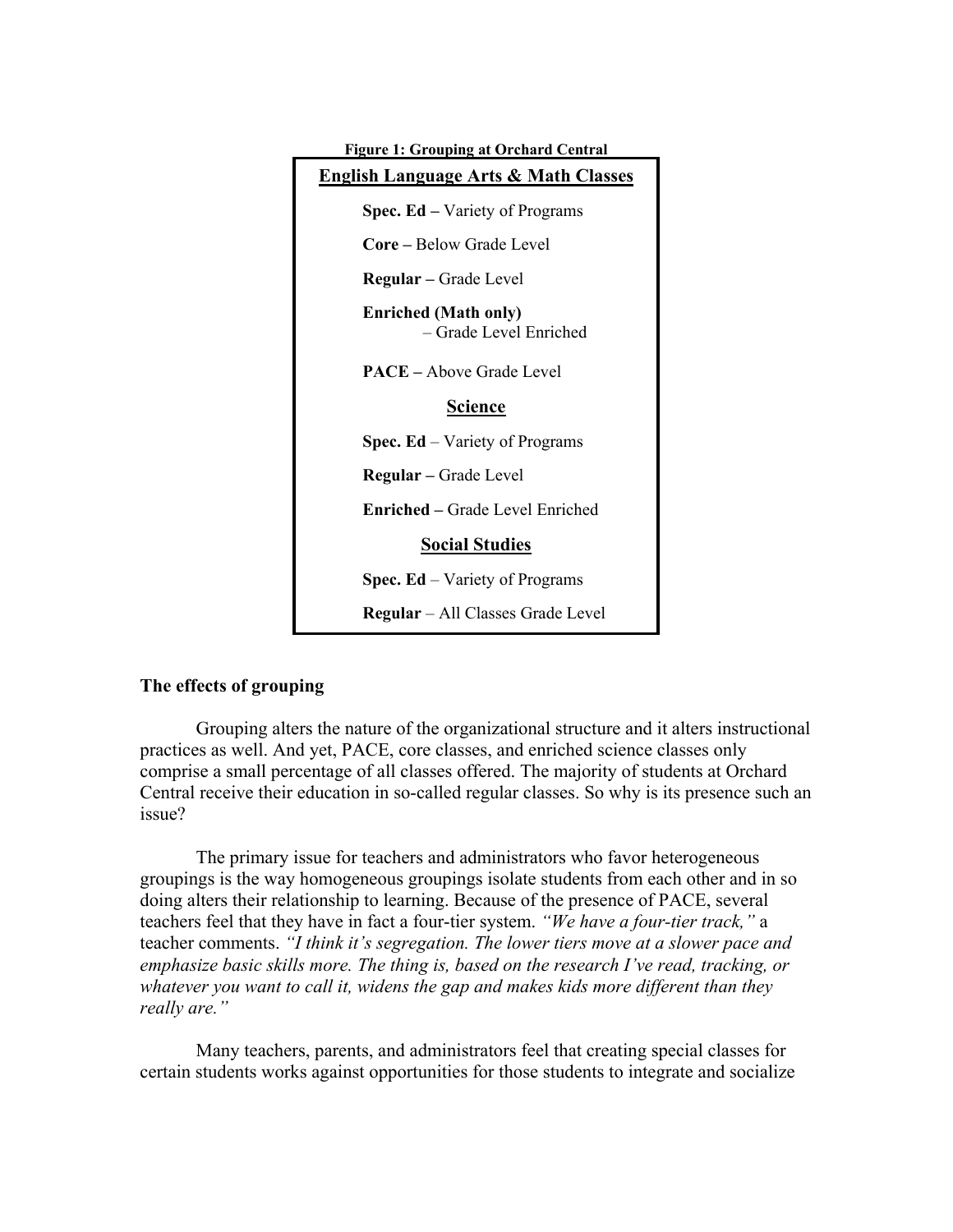**Figure 1: Grouping at Orchard Central**

**<u>English Language Arts & Math Classes</u>**

**Spec. Ed** – Variety of Programs

**Core –** Below Grade Level

**Regular –** Grade Level

**Enriched (Math only)**
– Grade Level Enriched

**PACE –** Above Grade Level

**<u>Science</u>**

**Spec. Ed** – Variety of Programs

**Regular –** Grade Level

**Enriched –** Grade Level Enriched

**<u>Social Studies</u>**

**Spec. Ed** – Variety of Programs

**Regular** – All Classes Grade Level

### The effects of grouping

Grouping alters the nature of the organizational structure and it alters instructional practices as well. And yet, PACE, core classes, and enriched science classes only comprise a small percentage of all classes offered. The majority of students at Orchard Central receive their education in so-called regular classes. So why is its presence such an issue?

The primary issue for teachers and administrators who favor heterogeneous groupings is the way homogeneous groupings isolate students from each other and in so doing alters their relationship to learning. Because of the presence of PACE, several teachers feel that they have in fact a four-tier system. *"We have a four-tier track,"* a teacher comments. *"I think it's segregation. The lower tiers move at a slower pace and emphasize basic skills more. The thing is, based on the research I've read, tracking, or whatever you want to call it, widens the gap and makes kids more different than they really are."*

Many teachers, parents, and administrators feel that creating special classes for certain students works against opportunities for those students to integrate and socialize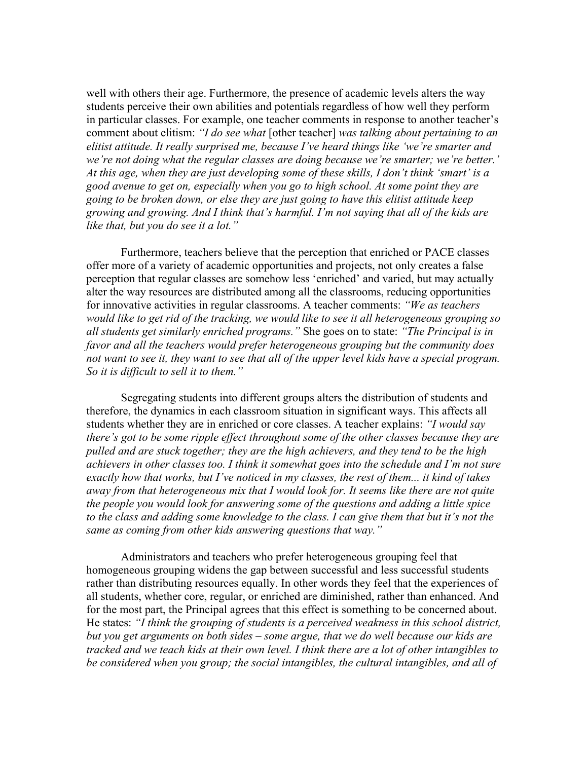well with others their age. Furthermore, the presence of academic levels alters the way students perceive their own abilities and potentials regardless of how well they perform in particular classes. For example, one teacher comments in response to another teacher's comment about elitism: *"I do see what* [other teacher] *was talking about pertaining to an elitist attitude. It really surprised me, because I've heard things like 'we're smarter and we're not doing what the regular classes are doing because we're smarter; we're better.' At this age, when they are just developing some of these skills, I don't think 'smart' is a good avenue to get on, especially when you go to high school. At some point they are going to be broken down, or else they are just going to have this elitist attitude keep growing and growing. And I think that's harmful. I'm not saying that all of the kids are like that, but you do see it a lot."*

Furthermore, teachers believe that the perception that enriched or PACE classes offer more of a variety of academic opportunities and projects, not only creates a false perception that regular classes are somehow less 'enriched' and varied, but may actually alter the way resources are distributed among all the classrooms, reducing opportunities for innovative activities in regular classrooms. A teacher comments: *"We as teachers would like to get rid of the tracking, we would like to see it all heterogeneous grouping so all students get similarly enriched programs."* She goes on to state: *"The Principal is in favor and all the teachers would prefer heterogeneous grouping but the community does not want to see it, they want to see that all of the upper level kids have a special program. So it is difficult to sell it to them."*

Segregating students into different groups alters the distribution of students and therefore, the dynamics in each classroom situation in significant ways. This affects all students whether they are in enriched or core classes. A teacher explains: *"I would say there's got to be some ripple effect throughout some of the other classes because they are pulled and are stuck together; they are the high achievers, and they tend to be the high achievers in other classes too. I think it somewhat goes into the schedule and I'm not sure exactly how that works, but I've noticed in my classes, the rest of them... it kind of takes away from that heterogeneous mix that I would look for. It seems like there are not quite the people you would look for answering some of the questions and adding a little spice to the class and adding some knowledge to the class. I can give them that but it's not the same as coming from other kids answering questions that way."*

Administrators and teachers who prefer heterogeneous grouping feel that homogeneous grouping widens the gap between successful and less successful students rather than distributing resources equally. In other words they feel that the experiences of all students, whether core, regular, or enriched are diminished, rather than enhanced. And for the most part, the Principal agrees that this effect is something to be concerned about. He states: *"I think the grouping of students is a perceived weakness in this school district, but you get arguments on both sides – some argue, that we do well because our kids are tracked and we teach kids at their own level. I think there are a lot of other intangibles to be considered when you group; the social intangibles, the cultural intangibles, and all of*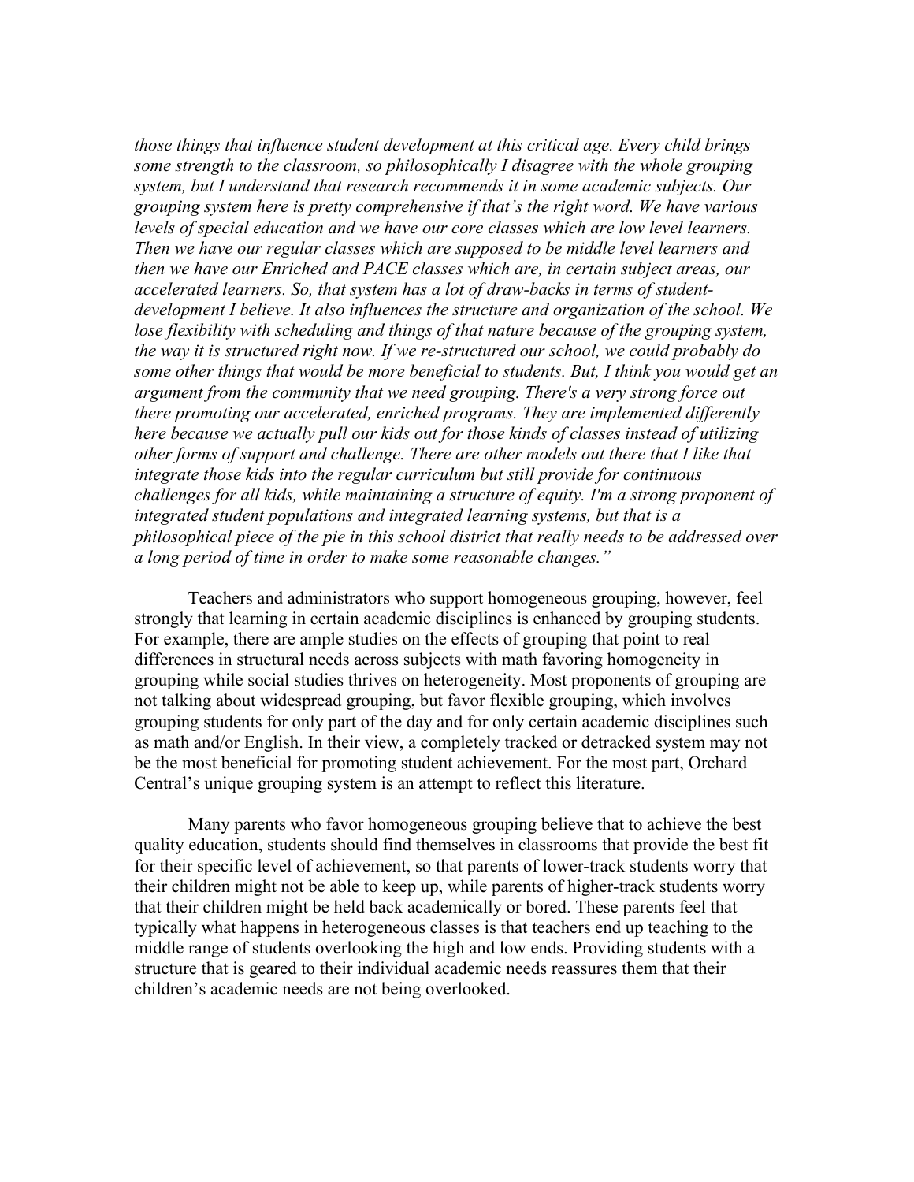*those things that influence student development at this critical age. Every child brings some strength to the classroom, so philosophically I disagree with the whole grouping system, but I understand that research recommends it in some academic subjects. Our grouping system here is pretty comprehensive if that's the right word. We have various levels of special education and we have our core classes which are low level learners. Then we have our regular classes which are supposed to be middle level learners and then we have our Enriched and PACE classes which are, in certain subject areas, our accelerated learners. So, that system has a lot of draw-backs in terms of student-development I believe. It also influences the structure and organization of the school. We lose flexibility with scheduling and things of that nature because of the grouping system, the way it is structured right now. If we re-structured our school, we could probably do some other things that would be more beneficial to students. But, I think you would get an argument from the community that we need grouping. There's a very strong force out there promoting our accelerated, enriched programs. They are implemented differently here because we actually pull our kids out for those kinds of classes instead of utilizing other forms of support and challenge. There are other models out there that I like that integrate those kids into the regular curriculum but still provide for continuous challenges for all kids, while maintaining a structure of equity. I'm a strong proponent of integrated student populations and integrated learning systems, but that is a philosophical piece of the pie in this school district that really needs to be addressed over a long period of time in order to make some reasonable changes."*

Teachers and administrators who support homogeneous grouping, however, feel strongly that learning in certain academic disciplines is enhanced by grouping students. For example, there are ample studies on the effects of grouping that point to real differences in structural needs across subjects with math favoring homogeneity in grouping while social studies thrives on heterogeneity. Most proponents of grouping are not talking about widespread grouping, but favor flexible grouping, which involves grouping students for only part of the day and for only certain academic disciplines such as math and/or English. In their view, a completely tracked or detracked system may not be the most beneficial for promoting student achievement. For the most part, Orchard Central's unique grouping system is an attempt to reflect this literature.

Many parents who favor homogeneous grouping believe that to achieve the best quality education, students should find themselves in classrooms that provide the best fit for their specific level of achievement, so that parents of lower-track students worry that their children might not be able to keep up, while parents of higher-track students worry that their children might be held back academically or bored. These parents feel that typically what happens in heterogeneous classes is that teachers end up teaching to the middle range of students overlooking the high and low ends. Providing students with a structure that is geared to their individual academic needs reassures them that their children's academic needs are not being overlooked.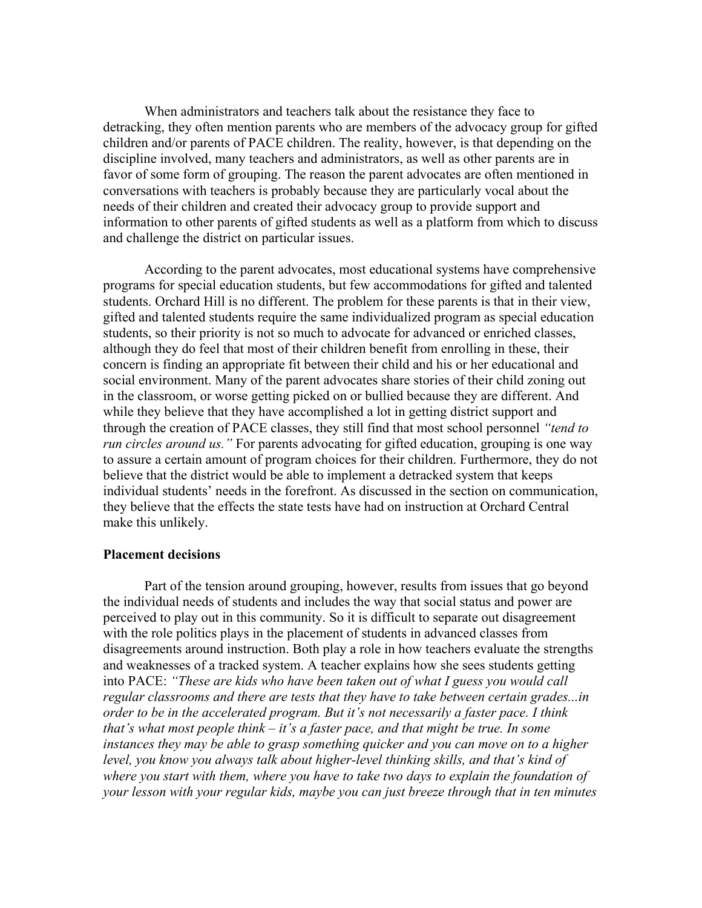When administrators and teachers talk about the resistance they face to detracking, they often mention parents who are members of the advocacy group for gifted children and/or parents of PACE children. The reality, however, is that depending on the discipline involved, many teachers and administrators, as well as other parents are in favor of some form of grouping. The reason the parent advocates are often mentioned in conversations with teachers is probably because they are particularly vocal about the needs of their children and created their advocacy group to provide support and information to other parents of gifted students as well as a platform from which to discuss and challenge the district on particular issues.

According to the parent advocates, most educational systems have comprehensive programs for special education students, but few accommodations for gifted and talented students. Orchard Hill is no different. The problem for these parents is that in their view, gifted and talented students require the same individualized program as special education students, so their priority is not so much to advocate for advanced or enriched classes, although they do feel that most of their children benefit from enrolling in these, their concern is finding an appropriate fit between their child and his or her educational and social environment. Many of the parent advocates share stories of their child zoning out in the classroom, or worse getting picked on or bullied because they are different. And while they believe that they have accomplished a lot in getting district support and through the creation of PACE classes, they still find that most school personnel *"tend to run circles around us."* For parents advocating for gifted education, grouping is one way to assure a certain amount of program choices for their children. Furthermore, they do not believe that the district would be able to implement a detracked system that keeps individual students' needs in the forefront. As discussed in the section on communication, they believe that the effects the state tests have had on instruction at Orchard Central make this unlikely.

**Placement decisions**

Part of the tension around grouping, however, results from issues that go beyond the individual needs of students and includes the way that social status and power are perceived to play out in this community. So it is difficult to separate out disagreement with the role politics plays in the placement of students in advanced classes from disagreements around instruction. Both play a role in how teachers evaluate the strengths and weaknesses of a tracked system. A teacher explains how she sees students getting into PACE: *"These are kids who have been taken out of what I guess you would call regular classrooms and there are tests that they have to take between certain grades...in order to be in the accelerated program. But it's not necessarily a faster pace. I think that's what most people think – it's a faster pace, and that might be true. In some instances they may be able to grasp something quicker and you can move on to a higher level, you know you always talk about higher-level thinking skills, and that's kind of where you start with them, where you have to take two days to explain the foundation of your lesson with your regular kids, maybe you can just breeze through that in ten minutes*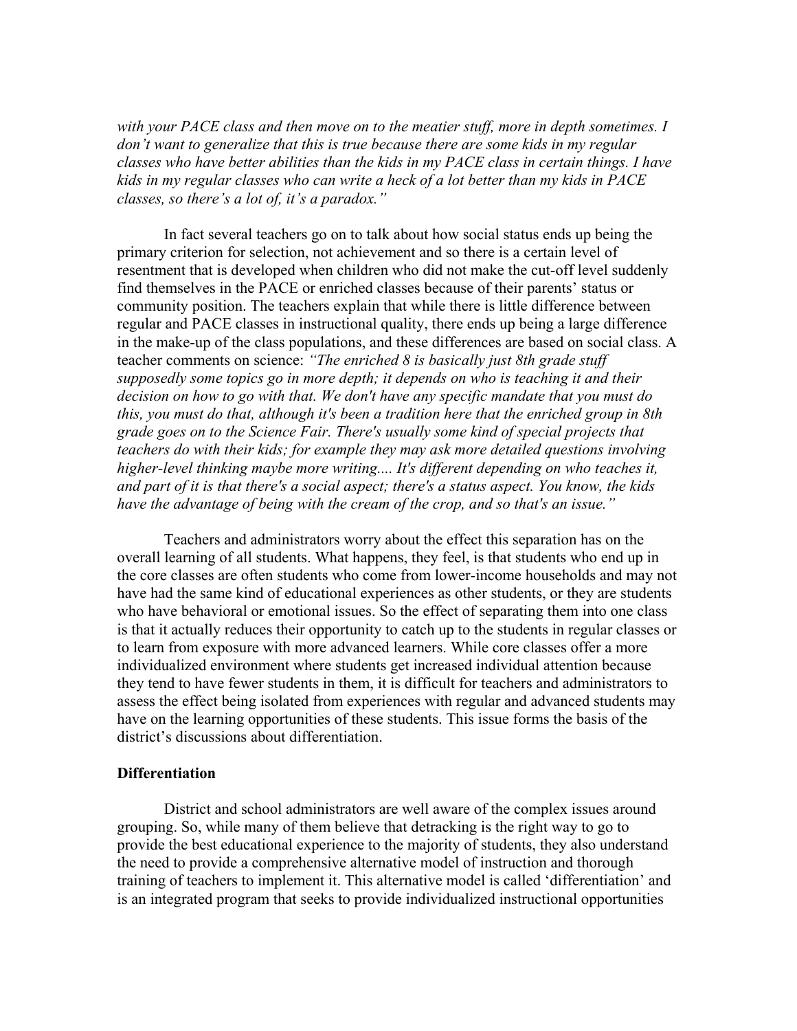*with your PACE class and then move on to the meatier stuff, more in depth sometimes. I don't want to generalize that this is true because there are some kids in my regular classes who have better abilities than the kids in my PACE class in certain things. I have kids in my regular classes who can write a heck of a lot better than my kids in PACE classes, so there's a lot of, it's a paradox."*

In fact several teachers go on to talk about how social status ends up being the primary criterion for selection, not achievement and so there is a certain level of resentment that is developed when children who did not make the cut-off level suddenly find themselves in the PACE or enriched classes because of their parents' status or community position. The teachers explain that while there is little difference between regular and PACE classes in instructional quality, there ends up being a large difference in the make-up of the class populations, and these differences are based on social class. A teacher comments on science: *"The enriched 8 is basically just 8th grade stuff supposedly some topics go in more depth; it depends on who is teaching it and their decision on how to go with that. We don't have any specific mandate that you must do this, you must do that, although it's been a tradition here that the enriched group in 8th grade goes on to the Science Fair. There's usually some kind of special projects that teachers do with their kids; for example they may ask more detailed questions involving higher-level thinking maybe more writing.... It's different depending on who teaches it, and part of it is that there's a social aspect; there's a status aspect. You know, the kids have the advantage of being with the cream of the crop, and so that's an issue."*

Teachers and administrators worry about the effect this separation has on the overall learning of all students. What happens, they feel, is that students who end up in the core classes are often students who come from lower-income households and may not have had the same kind of educational experiences as other students, or they are students who have behavioral or emotional issues. So the effect of separating them into one class is that it actually reduces their opportunity to catch up to the students in regular classes or to learn from exposure with more advanced learners. While core classes offer a more individualized environment where students get increased individual attention because they tend to have fewer students in them, it is difficult for teachers and administrators to assess the effect being isolated from experiences with regular and advanced students may have on the learning opportunities of these students. This issue forms the basis of the district's discussions about differentiation.

**Differentiation**

District and school administrators are well aware of the complex issues around grouping. So, while many of them believe that detracking is the right way to go to provide the best educational experience to the majority of students, they also understand the need to provide a comprehensive alternative model of instruction and thorough training of teachers to implement it. This alternative model is called 'differentiation' and is an integrated program that seeks to provide individualized instructional opportunities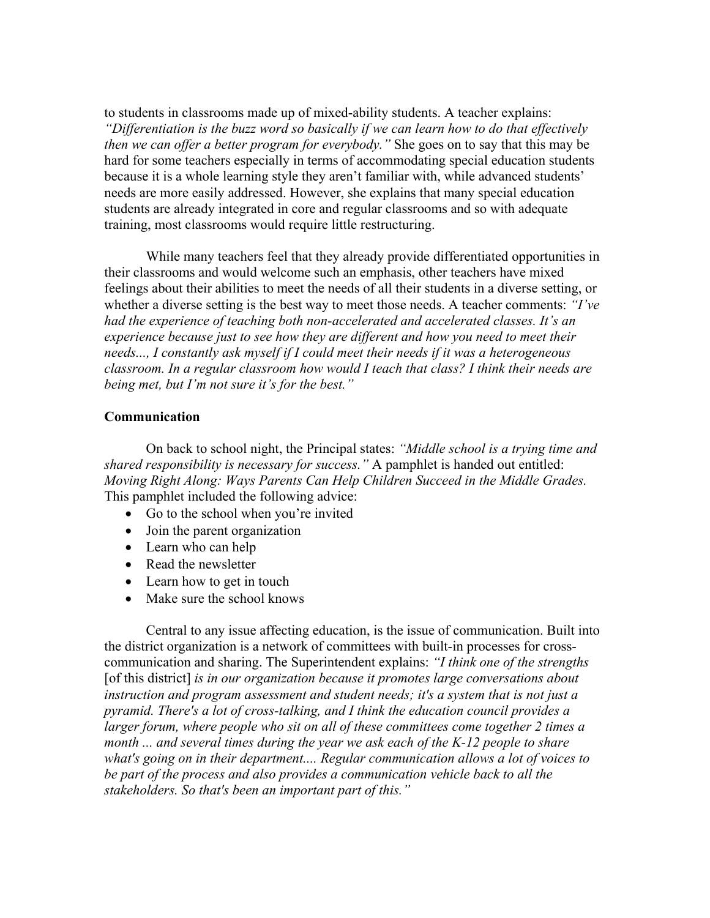to students in classrooms made up of mixed-ability students. A teacher explains: *"Differentiation is the buzz word so basically if we can learn how to do that effectively then we can offer a better program for everybody."* She goes on to say that this may be hard for some teachers especially in terms of accommodating special education students because it is a whole learning style they aren't familiar with, while advanced students' needs are more easily addressed. However, she explains that many special education students are already integrated in core and regular classrooms and so with adequate training, most classrooms would require little restructuring.

While many teachers feel that they already provide differentiated opportunities in their classrooms and would welcome such an emphasis, other teachers have mixed feelings about their abilities to meet the needs of all their students in a diverse setting, or whether a diverse setting is the best way to meet those needs. A teacher comments: *"I've had the experience of teaching both non-accelerated and accelerated classes. It's an experience because just to see how they are different and how you need to meet their needs..., I constantly ask myself if I could meet their needs if it was a heterogeneous classroom. In a regular classroom how would I teach that class? I think their needs are being met, but I'm not sure it's for the best."*

**Communication**

On back to school night, the Principal states: *"Middle school is a trying time and shared responsibility is necessary for success."* A pamphlet is handed out entitled: *Moving Right Along: Ways Parents Can Help Children Succeed in the Middle Grades.* This pamphlet included the following advice:

- Go to the school when you're invited
- Join the parent organization
- Learn who can help
- Read the newsletter
- Learn how to get in touch
- Make sure the school knows

Central to any issue affecting education, is the issue of communication. Built into the district organization is a network of committees with built-in processes for cross-communication and sharing. The Superintendent explains: *"I think one of the strengths* [of this district] *is in our organization because it promotes large conversations about instruction and program assessment and student needs; it's a system that is not just a pyramid. There's a lot of cross-talking, and I think the education council provides a larger forum, where people who sit on all of these committees come together 2 times a month ... and several times during the year we ask each of the K-12 people to share what's going on in their department.... Regular communication allows a lot of voices to be part of the process and also provides a communication vehicle back to all the stakeholders. So that's been an important part of this."*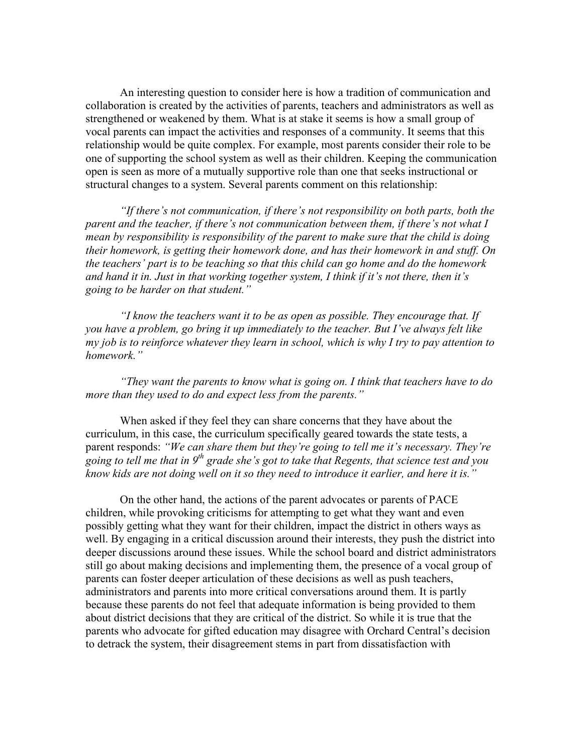An interesting question to consider here is how a tradition of communication and collaboration is created by the activities of parents, teachers and administrators as well as strengthened or weakened by them. What is at stake it seems is how a small group of vocal parents can impact the activities and responses of a community. It seems that this relationship would be quite complex. For example, most parents consider their role to be one of supporting the school system as well as their children. Keeping the communication open is seen as more of a mutually supportive role than one that seeks instructional or structural changes to a system. Several parents comment on this relationship:

*"If there's not communication, if there's not responsibility on both parts, both the parent and the teacher, if there's not communication between them, if there's not what I mean by responsibility is responsibility of the parent to make sure that the child is doing their homework, is getting their homework done, and has their homework in and stuff. On the teachers' part is to be teaching so that this child can go home and do the homework and hand it in. Just in that working together system, I think if it's not there, then it's going to be harder on that student."*

*"I know the teachers want it to be as open as possible. They encourage that. If you have a problem, go bring it up immediately to the teacher. But I've always felt like my job is to reinforce whatever they learn in school, which is why I try to pay attention to homework."*

*"They want the parents to know what is going on. I think that teachers have to do more than they used to do and expect less from the parents."*

When asked if they feel they can share concerns that they have about the curriculum, in this case, the curriculum specifically geared towards the state tests, a parent responds: *"We can share them but they're going to tell me it's necessary. They're going to tell me that in 9th grade she's got to take that Regents, that science test and you know kids are not doing well on it so they need to introduce it earlier, and here it is."*

On the other hand, the actions of the parent advocates or parents of PACE children, while provoking criticisms for attempting to get what they want and even possibly getting what they want for their children, impact the district in others ways as well. By engaging in a critical discussion around their interests, they push the district into deeper discussions around these issues. While the school board and district administrators still go about making decisions and implementing them, the presence of a vocal group of parents can foster deeper articulation of these decisions as well as push teachers, administrators and parents into more critical conversations around them. It is partly because these parents do not feel that adequate information is being provided to them about district decisions that they are critical of the district. So while it is true that the parents who advocate for gifted education may disagree with Orchard Central's decision to detrack the system, their disagreement stems in part from dissatisfaction with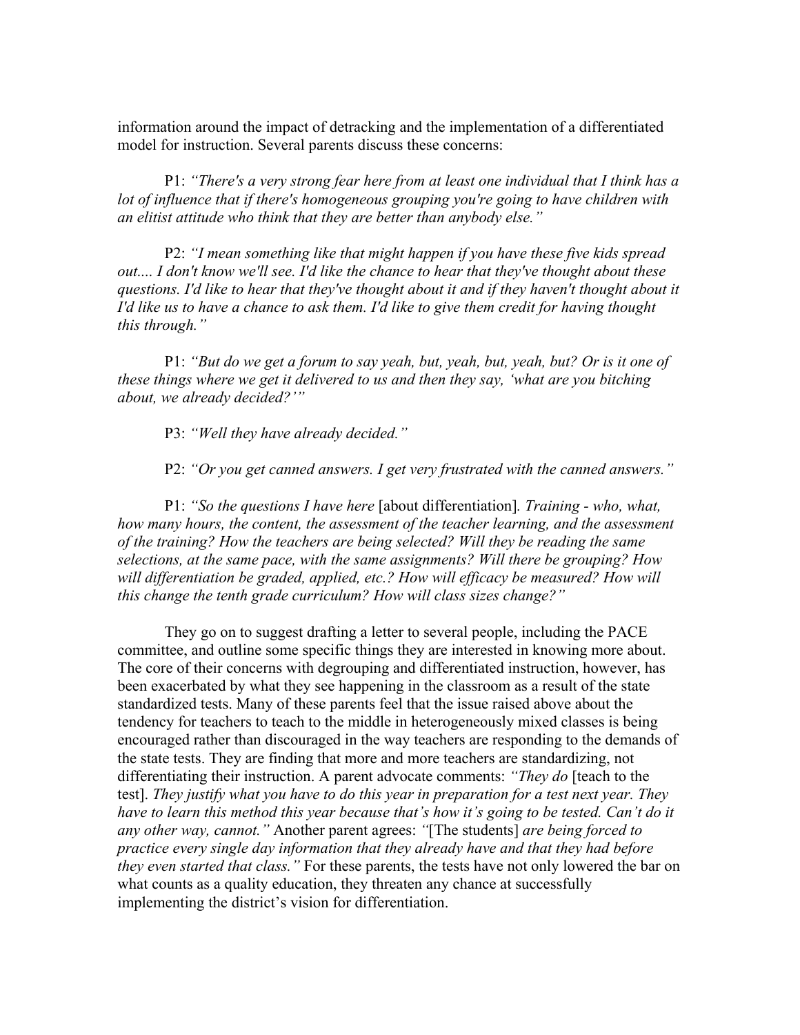information around the impact of detracking and the implementation of a differentiated model for instruction. Several parents discuss these concerns:

P1: *"There's a very strong fear here from at least one individual that I think has a lot of influence that if there's homogeneous grouping you're going to have children with an elitist attitude who think that they are better than anybody else."*

P2: *"I mean something like that might happen if you have these five kids spread out.... I don't know we'll see. I'd like the chance to hear that they've thought about these questions. I'd like to hear that they've thought about it and if they haven't thought about it I'd like us to have a chance to ask them. I'd like to give them credit for having thought this through."*

P1: *"But do we get a forum to say yeah, but, yeah, but, yeah, but? Or is it one of these things where we get it delivered to us and then they say, 'what are you bitching about, we already decided?'"*

P3: *"Well they have already decided."*

P2: *"Or you get canned answers. I get very frustrated with the canned answers."*

P1: *"So the questions I have here* [about differentiation]*. Training - who, what, how many hours, the content, the assessment of the teacher learning, and the assessment of the training? How the teachers are being selected? Will they be reading the same selections, at the same pace, with the same assignments? Will there be grouping? How will differentiation be graded, applied, etc.? How will efficacy be measured? How will this change the tenth grade curriculum? How will class sizes change?"*

They go on to suggest drafting a letter to several people, including the PACE committee, and outline some specific things they are interested in knowing more about. The core of their concerns with degrouping and differentiated instruction, however, has been exacerbated by what they see happening in the classroom as a result of the state standardized tests. Many of these parents feel that the issue raised above about the tendency for teachers to teach to the middle in heterogeneously mixed classes is being encouraged rather than discouraged in the way teachers are responding to the demands of the state tests. They are finding that more and more teachers are standardizing, not differentiating their instruction. A parent advocate comments: *"They do* [teach to the test]*. They justify what you have to do this year in preparation for a test next year. They have to learn this method this year because that's how it's going to be tested. Can't do it any other way, cannot."* Another parent agrees: *"*[The students] *are being forced to practice every single day information that they already have and that they had before they even started that class."* For these parents, the tests have not only lowered the bar on what counts as a quality education, they threaten any chance at successfully implementing the district's vision for differentiation.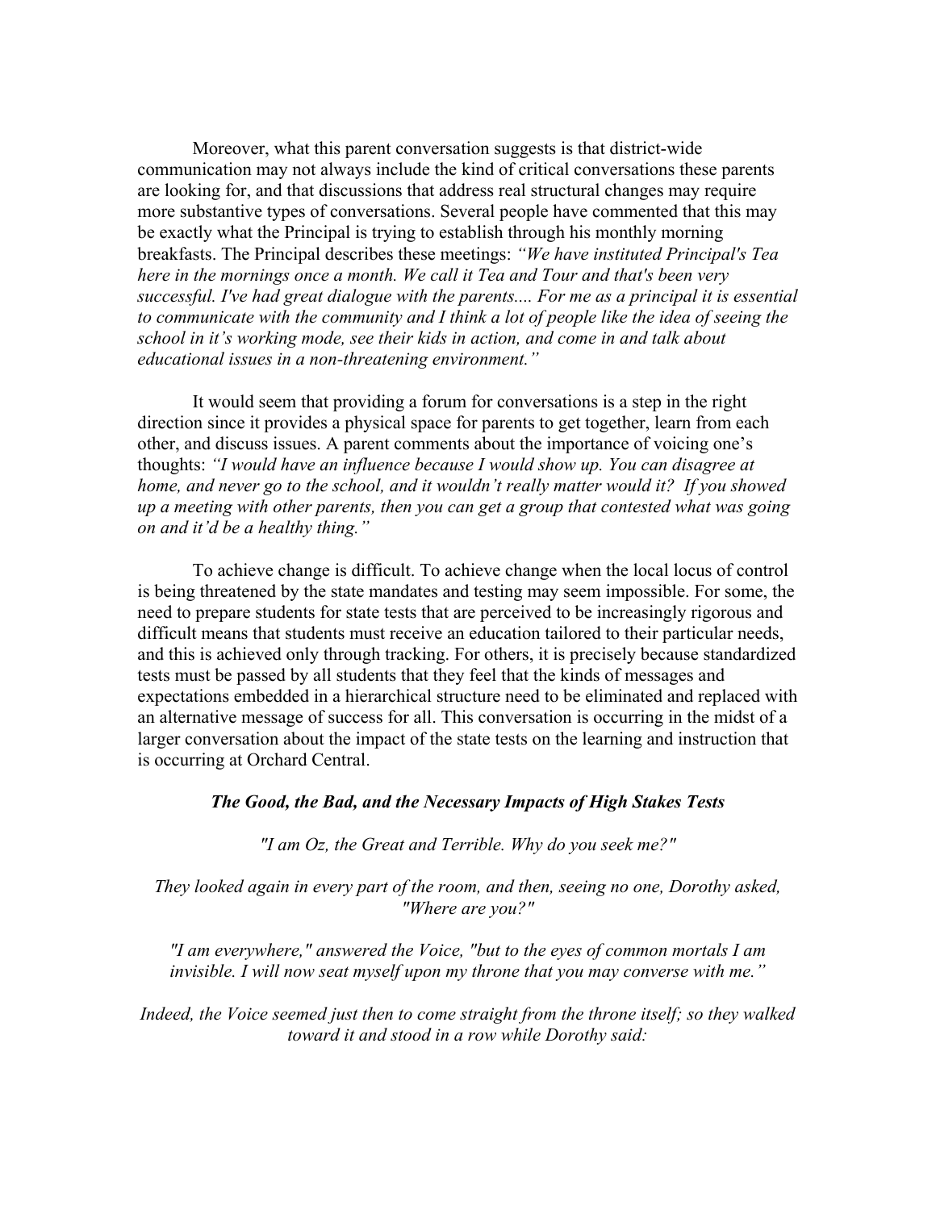Moreover, what this parent conversation suggests is that district-wide communication may not always include the kind of critical conversations these parents are looking for, and that discussions that address real structural changes may require more substantive types of conversations. Several people have commented that this may be exactly what the Principal is trying to establish through his monthly morning breakfasts. The Principal describes these meetings: *"We have instituted Principal's Tea here in the mornings once a month. We call it Tea and Tour and that's been very successful. I've had great dialogue with the parents.... For me as a principal it is essential to communicate with the community and I think a lot of people like the idea of seeing the school in it's working mode, see their kids in action, and come in and talk about educational issues in a non-threatening environment."*

It would seem that providing a forum for conversations is a step in the right direction since it provides a physical space for parents to get together, learn from each other, and discuss issues. A parent comments about the importance of voicing one's thoughts: *"I would have an influence because I would show up. You can disagree at home, and never go to the school, and it wouldn't really matter would it? If you showed up a meeting with other parents, then you can get a group that contested what was going on and it'd be a healthy thing."*

To achieve change is difficult. To achieve change when the local locus of control is being threatened by the state mandates and testing may seem impossible. For some, the need to prepare students for state tests that are perceived to be increasingly rigorous and difficult means that students must receive an education tailored to their particular needs, and this is achieved only through tracking. For others, it is precisely because standardized tests must be passed by all students that they feel that the kinds of messages and expectations embedded in a hierarchical structure need to be eliminated and replaced with an alternative message of success for all. This conversation is occurring in the midst of a larger conversation about the impact of the state tests on the learning and instruction that is occurring at Orchard Central.

### *The Good, the Bad, and the Necessary Impacts of High Stakes Tests*

*"I am Oz, the Great and Terrible. Why do you seek me?"*

*They looked again in every part of the room, and then, seeing no one, Dorothy asked, "Where are you?"*

*"I am everywhere," answered the Voice, "but to the eyes of common mortals I am invisible. I will now seat myself upon my throne that you may converse with me."*

*Indeed, the Voice seemed just then to come straight from the throne itself; so they walked toward it and stood in a row while Dorothy said:*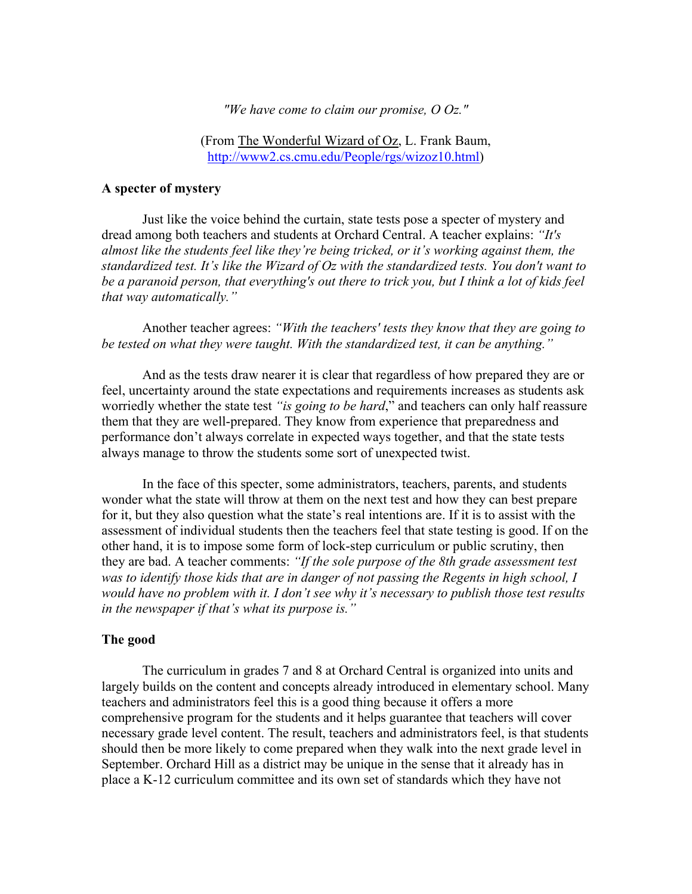*"We have come to claim our promise, O Oz."*

(From The Wonderful Wizard of Oz, L. Frank Baum, http://www2.cs.cmu.edu/People/rgs/wizoz10.html)

**A specter of mystery**

Just like the voice behind the curtain, state tests pose a specter of mystery and dread among both teachers and students at Orchard Central. A teacher explains: *"It's almost like the students feel like they're being tricked, or it's working against them, the standardized test. It's like the Wizard of Oz with the standardized tests. You don't want to be a paranoid person, that everything's out there to trick you, but I think a lot of kids feel that way automatically."*

Another teacher agrees: *"With the teachers' tests they know that they are going to be tested on what they were taught. With the standardized test, it can be anything."*

And as the tests draw nearer it is clear that regardless of how prepared they are or feel, uncertainty around the state expectations and requirements increases as students ask worriedly whether the state test *"is going to be hard*," and teachers can only half reassure them that they are well-prepared. They know from experience that preparedness and performance don't always correlate in expected ways together, and that the state tests always manage to throw the students some sort of unexpected twist.

In the face of this specter, some administrators, teachers, parents, and students wonder what the state will throw at them on the next test and how they can best prepare for it, but they also question what the state's real intentions are. If it is to assist with the assessment of individual students then the teachers feel that state testing is good. If on the other hand, it is to impose some form of lock-step curriculum or public scrutiny, then they are bad. A teacher comments: *"If the sole purpose of the 8th grade assessment test was to identify those kids that are in danger of not passing the Regents in high school, I would have no problem with it. I don't see why it's necessary to publish those test results in the newspaper if that's what its purpose is."*

**The good**

The curriculum in grades 7 and 8 at Orchard Central is organized into units and largely builds on the content and concepts already introduced in elementary school. Many teachers and administrators feel this is a good thing because it offers a more comprehensive program for the students and it helps guarantee that teachers will cover necessary grade level content. The result, teachers and administrators feel, is that students should then be more likely to come prepared when they walk into the next grade level in September. Orchard Hill as a district may be unique in the sense that it already has in place a K-12 curriculum committee and its own set of standards which they have not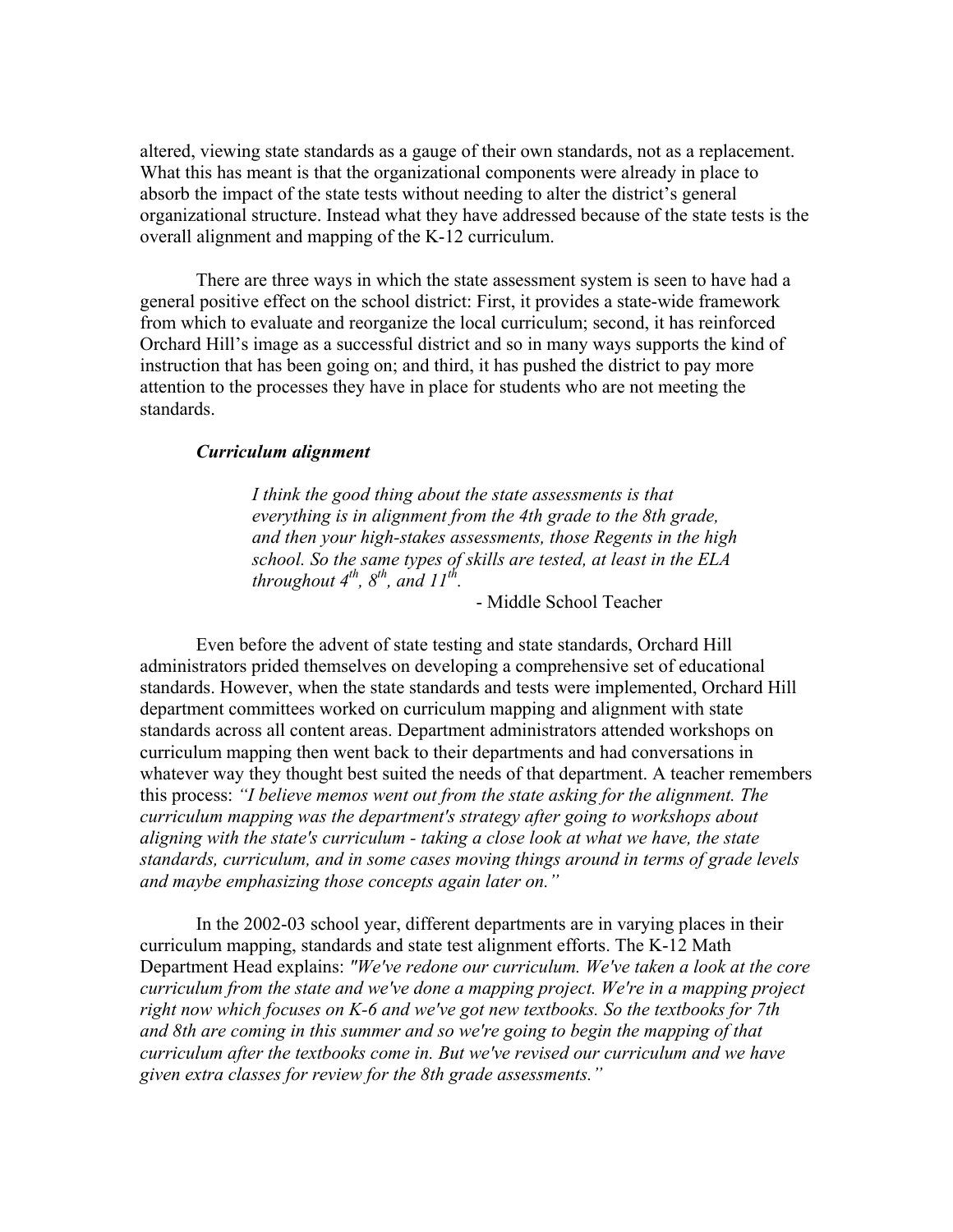altered, viewing state standards as a gauge of their own standards, not as a replacement. What this has meant is that the organizational components were already in place to absorb the impact of the state tests without needing to alter the district's general organizational structure. Instead what they have addressed because of the state tests is the overall alignment and mapping of the K-12 curriculum.

There are three ways in which the state assessment system is seen to have had a general positive effect on the school district: First, it provides a state-wide framework from which to evaluate and reorganize the local curriculum; second, it has reinforced Orchard Hill's image as a successful district and so in many ways supports the kind of instruction that has been going on; and third, it has pushed the district to pay more attention to the processes they have in place for students who are not meeting the standards.

### *Curriculum alignment*

> *I think the good thing about the state assessments is that everything is in alignment from the 4th grade to the 8th grade, and then your high-stakes assessments, those Regents in the high school. So the same types of skills are tested, at least in the ELA throughout 4th, 8th, and 11th.*
>
> \- Middle School Teacher

Even before the advent of state testing and state standards, Orchard Hill administrators prided themselves on developing a comprehensive set of educational standards. However, when the state standards and tests were implemented, Orchard Hill department committees worked on curriculum mapping and alignment with state standards across all content areas. Department administrators attended workshops on curriculum mapping then went back to their departments and had conversations in whatever way they thought best suited the needs of that department. A teacher remembers this process: *"I believe memos went out from the state asking for the alignment. The curriculum mapping was the department's strategy after going to workshops about aligning with the state's curriculum - taking a close look at what we have, the state standards, curriculum, and in some cases moving things around in terms of grade levels and maybe emphasizing those concepts again later on."*

In the 2002-03 school year, different departments are in varying places in their curriculum mapping, standards and state test alignment efforts. The K-12 Math Department Head explains: *"We've redone our curriculum. We've taken a look at the core curriculum from the state and we've done a mapping project. We're in a mapping project right now which focuses on K-6 and we've got new textbooks. So the textbooks for 7th and 8th are coming in this summer and so we're going to begin the mapping of that curriculum after the textbooks come in. But we've revised our curriculum and we have given extra classes for review for the 8th grade assessments."*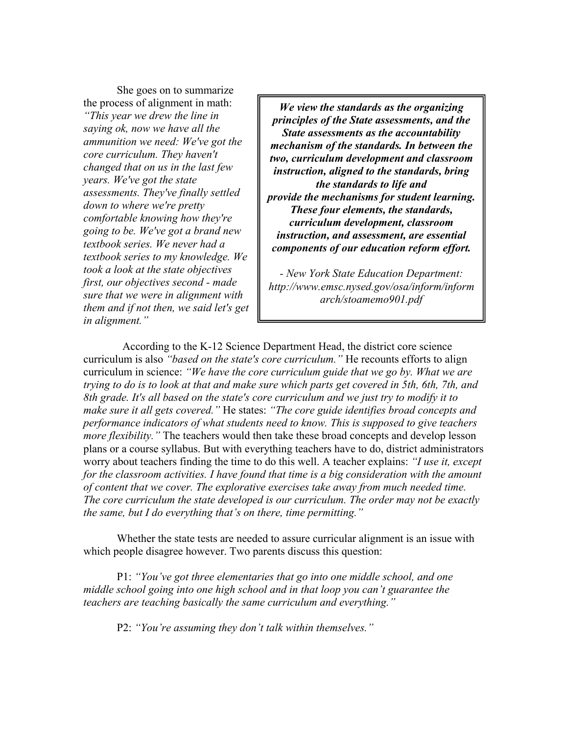She goes on to summarize the process of alignment in math: *"This year we drew the line in saying ok, now we have all the ammunition we need: We've got the core curriculum. They haven't changed that on us in the last few years. We've got the state assessments. They've finally settled down to where we're pretty comfortable knowing how they're going to be. We've got a brand new textbook series. We never had a textbook series to my knowledge. We took a look at the state objectives first, our objectives second - made sure that we were in alignment with them and if not then, we said let's get in alignment."*

> ***We view the standards as the organizing principles of the State assessments, and the State assessments as the accountability mechanism of the standards. In between the two, curriculum development and classroom instruction, aligned to the standards, bring the standards to life and provide the mechanisms for student learning. These four elements, the standards, curriculum development, classroom instruction, and assessment, are essential components of our education reform effort.***
>
> *- New York State Education Department: http://www.emsc.nysed.gov/osa/inform/informarch/stoamemo901.pdf*

According to the K-12 Science Department Head, the district core science curriculum is also *"based on the state's core curriculum."* He recounts efforts to align curriculum in science: *"We have the core curriculum guide that we go by. What we are trying to do is to look at that and make sure which parts get covered in 5th, 6th, 7th, and 8th grade. It's all based on the state's core curriculum and we just try to modify it to make sure it all gets covered."* He states: *"The core guide identifies broad concepts and performance indicators of what students need to know. This is supposed to give teachers more flexibility."* The teachers would then take these broad concepts and develop lesson plans or a course syllabus. But with everything teachers have to do, district administrators worry about teachers finding the time to do this well. A teacher explains: *"I use it, except for the classroom activities. I have found that time is a big consideration with the amount of content that we cover. The explorative exercises take away from much needed time. The core curriculum the state developed is our curriculum. The order may not be exactly the same, but I do everything that's on there, time permitting."*

Whether the state tests are needed to assure curricular alignment is an issue with which people disagree however. Two parents discuss this question:

P1: *"You've got three elementaries that go into one middle school, and one middle school going into one high school and in that loop you can't guarantee the teachers are teaching basically the same curriculum and everything."*

P2: *"You're assuming they don't talk within themselves."*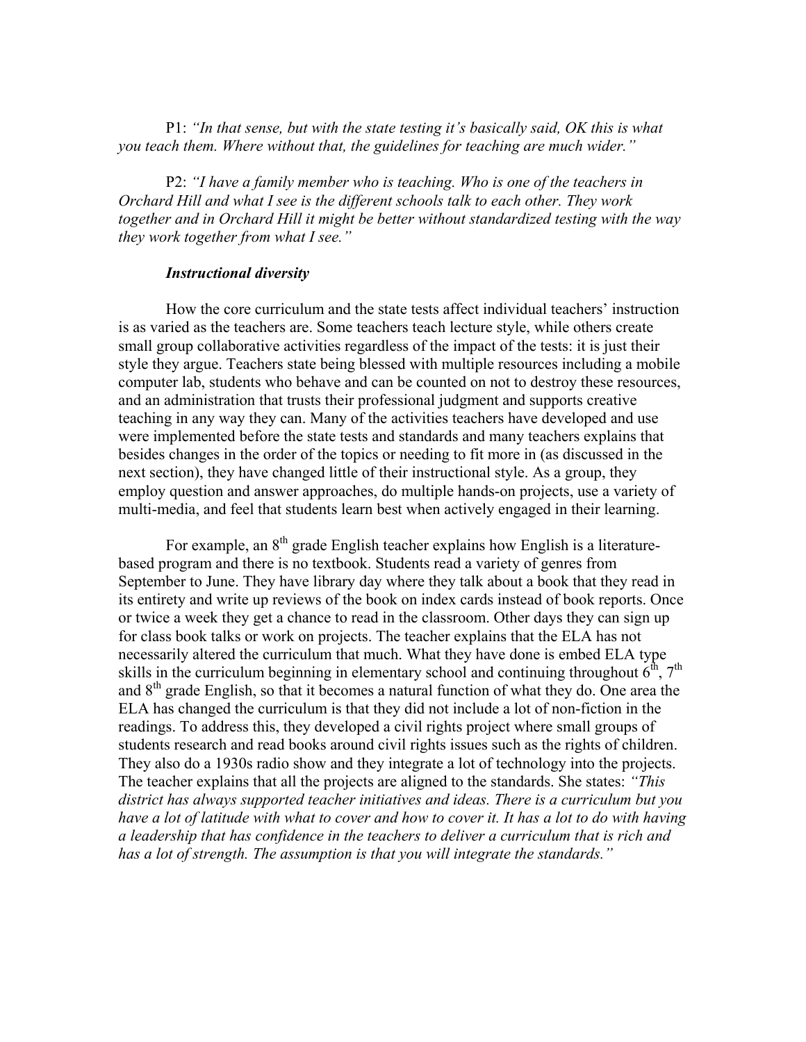P1: *"In that sense, but with the state testing it's basically said, OK this is what you teach them. Where without that, the guidelines for teaching are much wider."*

P2: *"I have a family member who is teaching. Who is one of the teachers in Orchard Hill and what I see is the different schools talk to each other. They work together and in Orchard Hill it might be better without standardized testing with the way they work together from what I see."*

***Instructional diversity***

How the core curriculum and the state tests affect individual teachers' instruction is as varied as the teachers are. Some teachers teach lecture style, while others create small group collaborative activities regardless of the impact of the tests: it is just their style they argue. Teachers state being blessed with multiple resources including a mobile computer lab, students who behave and can be counted on not to destroy these resources, and an administration that trusts their professional judgment and supports creative teaching in any way they can. Many of the activities teachers have developed and use were implemented before the state tests and standards and many teachers explains that besides changes in the order of the topics or needing to fit more in (as discussed in the next section), they have changed little of their instructional style. As a group, they employ question and answer approaches, do multiple hands-on projects, use a variety of multi-media, and feel that students learn best when actively engaged in their learning.

For example, an 8th grade English teacher explains how English is a literature-based program and there is no textbook. Students read a variety of genres from September to June. They have library day where they talk about a book that they read in its entirety and write up reviews of the book on index cards instead of book reports. Once or twice a week they get a chance to read in the classroom. Other days they can sign up for class book talks or work on projects. The teacher explains that the ELA has not necessarily altered the curriculum that much. What they have done is embed ELA type skills in the curriculum beginning in elementary school and continuing throughout 6th, 7th and 8th grade English, so that it becomes a natural function of what they do. One area the ELA has changed the curriculum is that they did not include a lot of non-fiction in the readings. To address this, they developed a civil rights project where small groups of students research and read books around civil rights issues such as the rights of children. They also do a 1930s radio show and they integrate a lot of technology into the projects. The teacher explains that all the projects are aligned to the standards. She states: *"This district has always supported teacher initiatives and ideas. There is a curriculum but you have a lot of latitude with what to cover and how to cover it. It has a lot to do with having a leadership that has confidence in the teachers to deliver a curriculum that is rich and has a lot of strength. The assumption is that you will integrate the standards."*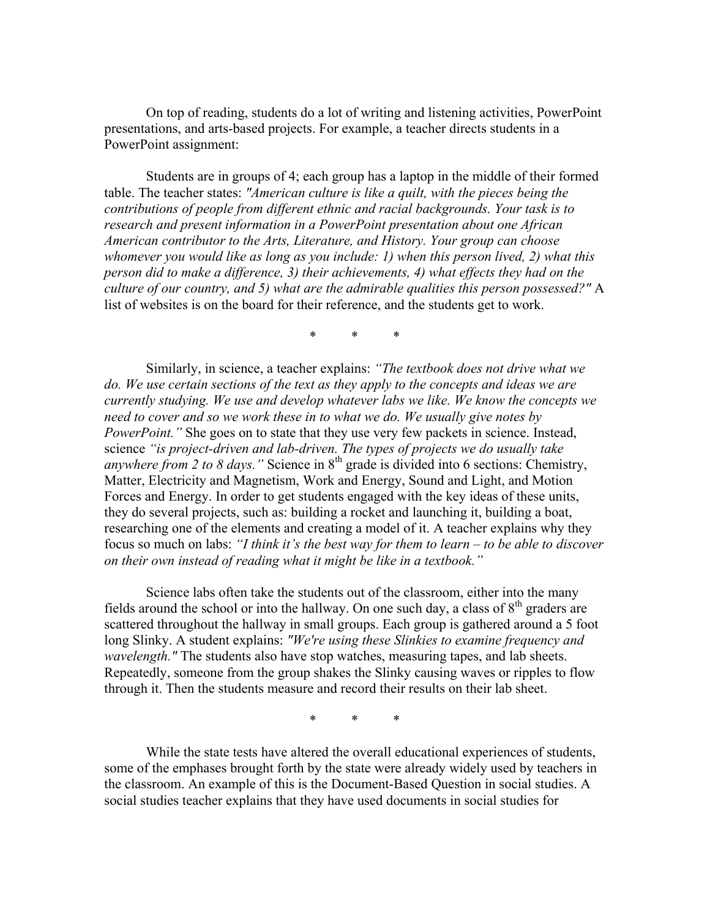On top of reading, students do a lot of writing and listening activities, PowerPoint presentations, and arts-based projects. For example, a teacher directs students in a PowerPoint assignment:

Students are in groups of 4; each group has a laptop in the middle of their formed table. The teacher states: *"American culture is like a quilt, with the pieces being the contributions of people from different ethnic and racial backgrounds. Your task is to research and present information in a PowerPoint presentation about one African American contributor to the Arts, Literature, and History. Your group can choose whomever you would like as long as you include: 1) when this person lived, 2) what this person did to make a difference, 3) their achievements, 4) what effects they had on the culture of our country, and 5) what are the admirable qualities this person possessed?"* A list of websites is on the board for their reference, and the students get to work.

\* \* \*

Similarly, in science, a teacher explains: *"The textbook does not drive what we do. We use certain sections of the text as they apply to the concepts and ideas we are currently studying. We use and develop whatever labs we like. We know the concepts we need to cover and so we work these in to what we do. We usually give notes by PowerPoint."* She goes on to state that they use very few packets in science. Instead, science *"is project-driven and lab-driven. The types of projects we do usually take anywhere from 2 to 8 days."* Science in 8th grade is divided into 6 sections: Chemistry, Matter, Electricity and Magnetism, Work and Energy, Sound and Light, and Motion Forces and Energy. In order to get students engaged with the key ideas of these units, they do several projects, such as: building a rocket and launching it, building a boat, researching one of the elements and creating a model of it. A teacher explains why they focus so much on labs: *"I think it's the best way for them to learn – to be able to discover on their own instead of reading what it might be like in a textbook."*

Science labs often take the students out of the classroom, either into the many fields around the school or into the hallway. On one such day, a class of 8th graders are scattered throughout the hallway in small groups. Each group is gathered around a 5 foot long Slinky. A student explains: *"We're using these Slinkies to examine frequency and wavelength."* The students also have stop watches, measuring tapes, and lab sheets. Repeatedly, someone from the group shakes the Slinky causing waves or ripples to flow through it. Then the students measure and record their results on their lab sheet.

\* \* \*

While the state tests have altered the overall educational experiences of students, some of the emphases brought forth by the state were already widely used by teachers in the classroom. An example of this is the Document-Based Question in social studies. A social studies teacher explains that they have used documents in social studies for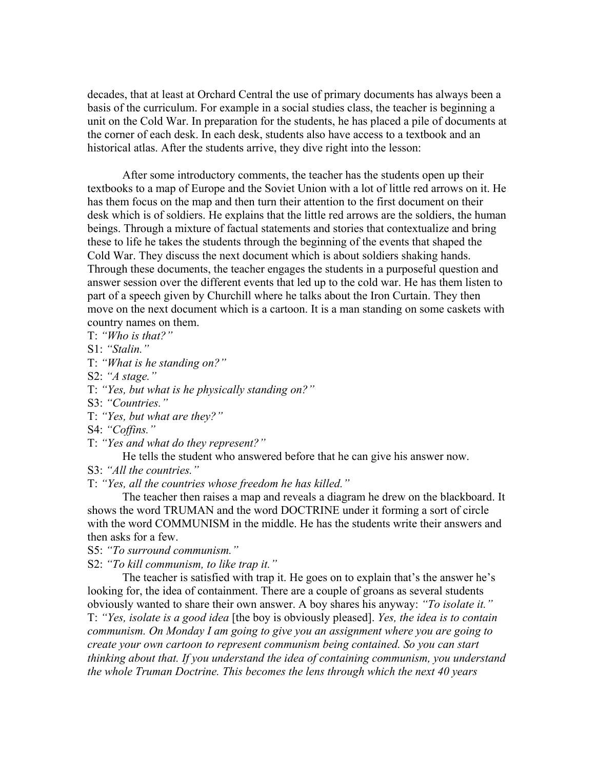decades, that at least at Orchard Central the use of primary documents has always been a basis of the curriculum. For example in a social studies class, the teacher is beginning a unit on the Cold War. In preparation for the students, he has placed a pile of documents at the corner of each desk. In each desk, students also have access to a textbook and an historical atlas. After the students arrive, they dive right into the lesson:

After some introductory comments, the teacher has the students open up their textbooks to a map of Europe and the Soviet Union with a lot of little red arrows on it. He has them focus on the map and then turn their attention to the first document on their desk which is of soldiers. He explains that the little red arrows are the soldiers, the human beings. Through a mixture of factual statements and stories that contextualize and bring these to life he takes the students through the beginning of the events that shaped the Cold War. They discuss the next document which is about soldiers shaking hands. Through these documents, the teacher engages the students in a purposeful question and answer session over the different events that led up to the cold war. He has them listen to part of a speech given by Churchill where he talks about the Iron Curtain. They then move on the next document which is a cartoon. It is a man standing on some caskets with country names on them.

T: *"Who is that?"*
S1: *"Stalin."*
T: *"What is he standing on?"*
S2: *"A stage."*
T: *"Yes, but what is he physically standing on?"*
S3: *"Countries."*
T: *"Yes, but what are they?"*
S4: *"Coffins."*
T: *"Yes and what do they represent?"*

He tells the student who answered before that he can give his answer now.

S3: *"All the countries."*
T: *"Yes, all the countries whose freedom he has killed."*

The teacher then raises a map and reveals a diagram he drew on the blackboard. It shows the word TRUMAN and the word DOCTRINE under it forming a sort of circle with the word COMMUNISM in the middle. He has the students write their answers and then asks for a few.

S5: *"To surround communism."*
S2: *"To kill communism, to like trap it."*

The teacher is satisfied with trap it. He goes on to explain that's the answer he's looking for, the idea of containment. There are a couple of groans as several students obviously wanted to share their own answer. A boy shares his anyway: *"To isolate it."*
T: *"Yes, isolate is a good idea* [the boy is obviously pleased]. *Yes, the idea is to contain communism. On Monday I am going to give you an assignment where you are going to create your own cartoon to represent communism being contained. So you can start thinking about that. If you understand the idea of containing communism, you understand the whole Truman Doctrine. This becomes the lens through which the next 40 years*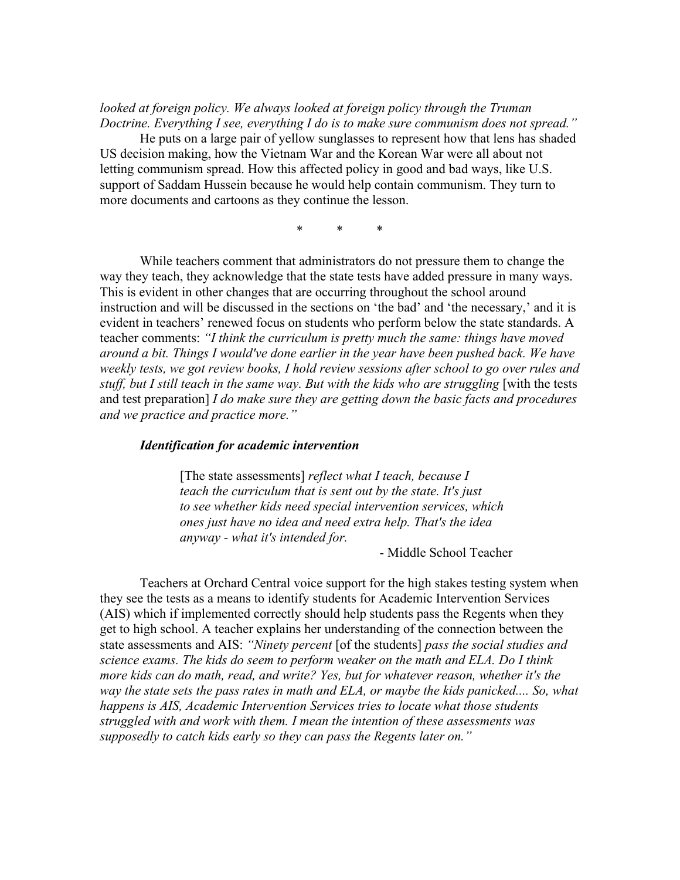*looked at foreign policy. We always looked at foreign policy through the Truman Doctrine. Everything I see, everything I do is to make sure communism does not spread."*

He puts on a large pair of yellow sunglasses to represent how that lens has shaded US decision making, how the Vietnam War and the Korean War were all about not letting communism spread. How this affected policy in good and bad ways, like U.S. support of Saddam Hussein because he would help contain communism. They turn to more documents and cartoons as they continue the lesson.

\* \* \*

While teachers comment that administrators do not pressure them to change the way they teach, they acknowledge that the state tests have added pressure in many ways. This is evident in other changes that are occurring throughout the school around instruction and will be discussed in the sections on 'the bad' and 'the necessary,' and it is evident in teachers' renewed focus on students who perform below the state standards. A teacher comments: *"I think the curriculum is pretty much the same: things have moved around a bit. Things I would've done earlier in the year have been pushed back. We have weekly tests, we got review books, I hold review sessions after school to go over rules and stuff, but I still teach in the same way. But with the kids who are struggling* [with the tests and test preparation] *I do make sure they are getting down the basic facts and procedures and we practice and practice more."*

### *Identification for academic intervention*

> [The state assessments] *reflect what I teach, because I teach the curriculum that is sent out by the state. It's just to see whether kids need special intervention services, which ones just have no idea and need extra help. That's the idea anyway - what it's intended for.*
>
> \- Middle School Teacher

Teachers at Orchard Central voice support for the high stakes testing system when they see the tests as a means to identify students for Academic Intervention Services (AIS) which if implemented correctly should help students pass the Regents when they get to high school. A teacher explains her understanding of the connection between the state assessments and AIS: *"Ninety percent* [of the students] *pass the social studies and science exams. The kids do seem to perform weaker on the math and ELA. Do I think more kids can do math, read, and write? Yes, but for whatever reason, whether it's the way the state sets the pass rates in math and ELA, or maybe the kids panicked.... So, what happens is AIS, Academic Intervention Services tries to locate what those students struggled with and work with them. I mean the intention of these assessments was supposedly to catch kids early so they can pass the Regents later on."*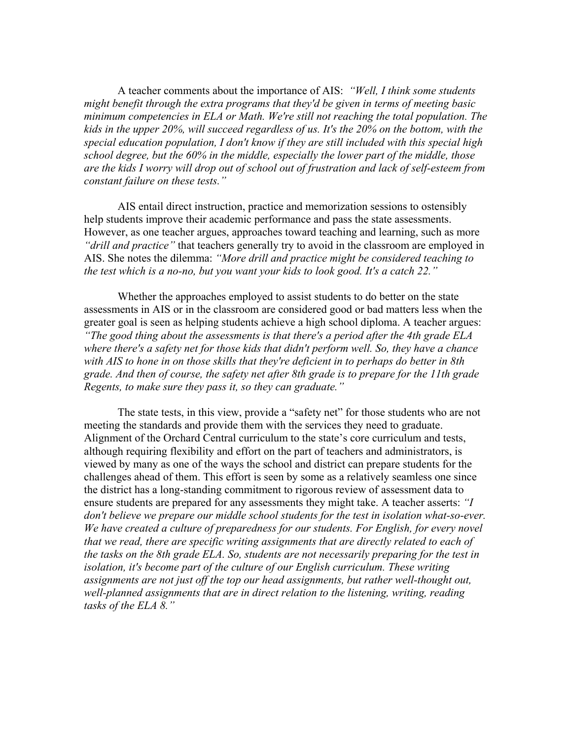A teacher comments about the importance of AIS: *"Well, I think some students might benefit through the extra programs that they'd be given in terms of meeting basic minimum competencies in ELA or Math. We're still not reaching the total population. The kids in the upper 20%, will succeed regardless of us. It's the 20% on the bottom, with the special education population, I don't know if they are still included with this special high school degree, but the 60% in the middle, especially the lower part of the middle, those are the kids I worry will drop out of school out of frustration and lack of self-esteem from constant failure on these tests."*

AIS entail direct instruction, practice and memorization sessions to ostensibly help students improve their academic performance and pass the state assessments. However, as one teacher argues, approaches toward teaching and learning, such as more *"drill and practice"* that teachers generally try to avoid in the classroom are employed in AIS. She notes the dilemma: *"More drill and practice might be considered teaching to the test which is a no-no, but you want your kids to look good. It's a catch 22."*

Whether the approaches employed to assist students to do better on the state assessments in AIS or in the classroom are considered good or bad matters less when the greater goal is seen as helping students achieve a high school diploma. A teacher argues: *"The good thing about the assessments is that there's a period after the 4th grade ELA where there's a safety net for those kids that didn't perform well. So, they have a chance with AIS to hone in on those skills that they're deficient in to perhaps do better in 8th grade. And then of course, the safety net after 8th grade is to prepare for the 11th grade Regents, to make sure they pass it, so they can graduate."*

The state tests, in this view, provide a "safety net" for those students who are not meeting the standards and provide them with the services they need to graduate. Alignment of the Orchard Central curriculum to the state's core curriculum and tests, although requiring flexibility and effort on the part of teachers and administrators, is viewed by many as one of the ways the school and district can prepare students for the challenges ahead of them. This effort is seen by some as a relatively seamless one since the district has a long-standing commitment to rigorous review of assessment data to ensure students are prepared for any assessments they might take. A teacher asserts: *"I don't believe we prepare our middle school students for the test in isolation what-so-ever. We have created a culture of preparedness for our students. For English, for every novel that we read, there are specific writing assignments that are directly related to each of the tasks on the 8th grade ELA. So, students are not necessarily preparing for the test in isolation, it's become part of the culture of our English curriculum. These writing assignments are not just off the top our head assignments, but rather well-thought out, well-planned assignments that are in direct relation to the listening, writing, reading tasks of the ELA 8."*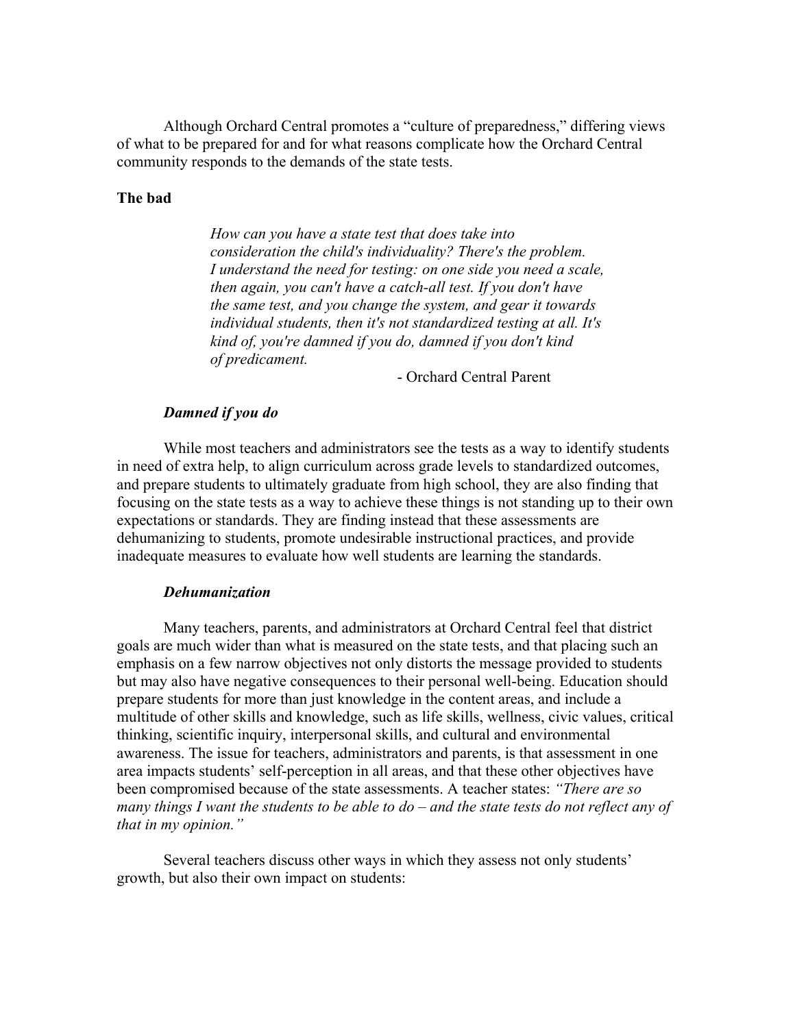Although Orchard Central promotes a "culture of preparedness," differing views of what to be prepared for and for what reasons complicate how the Orchard Central community responds to the demands of the state tests.

**The bad**

> *How can you have a state test that does take into consideration the child's individuality? There's the problem. I understand the need for testing: on one side you need a scale, then again, you can't have a catch-all test. If you don't have the same test, and you change the system, and gear it towards individual students, then it's not standardized testing at all. It's kind of, you're damned if you do, damned if you don't kind of predicament.*
>
> \- Orchard Central Parent

***Damned if you do***

While most teachers and administrators see the tests as a way to identify students in need of extra help, to align curriculum across grade levels to standardized outcomes, and prepare students to ultimately graduate from high school, they are also finding that focusing on the state tests as a way to achieve these things is not standing up to their own expectations or standards. They are finding instead that these assessments are dehumanizing to students, promote undesirable instructional practices, and provide inadequate measures to evaluate how well students are learning the standards.

***Dehumanization***

Many teachers, parents, and administrators at Orchard Central feel that district goals are much wider than what is measured on the state tests, and that placing such an emphasis on a few narrow objectives not only distorts the message provided to students but may also have negative consequences to their personal well-being. Education should prepare students for more than just knowledge in the content areas, and include a multitude of other skills and knowledge, such as life skills, wellness, civic values, critical thinking, scientific inquiry, interpersonal skills, and cultural and environmental awareness. The issue for teachers, administrators and parents, is that assessment in one area impacts students' self-perception in all areas, and that these other objectives have been compromised because of the state assessments. A teacher states: *"There are so many things I want the students to be able to do – and the state tests do not reflect any of that in my opinion."*

Several teachers discuss other ways in which they assess not only students' growth, but also their own impact on students: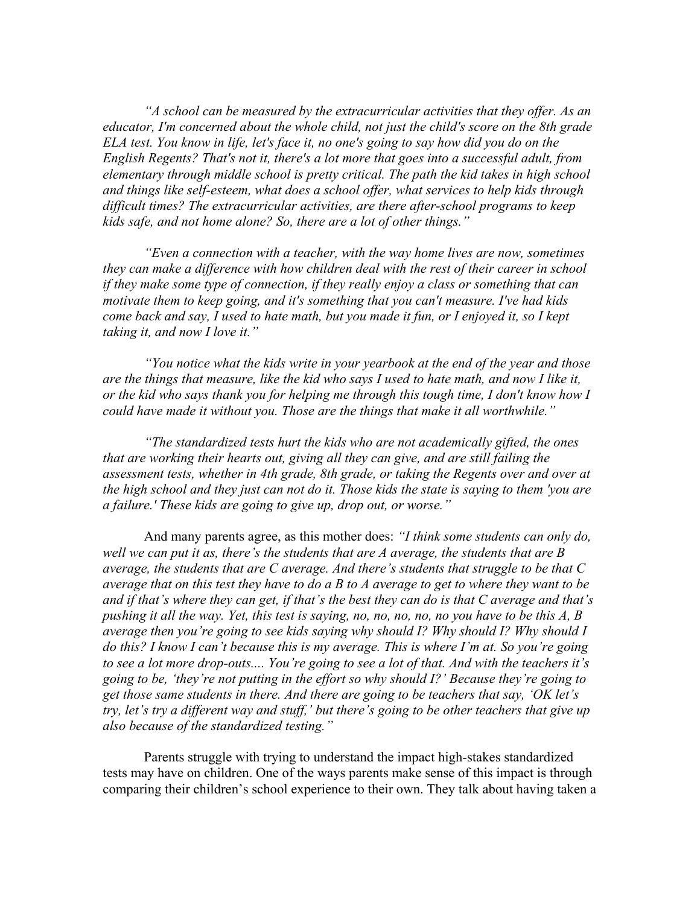*"A school can be measured by the extracurricular activities that they offer. As an educator, I'm concerned about the whole child, not just the child's score on the 8th grade ELA test. You know in life, let's face it, no one's going to say how did you do on the English Regents? That's not it, there's a lot more that goes into a successful adult, from elementary through middle school is pretty critical. The path the kid takes in high school and things like self-esteem, what does a school offer, what services to help kids through difficult times? The extracurricular activities, are there after-school programs to keep kids safe, and not home alone? So, there are a lot of other things."*

*"Even a connection with a teacher, with the way home lives are now, sometimes they can make a difference with how children deal with the rest of their career in school if they make some type of connection, if they really enjoy a class or something that can motivate them to keep going, and it's something that you can't measure. I've had kids come back and say, I used to hate math, but you made it fun, or I enjoyed it, so I kept taking it, and now I love it."*

*"You notice what the kids write in your yearbook at the end of the year and those are the things that measure, like the kid who says I used to hate math, and now I like it, or the kid who says thank you for helping me through this tough time, I don't know how I could have made it without you. Those are the things that make it all worthwhile."*

*"The standardized tests hurt the kids who are not academically gifted, the ones that are working their hearts out, giving all they can give, and are still failing the assessment tests, whether in 4th grade, 8th grade, or taking the Regents over and over at the high school and they just can not do it. Those kids the state is saying to them 'you are a failure.' These kids are going to give up, drop out, or worse."*

And many parents agree, as this mother does: *"I think some students can only do, well we can put it as, there's the students that are A average, the students that are B average, the students that are C average. And there's students that struggle to be that C average that on this test they have to do a B to A average to get to where they want to be and if that's where they can get, if that's the best they can do is that C average and that's pushing it all the way. Yet, this test is saying, no, no, no, no, no you have to be this A, B average then you're going to see kids saying why should I? Why should I? Why should I do this? I know I can't because this is my average. This is where I'm at. So you're going to see a lot more drop-outs.... You're going to see a lot of that. And with the teachers it's going to be, 'they're not putting in the effort so why should I?' Because they're going to get those same students in there. And there are going to be teachers that say, 'OK let's try, let's try a different way and stuff,' but there's going to be other teachers that give up also because of the standardized testing."*

Parents struggle with trying to understand the impact high-stakes standardized tests may have on children. One of the ways parents make sense of this impact is through comparing their children's school experience to their own. They talk about having taken a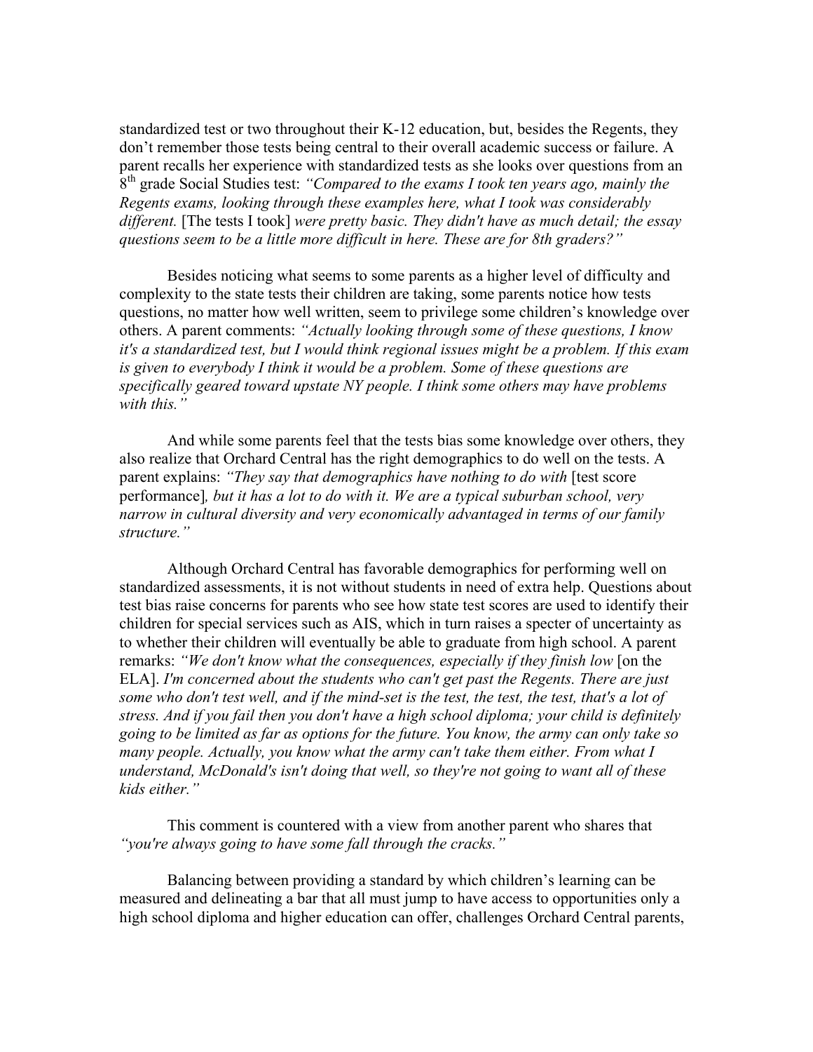standardized test or two throughout their K-12 education, but, besides the Regents, they don't remember those tests being central to their overall academic success or failure. A parent recalls her experience with standardized tests as she looks over questions from an 8th grade Social Studies test: *"Compared to the exams I took ten years ago, mainly the Regents exams, looking through these examples here, what I took was considerably different.* [The tests I took] *were pretty basic. They didn't have as much detail; the essay questions seem to be a little more difficult in here. These are for 8th graders?"*

Besides noticing what seems to some parents as a higher level of difficulty and complexity to the state tests their children are taking, some parents notice how tests questions, no matter how well written, seem to privilege some children's knowledge over others. A parent comments: *"Actually looking through some of these questions, I know it's a standardized test, but I would think regional issues might be a problem. If this exam is given to everybody I think it would be a problem. Some of these questions are specifically geared toward upstate NY people. I think some others may have problems with this."*

And while some parents feel that the tests bias some knowledge over others, they also realize that Orchard Central has the right demographics to do well on the tests. A parent explains: *"They say that demographics have nothing to do with* [test score performance]*, but it has a lot to do with it. We are a typical suburban school, very narrow in cultural diversity and very economically advantaged in terms of our family structure."*

Although Orchard Central has favorable demographics for performing well on standardized assessments, it is not without students in need of extra help. Questions about test bias raise concerns for parents who see how state test scores are used to identify their children for special services such as AIS, which in turn raises a specter of uncertainty as to whether their children will eventually be able to graduate from high school. A parent remarks: *"We don't know what the consequences, especially if they finish low* [on the ELA]*. I'm concerned about the students who can't get past the Regents. There are just some who don't test well, and if the mind-set is the test, the test, the test, that's a lot of stress. And if you fail then you don't have a high school diploma; your child is definitely going to be limited as far as options for the future. You know, the army can only take so many people. Actually, you know what the army can't take them either. From what I understand, McDonald's isn't doing that well, so they're not going to want all of these kids either."*

This comment is countered with a view from another parent who shares that *"you're always going to have some fall through the cracks."*

Balancing between providing a standard by which children's learning can be measured and delineating a bar that all must jump to have access to opportunities only a high school diploma and higher education can offer, challenges Orchard Central parents,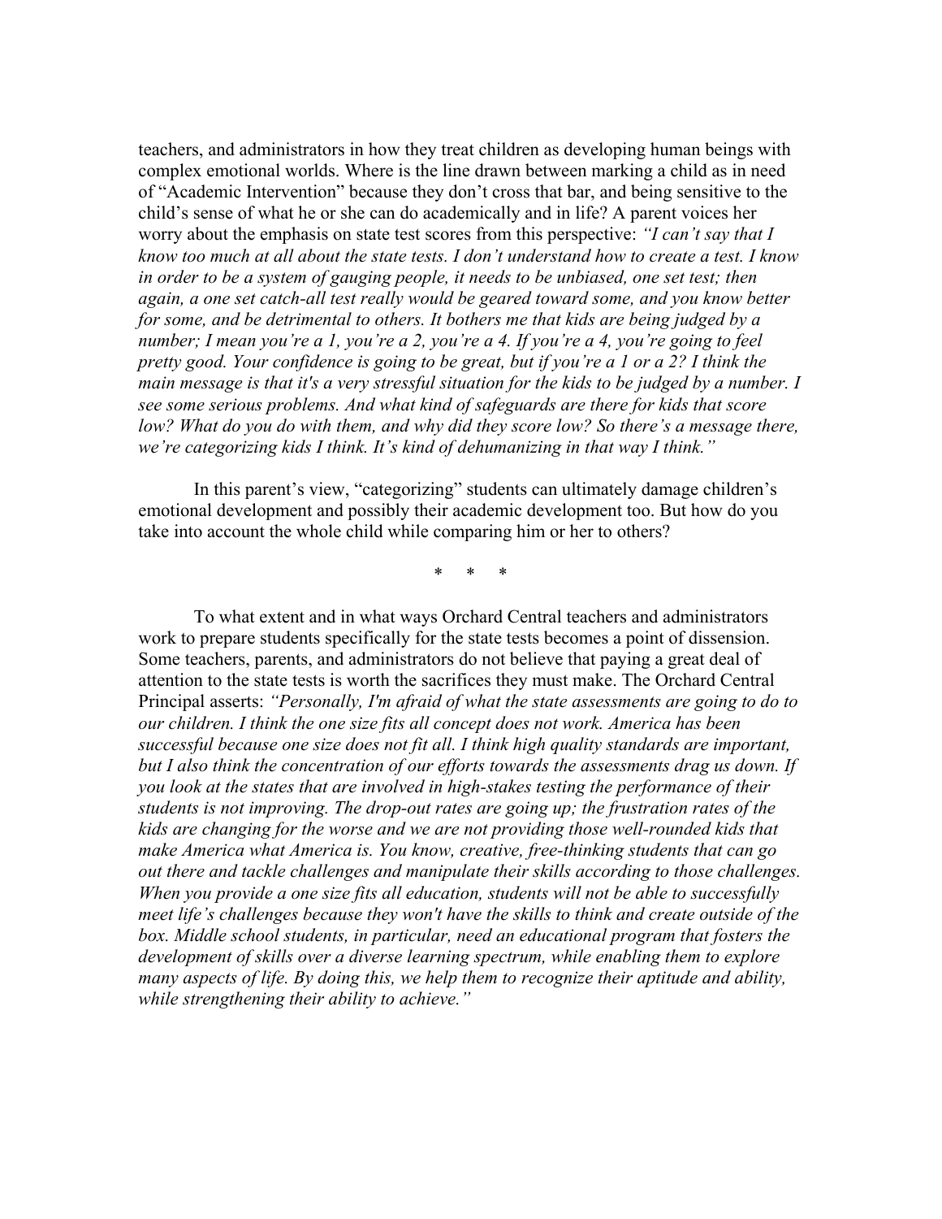teachers, and administrators in how they treat children as developing human beings with complex emotional worlds. Where is the line drawn between marking a child as in need of "Academic Intervention" because they don't cross that bar, and being sensitive to the child's sense of what he or she can do academically and in life? A parent voices her worry about the emphasis on state test scores from this perspective: *"I can't say that I know too much at all about the state tests. I don't understand how to create a test. I know in order to be a system of gauging people, it needs to be unbiased, one set test; then again, a one set catch-all test really would be geared toward some, and you know better for some, and be detrimental to others. It bothers me that kids are being judged by a number; I mean you're a 1, you're a 2, you're a 4. If you're a 4, you're going to feel pretty good. Your confidence is going to be great, but if you're a 1 or a 2? I think the main message is that it's a very stressful situation for the kids to be judged by a number. I see some serious problems. And what kind of safeguards are there for kids that score low? What do you do with them, and why did they score low? So there's a message there, we're categorizing kids I think. It's kind of dehumanizing in that way I think."*

In this parent's view, "categorizing" students can ultimately damage children's emotional development and possibly their academic development too. But how do you take into account the whole child while comparing him or her to others?

\* \* \*

To what extent and in what ways Orchard Central teachers and administrators work to prepare students specifically for the state tests becomes a point of dissension. Some teachers, parents, and administrators do not believe that paying a great deal of attention to the state tests is worth the sacrifices they must make. The Orchard Central Principal asserts: *"Personally, I'm afraid of what the state assessments are going to do to our children. I think the one size fits all concept does not work. America has been successful because one size does not fit all. I think high quality standards are important, but I also think the concentration of our efforts towards the assessments drag us down. If you look at the states that are involved in high-stakes testing the performance of their students is not improving. The drop-out rates are going up; the frustration rates of the kids are changing for the worse and we are not providing those well-rounded kids that make America what America is. You know, creative, free-thinking students that can go out there and tackle challenges and manipulate their skills according to those challenges. When you provide a one size fits all education, students will not be able to successfully meet life's challenges because they won't have the skills to think and create outside of the box. Middle school students, in particular, need an educational program that fosters the development of skills over a diverse learning spectrum, while enabling them to explore many aspects of life. By doing this, we help them to recognize their aptitude and ability, while strengthening their ability to achieve."*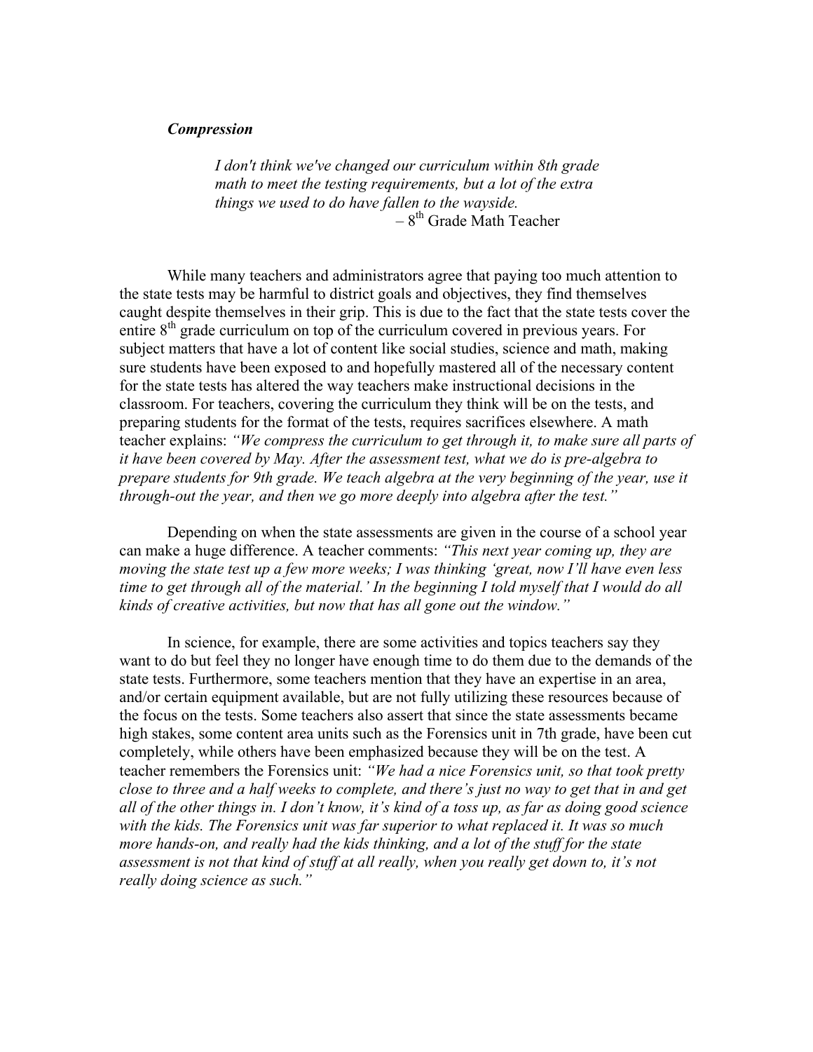### *Compression*

> *I don't think we've changed our curriculum within 8th grade math to meet the testing requirements, but a lot of the extra things we used to do have fallen to the wayside.*
>
> – 8th Grade Math Teacher

While many teachers and administrators agree that paying too much attention to the state tests may be harmful to district goals and objectives, they find themselves caught despite themselves in their grip. This is due to the fact that the state tests cover the entire 8th grade curriculum on top of the curriculum covered in previous years. For subject matters that have a lot of content like social studies, science and math, making sure students have been exposed to and hopefully mastered all of the necessary content for the state tests has altered the way teachers make instructional decisions in the classroom. For teachers, covering the curriculum they think will be on the tests, and preparing students for the format of the tests, requires sacrifices elsewhere. A math teacher explains: *"We compress the curriculum to get through it, to make sure all parts of it have been covered by May. After the assessment test, what we do is pre-algebra to prepare students for 9th grade. We teach algebra at the very beginning of the year, use it through-out the year, and then we go more deeply into algebra after the test."*

Depending on when the state assessments are given in the course of a school year can make a huge difference. A teacher comments: *"This next year coming up, they are moving the state test up a few more weeks; I was thinking 'great, now I'll have even less time to get through all of the material.' In the beginning I told myself that I would do all kinds of creative activities, but now that has all gone out the window."*

In science, for example, there are some activities and topics teachers say they want to do but feel they no longer have enough time to do them due to the demands of the state tests. Furthermore, some teachers mention that they have an expertise in an area, and/or certain equipment available, but are not fully utilizing these resources because of the focus on the tests. Some teachers also assert that since the state assessments became high stakes, some content area units such as the Forensics unit in 7th grade, have been cut completely, while others have been emphasized because they will be on the test. A teacher remembers the Forensics unit: *"We had a nice Forensics unit, so that took pretty close to three and a half weeks to complete, and there's just no way to get that in and get all of the other things in. I don't know, it's kind of a toss up, as far as doing good science with the kids. The Forensics unit was far superior to what replaced it. It was so much more hands-on, and really had the kids thinking, and a lot of the stuff for the state assessment is not that kind of stuff at all really, when you really get down to, it's not really doing science as such."*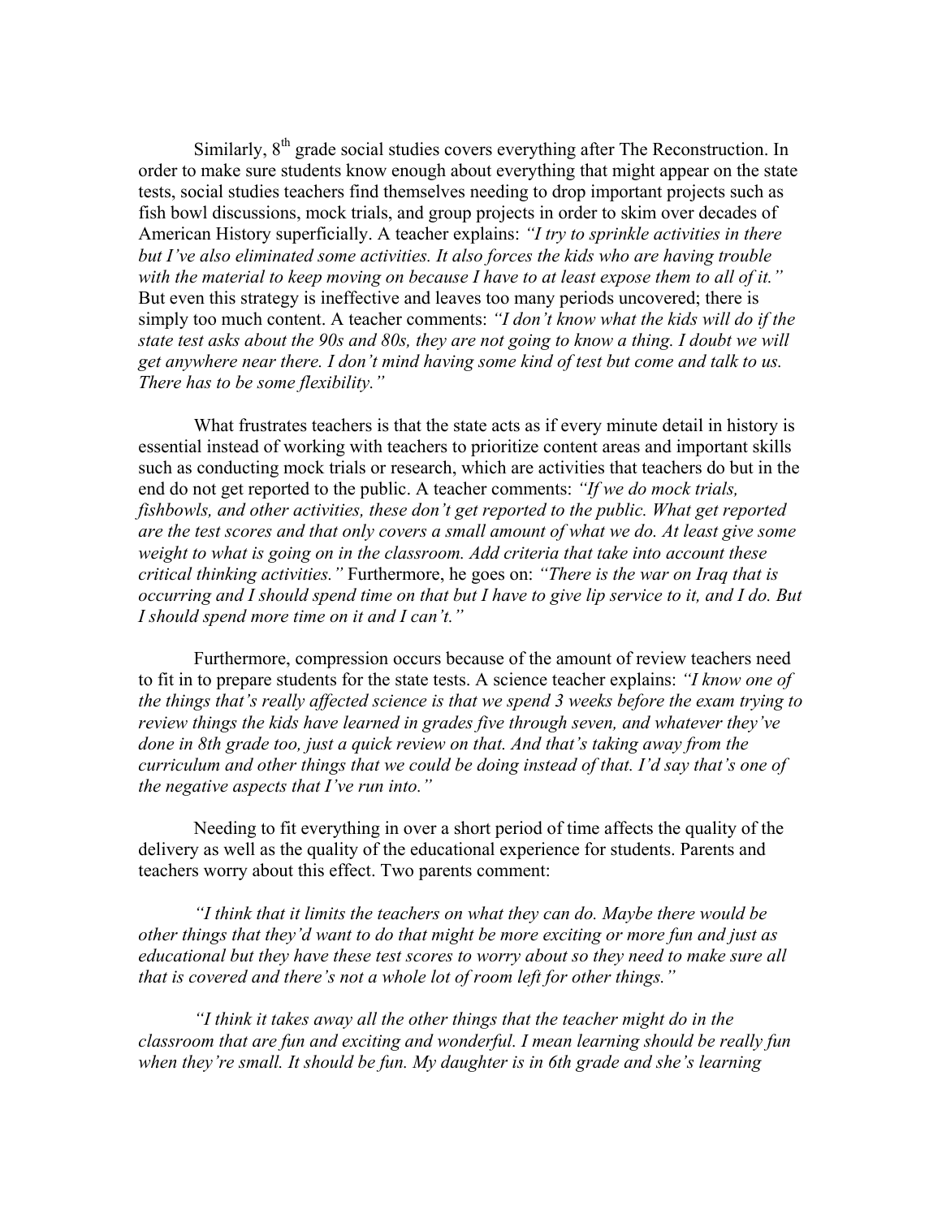Similarly, 8th grade social studies covers everything after The Reconstruction. In order to make sure students know enough about everything that might appear on the state tests, social studies teachers find themselves needing to drop important projects such as fish bowl discussions, mock trials, and group projects in order to skim over decades of American History superficially. A teacher explains: *"I try to sprinkle activities in there but I've also eliminated some activities. It also forces the kids who are having trouble with the material to keep moving on because I have to at least expose them to all of it."* But even this strategy is ineffective and leaves too many periods uncovered; there is simply too much content. A teacher comments: *"I don't know what the kids will do if the state test asks about the 90s and 80s, they are not going to know a thing. I doubt we will get anywhere near there. I don't mind having some kind of test but come and talk to us. There has to be some flexibility."*

What frustrates teachers is that the state acts as if every minute detail in history is essential instead of working with teachers to prioritize content areas and important skills such as conducting mock trials or research, which are activities that teachers do but in the end do not get reported to the public. A teacher comments: *"If we do mock trials, fishbowls, and other activities, these don't get reported to the public. What get reported are the test scores and that only covers a small amount of what we do. At least give some weight to what is going on in the classroom. Add criteria that take into account these critical thinking activities."* Furthermore, he goes on: *"There is the war on Iraq that is occurring and I should spend time on that but I have to give lip service to it, and I do. But I should spend more time on it and I can't."*

Furthermore, compression occurs because of the amount of review teachers need to fit in to prepare students for the state tests. A science teacher explains: *"I know one of the things that's really affected science is that we spend 3 weeks before the exam trying to review things the kids have learned in grades five through seven, and whatever they've done in 8th grade too, just a quick review on that. And that's taking away from the curriculum and other things that we could be doing instead of that. I'd say that's one of the negative aspects that I've run into."*

Needing to fit everything in over a short period of time affects the quality of the delivery as well as the quality of the educational experience for students. Parents and teachers worry about this effect. Two parents comment:

*"I think that it limits the teachers on what they can do. Maybe there would be other things that they'd want to do that might be more exciting or more fun and just as educational but they have these test scores to worry about so they need to make sure all that is covered and there's not a whole lot of room left for other things."*

*"I think it takes away all the other things that the teacher might do in the classroom that are fun and exciting and wonderful. I mean learning should be really fun when they're small. It should be fun. My daughter is in 6th grade and she's learning*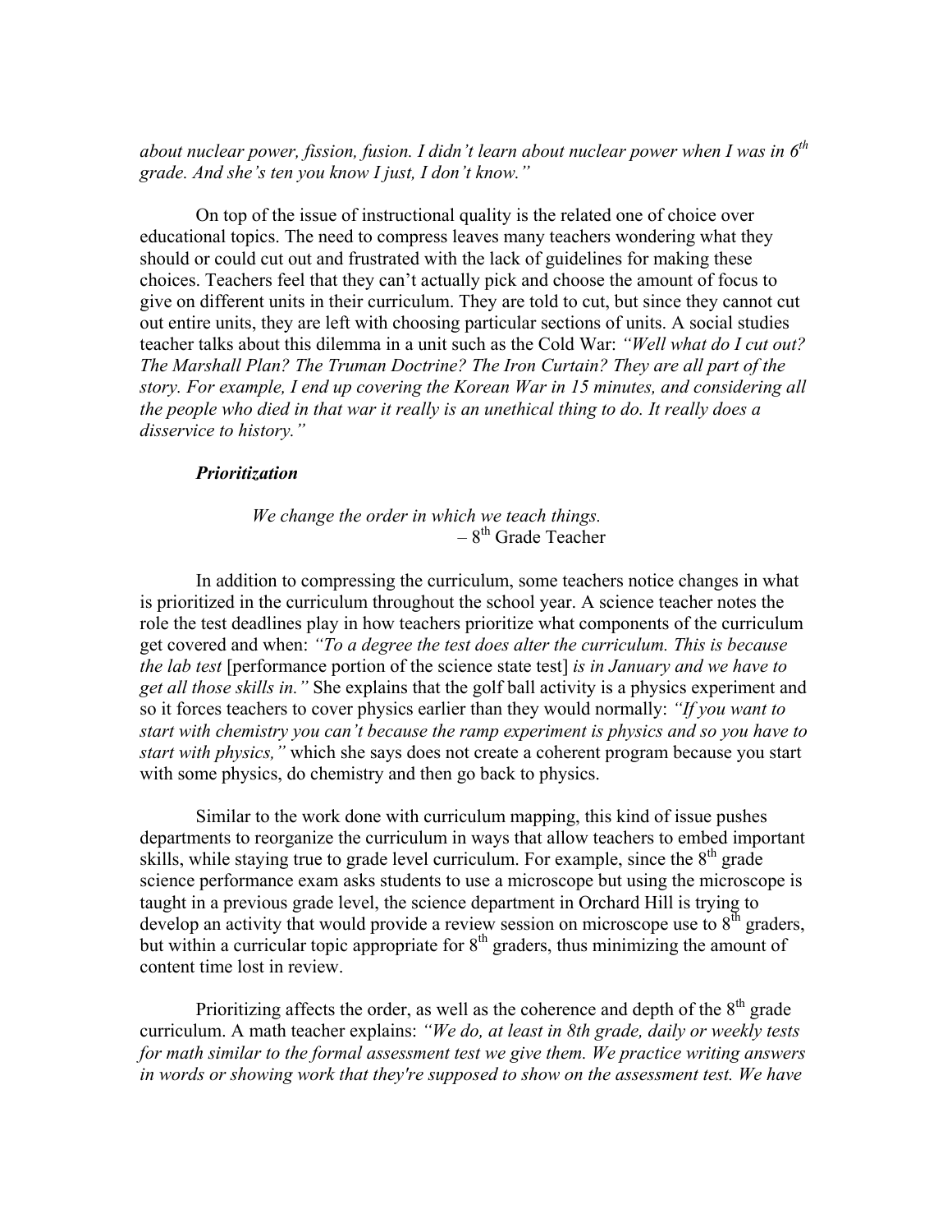*about nuclear power, fission, fusion. I didn't learn about nuclear power when I was in 6th grade. And she's ten you know I just, I don't know."*

On top of the issue of instructional quality is the related one of choice over educational topics. The need to compress leaves many teachers wondering what they should or could cut out and frustrated with the lack of guidelines for making these choices. Teachers feel that they can't actually pick and choose the amount of focus to give on different units in their curriculum. They are told to cut, but since they cannot cut out entire units, they are left with choosing particular sections of units. A social studies teacher talks about this dilemma in a unit such as the Cold War: *"Well what do I cut out? The Marshall Plan? The Truman Doctrine? The Iron Curtain? They are all part of the story. For example, I end up covering the Korean War in 15 minutes, and considering all the people who died in that war it really is an unethical thing to do. It really does a disservice to history."*

### *Prioritization*

> *We change the order in which we teach things.*
> – 8th Grade Teacher

In addition to compressing the curriculum, some teachers notice changes in what is prioritized in the curriculum throughout the school year. A science teacher notes the role the test deadlines play in how teachers prioritize what components of the curriculum get covered and when: *"To a degree the test does alter the curriculum. This is because the lab test* [performance portion of the science state test] *is in January and we have to get all those skills in."* She explains that the golf ball activity is a physics experiment and so it forces teachers to cover physics earlier than they would normally: *"If you want to start with chemistry you can't because the ramp experiment is physics and so you have to start with physics,"* which she says does not create a coherent program because you start with some physics, do chemistry and then go back to physics.

Similar to the work done with curriculum mapping, this kind of issue pushes departments to reorganize the curriculum in ways that allow teachers to embed important skills, while staying true to grade level curriculum. For example, since the 8th grade science performance exam asks students to use a microscope but using the microscope is taught in a previous grade level, the science department in Orchard Hill is trying to develop an activity that would provide a review session on microscope use to 8th graders, but within a curricular topic appropriate for 8th graders, thus minimizing the amount of content time lost in review.

Prioritizing affects the order, as well as the coherence and depth of the 8th grade curriculum. A math teacher explains: *"We do, at least in 8th grade, daily or weekly tests for math similar to the formal assessment test we give them. We practice writing answers in words or showing work that they're supposed to show on the assessment test. We have*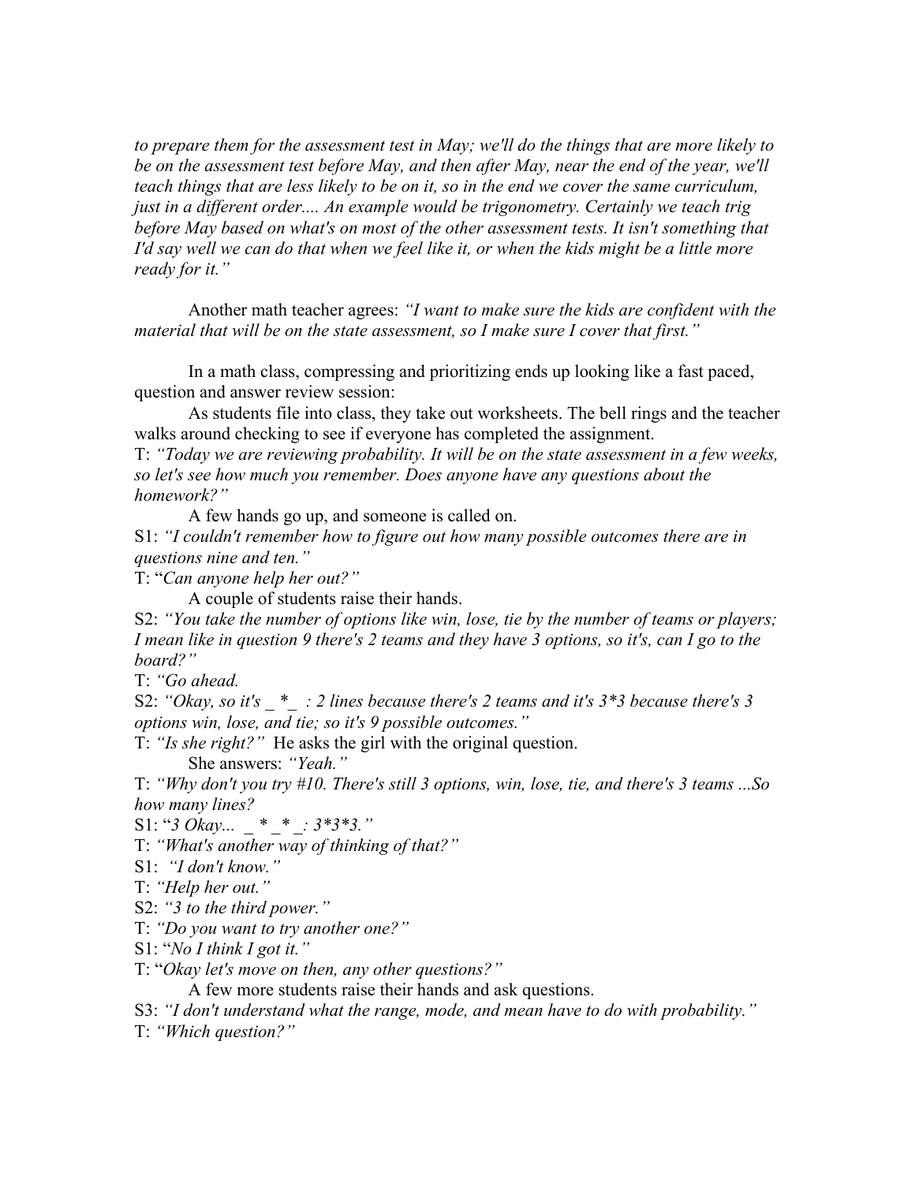*to prepare them for the assessment test in May; we'll do the things that are more likely to be on the assessment test before May, and then after May, near the end of the year, we'll teach things that are less likely to be on it, so in the end we cover the same curriculum, just in a different order.... An example would be trigonometry. Certainly we teach trig before May based on what's on most of the other assessment tests. It isn't something that I'd say well we can do that when we feel like it, or when the kids might be a little more ready for it."*

Another math teacher agrees: *"I want to make sure the kids are confident with the material that will be on the state assessment, so I make sure I cover that first."*

In a math class, compressing and prioritizing ends up looking like a fast paced, question and answer review session:

As students file into class, they take out worksheets. The bell rings and the teacher walks around checking to see if everyone has completed the assignment.

T: *"Today we are reviewing probability. It will be on the state assessment in a few weeks, so let's see how much you remember. Does anyone have any questions about the homework?"*

A few hands go up, and someone is called on.

S1: *"I couldn't remember how to figure out how many possible outcomes there are in questions nine and ten."*

T: "*Can anyone help her out?"*

A couple of students raise their hands.

S2: *"You take the number of options like win, lose, tie by the number of teams or players; I mean like in question 9 there's 2 teams and they have 3 options, so it's, can I go to the board?"*

T: *"Go ahead.*

S2: *"Okay, so it's _ * _ : 2 lines because there's 2 teams and it's 3*3 because there's 3 options win, lose, and tie; so it's 9 possible outcomes."*

T: *"Is she right?"* He asks the girl with the original question.

She answers: *"Yeah."*

T: *"Why don't you try #10. There's still 3 options, win, lose, tie, and there's 3 teams ...So how many lines?*

S1: "*3 Okay... _ * _ * _: 3*3*3."*

T: *"What's another way of thinking of that?"*

S1: *"I don't know."*

T: *"Help her out."*

S2: *"3 to the third power."*

T: *"Do you want to try another one?"*

S1: "*No I think I got it."*

T: "*Okay let's move on then, any other questions?"*

A few more students raise their hands and ask questions.

S3: *"I don't understand what the range, mode, and mean have to do with probability."*

T: *"Which question?"*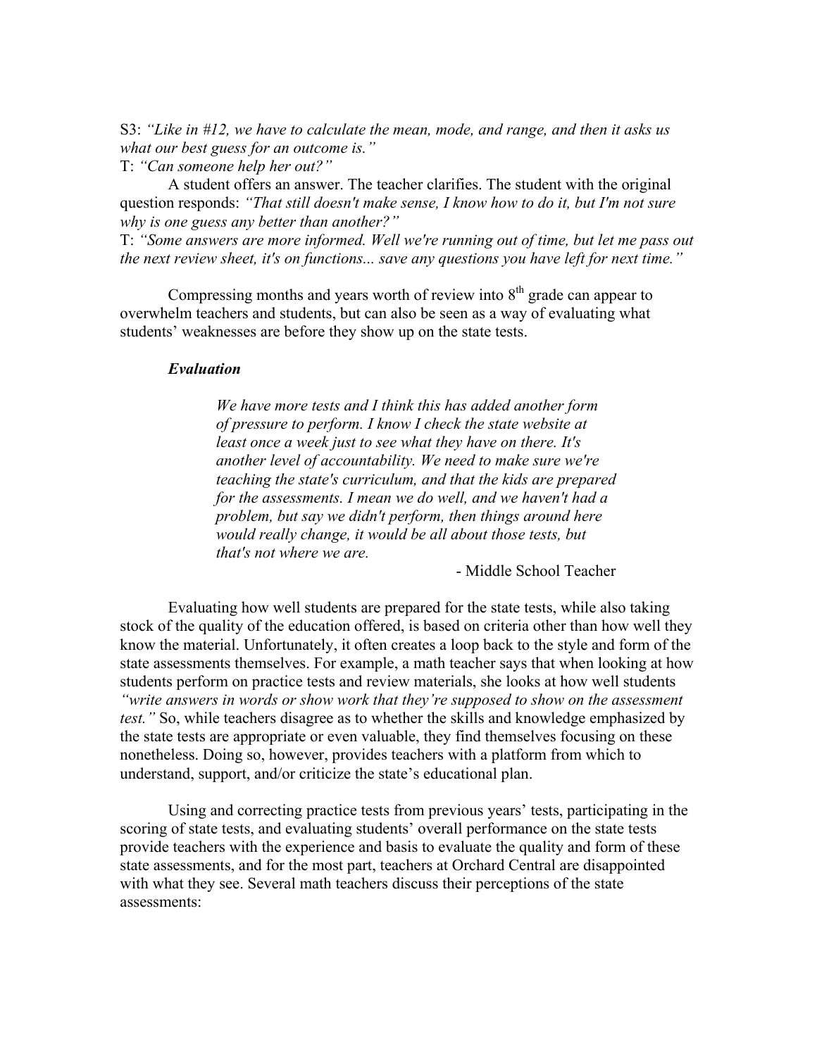S3: *"Like in #12, we have to calculate the mean, mode, and range, and then it asks us what our best guess for an outcome is."*

T: *"Can someone help her out?"*

A student offers an answer. The teacher clarifies. The student with the original question responds: *"That still doesn't make sense, I know how to do it, but I'm not sure why is one guess any better than another?"*

T: *"Some answers are more informed. Well we're running out of time, but let me pass out the next review sheet, it's on functions... save any questions you have left for next time."*

Compressing months and years worth of review into 8th grade can appear to overwhelm teachers and students, but can also be seen as a way of evaluating what students' weaknesses are before they show up on the state tests.

### *Evaluation*

> *We have more tests and I think this has added another form of pressure to perform. I know I check the state website at least once a week just to see what they have on there. It's another level of accountability. We need to make sure we're teaching the state's curriculum, and that the kids are prepared for the assessments. I mean we do well, and we haven't had a problem, but say we didn't perform, then things around here would really change, it would be all about those tests, but that's not where we are.*
>
> \- Middle School Teacher

Evaluating how well students are prepared for the state tests, while also taking stock of the quality of the education offered, is based on criteria other than how well they know the material. Unfortunately, it often creates a loop back to the style and form of the state assessments themselves. For example, a math teacher says that when looking at how students perform on practice tests and review materials, she looks at how well students *"write answers in words or show work that they're supposed to show on the assessment test."* So, while teachers disagree as to whether the skills and knowledge emphasized by the state tests are appropriate or even valuable, they find themselves focusing on these nonetheless. Doing so, however, provides teachers with a platform from which to understand, support, and/or criticize the state's educational plan.

Using and correcting practice tests from previous years' tests, participating in the scoring of state tests, and evaluating students' overall performance on the state tests provide teachers with the experience and basis to evaluate the quality and form of these state assessments, and for the most part, teachers at Orchard Central are disappointed with what they see. Several math teachers discuss their perceptions of the state assessments: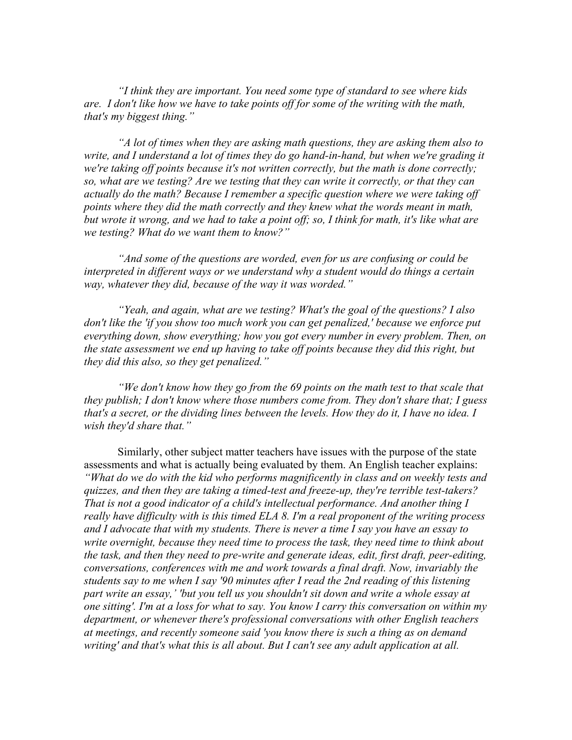*"I think they are important. You need some type of standard to see where kids are. I don't like how we have to take points off for some of the writing with the math, that's my biggest thing."*

*"A lot of times when they are asking math questions, they are asking them also to write, and I understand a lot of times they do go hand-in-hand, but when we're grading it we're taking off points because it's not written correctly, but the math is done correctly; so, what are we testing? Are we testing that they can write it correctly, or that they can actually do the math? Because I remember a specific question where we were taking off points where they did the math correctly and they knew what the words meant in math, but wrote it wrong, and we had to take a point off; so, I think for math, it's like what are we testing? What do we want them to know?"*

*"And some of the questions are worded, even for us are confusing or could be interpreted in different ways or we understand why a student would do things a certain way, whatever they did, because of the way it was worded."*

*"Yeah, and again, what are we testing? What's the goal of the questions? I also don't like the 'if you show too much work you can get penalized,' because we enforce put everything down, show everything; how you got every number in every problem. Then, on the state assessment we end up having to take off points because they did this right, but they did this also, so they get penalized."*

*"We don't know how they go from the 69 points on the math test to that scale that they publish; I don't know where those numbers come from. They don't share that; I guess that's a secret, or the dividing lines between the levels. How they do it, I have no idea. I wish they'd share that."*

Similarly, other subject matter teachers have issues with the purpose of the state assessments and what is actually being evaluated by them. An English teacher explains: *"What do we do with the kid who performs magnificently in class and on weekly tests and quizzes, and then they are taking a timed-test and freeze-up, they're terrible test-takers? That is not a good indicator of a child's intellectual performance. And another thing I really have difficulty with is this timed ELA 8. I'm a real proponent of the writing process and I advocate that with my students. There is never a time I say you have an essay to write overnight, because they need time to process the task, they need time to think about the task, and then they need to pre-write and generate ideas, edit, first draft, peer-editing, conversations, conferences with me and work towards a final draft. Now, invariably the students say to me when I say '90 minutes after I read the 2nd reading of this listening part write an essay,' 'but you tell us you shouldn't sit down and write a whole essay at one sitting'. I'm at a loss for what to say. You know I carry this conversation on within my department, or whenever there's professional conversations with other English teachers at meetings, and recently someone said 'you know there is such a thing as on demand writing' and that's what this is all about. But I can't see any adult application at all.*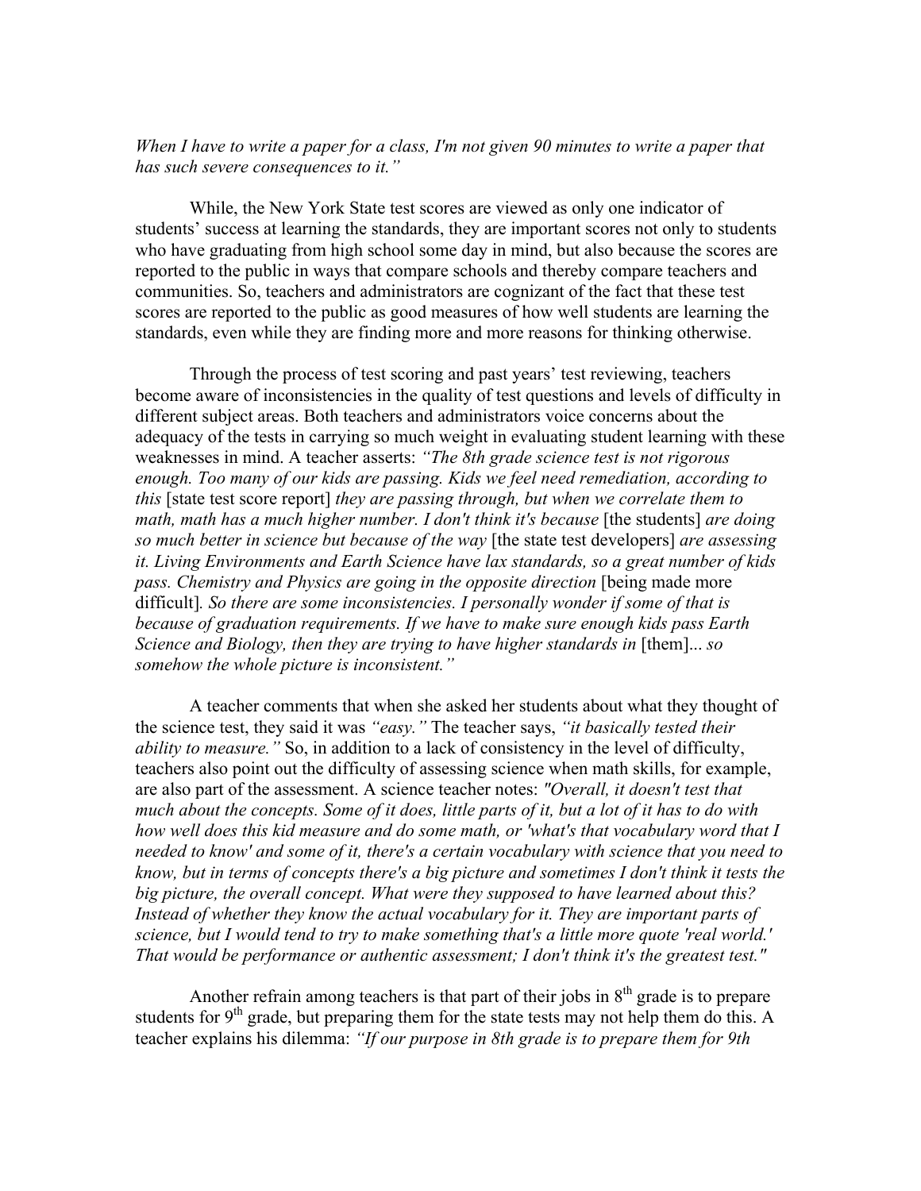*When I have to write a paper for a class, I'm not given 90 minutes to write a paper that has such severe consequences to it."*

While, the New York State test scores are viewed as only one indicator of students' success at learning the standards, they are important scores not only to students who have graduating from high school some day in mind, but also because the scores are reported to the public in ways that compare schools and thereby compare teachers and communities. So, teachers and administrators are cognizant of the fact that these test scores are reported to the public as good measures of how well students are learning the standards, even while they are finding more and more reasons for thinking otherwise.

Through the process of test scoring and past years' test reviewing, teachers become aware of inconsistencies in the quality of test questions and levels of difficulty in different subject areas. Both teachers and administrators voice concerns about the adequacy of the tests in carrying so much weight in evaluating student learning with these weaknesses in mind. A teacher asserts: *"The 8th grade science test is not rigorous enough. Too many of our kids are passing. Kids we feel need remediation, according to this* [state test score report] *they are passing through, but when we correlate them to math, math has a much higher number. I don't think it's because* [the students] *are doing so much better in science but because of the way* [the state test developers] *are assessing it. Living Environments and Earth Science have lax standards, so a great number of kids pass. Chemistry and Physics are going in the opposite direction* [being made more difficult]*. So there are some inconsistencies. I personally wonder if some of that is because of graduation requirements. If we have to make sure enough kids pass Earth Science and Biology, then they are trying to have higher standards in* [them]*... so somehow the whole picture is inconsistent."*

A teacher comments that when she asked her students about what they thought of the science test, they said it was *"easy."* The teacher says, *"it basically tested their ability to measure."* So, in addition to a lack of consistency in the level of difficulty, teachers also point out the difficulty of assessing science when math skills, for example, are also part of the assessment. A science teacher notes: *"Overall, it doesn't test that much about the concepts. Some of it does, little parts of it, but a lot of it has to do with how well does this kid measure and do some math, or 'what's that vocabulary word that I needed to know' and some of it, there's a certain vocabulary with science that you need to know, but in terms of concepts there's a big picture and sometimes I don't think it tests the big picture, the overall concept. What were they supposed to have learned about this? Instead of whether they know the actual vocabulary for it. They are important parts of science, but I would tend to try to make something that's a little more quote 'real world.' That would be performance or authentic assessment; I don't think it's the greatest test."*

Another refrain among teachers is that part of their jobs in 8th grade is to prepare students for 9th grade, but preparing them for the state tests may not help them do this. A teacher explains his dilemma: *"If our purpose in 8th grade is to prepare them for 9th*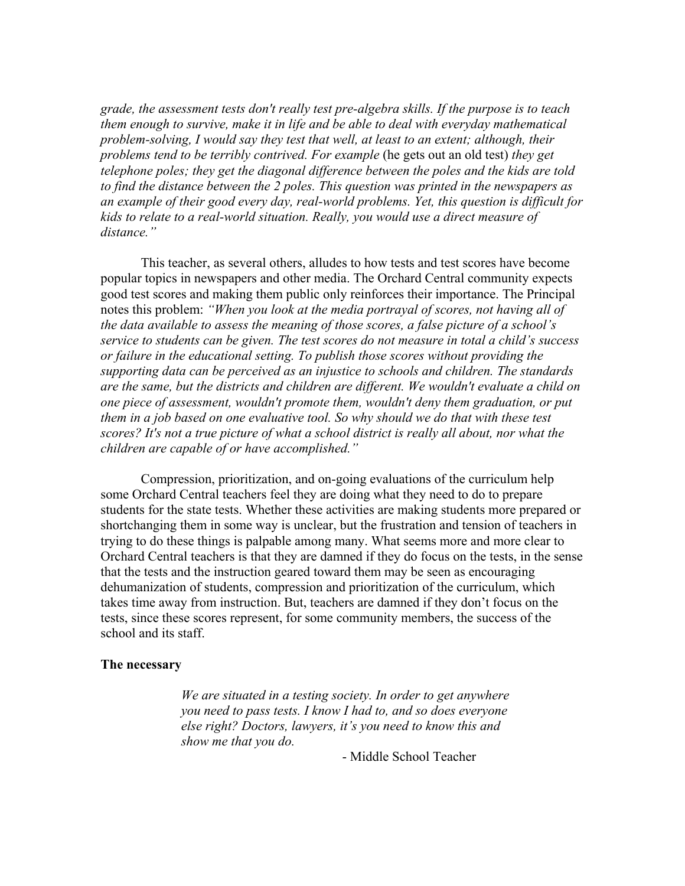*grade, the assessment tests don't really test pre-algebra skills. If the purpose is to teach them enough to survive, make it in life and be able to deal with everyday mathematical problem-solving, I would say they test that well, at least to an extent; although, their problems tend to be terribly contrived. For example* (he gets out an old test) *they get telephone poles; they get the diagonal difference between the poles and the kids are told to find the distance between the 2 poles. This question was printed in the newspapers as an example of their good every day, real-world problems. Yet, this question is difficult for kids to relate to a real-world situation. Really, you would use a direct measure of distance."*

This teacher, as several others, alludes to how tests and test scores have become popular topics in newspapers and other media. The Orchard Central community expects good test scores and making them public only reinforces their importance. The Principal notes this problem: *"When you look at the media portrayal of scores, not having all of the data available to assess the meaning of those scores, a false picture of a school's service to students can be given. The test scores do not measure in total a child's success or failure in the educational setting. To publish those scores without providing the supporting data can be perceived as an injustice to schools and children. The standards are the same, but the districts and children are different. We wouldn't evaluate a child on one piece of assessment, wouldn't promote them, wouldn't deny them graduation, or put them in a job based on one evaluative tool. So why should we do that with these test scores? It's not a true picture of what a school district is really all about, nor what the children are capable of or have accomplished."*

Compression, prioritization, and on-going evaluations of the curriculum help some Orchard Central teachers feel they are doing what they need to do to prepare students for the state tests. Whether these activities are making students more prepared or shortchanging them in some way is unclear, but the frustration and tension of teachers in trying to do these things is palpable among many. What seems more and more clear to Orchard Central teachers is that they are damned if they do focus on the tests, in the sense that the tests and the instruction geared toward them may be seen as encouraging dehumanization of students, compression and prioritization of the curriculum, which takes time away from instruction. But, teachers are damned if they don't focus on the tests, since these scores represent, for some community members, the success of the school and its staff.

**The necessary**

> *We are situated in a testing society. In order to get anywhere you need to pass tests. I know I had to, and so does everyone else right? Doctors, lawyers, it's you need to know this and show me that you do.*
>
> \- Middle School Teacher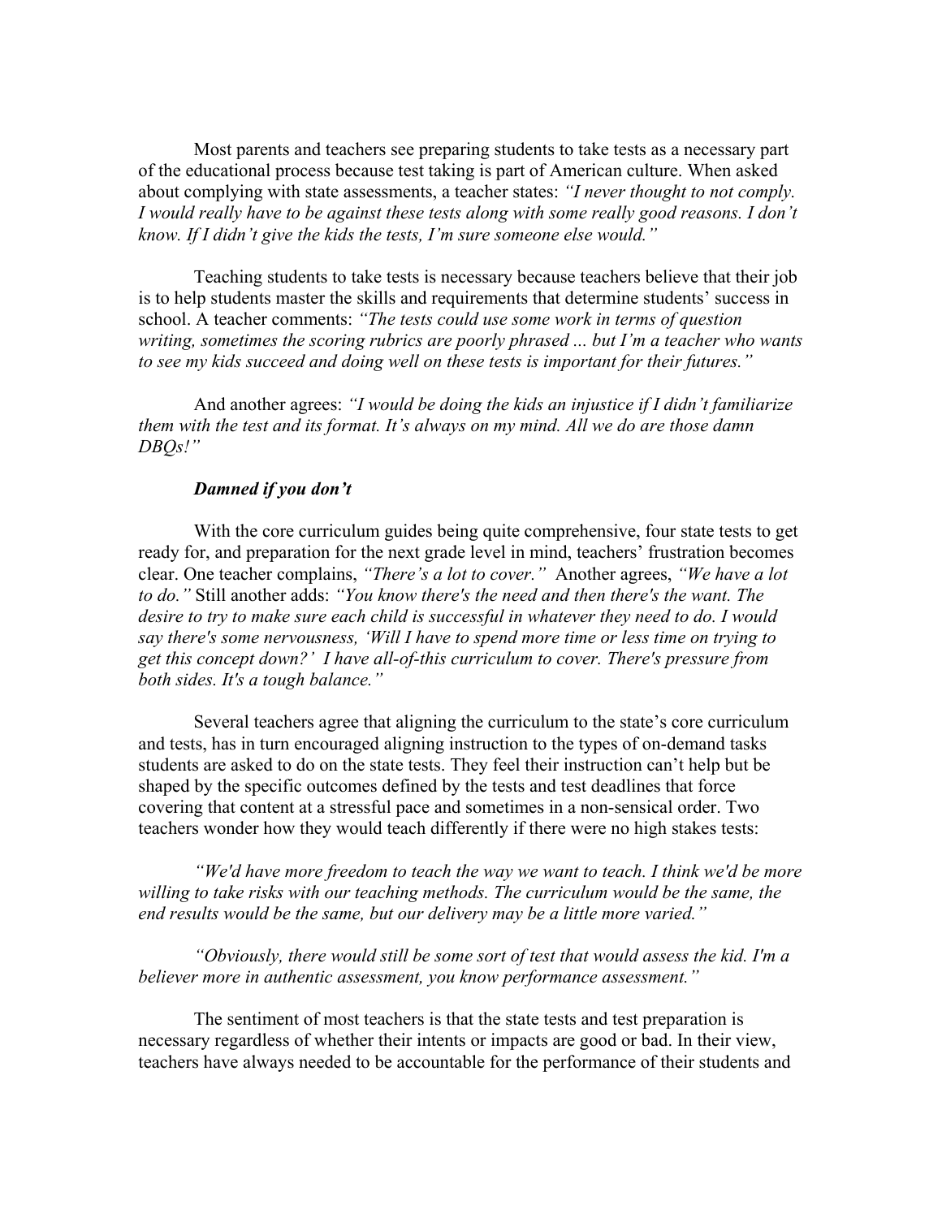Most parents and teachers see preparing students to take tests as a necessary part of the educational process because test taking is part of American culture. When asked about complying with state assessments, a teacher states: *"I never thought to not comply. I would really have to be against these tests along with some really good reasons. I don't know. If I didn't give the kids the tests, I'm sure someone else would."*

Teaching students to take tests is necessary because teachers believe that their job is to help students master the skills and requirements that determine students' success in school. A teacher comments: *"The tests could use some work in terms of question writing, sometimes the scoring rubrics are poorly phrased ... but I'm a teacher who wants to see my kids succeed and doing well on these tests is important for their futures."*

And another agrees: *"I would be doing the kids an injustice if I didn't familiarize them with the test and its format. It's always on my mind. All we do are those damn DBQs!"*

***Damned if you don't***

With the core curriculum guides being quite comprehensive, four state tests to get ready for, and preparation for the next grade level in mind, teachers' frustration becomes clear. One teacher complains, *"There's a lot to cover."* Another agrees, *"We have a lot to do."* Still another adds: *"You know there's the need and then there's the want. The desire to try to make sure each child is successful in whatever they need to do. I would say there's some nervousness, 'Will I have to spend more time or less time on trying to get this concept down?' I have all-of-this curriculum to cover. There's pressure from both sides. It's a tough balance."*

Several teachers agree that aligning the curriculum to the state's core curriculum and tests, has in turn encouraged aligning instruction to the types of on-demand tasks students are asked to do on the state tests. They feel their instruction can't help but be shaped by the specific outcomes defined by the tests and test deadlines that force covering that content at a stressful pace and sometimes in a non-sensical order. Two teachers wonder how they would teach differently if there were no high stakes tests:

*"We'd have more freedom to teach the way we want to teach. I think we'd be more willing to take risks with our teaching methods. The curriculum would be the same, the end results would be the same, but our delivery may be a little more varied."*

*"Obviously, there would still be some sort of test that would assess the kid. I'm a believer more in authentic assessment, you know performance assessment."*

The sentiment of most teachers is that the state tests and test preparation is necessary regardless of whether their intents or impacts are good or bad. In their view, teachers have always needed to be accountable for the performance of their students and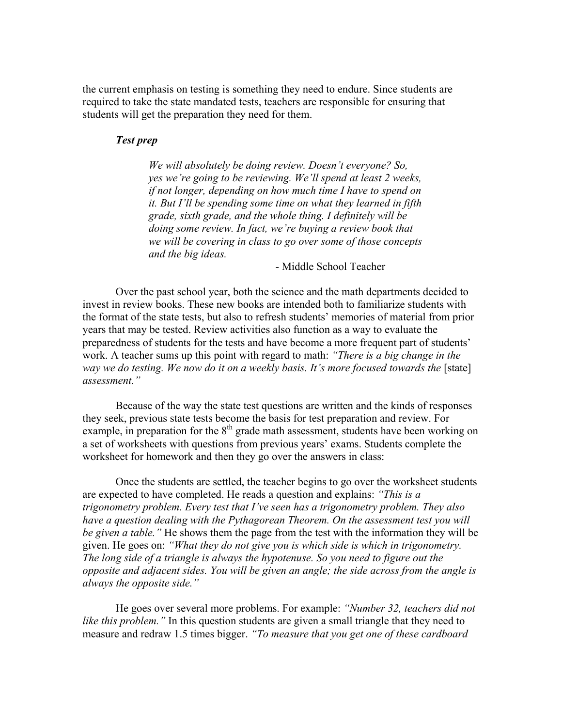the current emphasis on testing is something they need to endure. Since students are required to take the state mandated tests, teachers are responsible for ensuring that students will get the preparation they need for them.

***Test prep***

> *We will absolutely be doing review. Doesn't everyone? So, yes we're going to be reviewing. We'll spend at least 2 weeks, if not longer, depending on how much time I have to spend on it. But I'll be spending some time on what they learned in fifth grade, sixth grade, and the whole thing. I definitely will be doing some review. In fact, we're buying a review book that we will be covering in class to go over some of those concepts and the big ideas.*
>
> \- Middle School Teacher

Over the past school year, both the science and the math departments decided to invest in review books. These new books are intended both to familiarize students with the format of the state tests, but also to refresh students' memories of material from prior years that may be tested. Review activities also function as a way to evaluate the preparedness of students for the tests and have become a more frequent part of students' work. A teacher sums up this point with regard to math: *"There is a big change in the way we do testing. We now do it on a weekly basis. It's more focused towards the* [state] *assessment."*

Because of the way the state test questions are written and the kinds of responses they seek, previous state tests become the basis for test preparation and review. For example, in preparation for the 8th grade math assessment, students have been working on a set of worksheets with questions from previous years' exams. Students complete the worksheet for homework and then they go over the answers in class:

Once the students are settled, the teacher begins to go over the worksheet students are expected to have completed. He reads a question and explains: *"This is a trigonometry problem. Every test that I've seen has a trigonometry problem. They also have a question dealing with the Pythagorean Theorem. On the assessment test you will be given a table."* He shows them the page from the test with the information they will be given. He goes on: *"What they do not give you is which side is which in trigonometry. The long side of a triangle is always the hypotenuse. So you need to figure out the opposite and adjacent sides. You will be given an angle; the side across from the angle is always the opposite side."*

He goes over several more problems. For example: *"Number 32, teachers did not like this problem."* In this question students are given a small triangle that they need to measure and redraw 1.5 times bigger. *"To measure that you get one of these cardboard*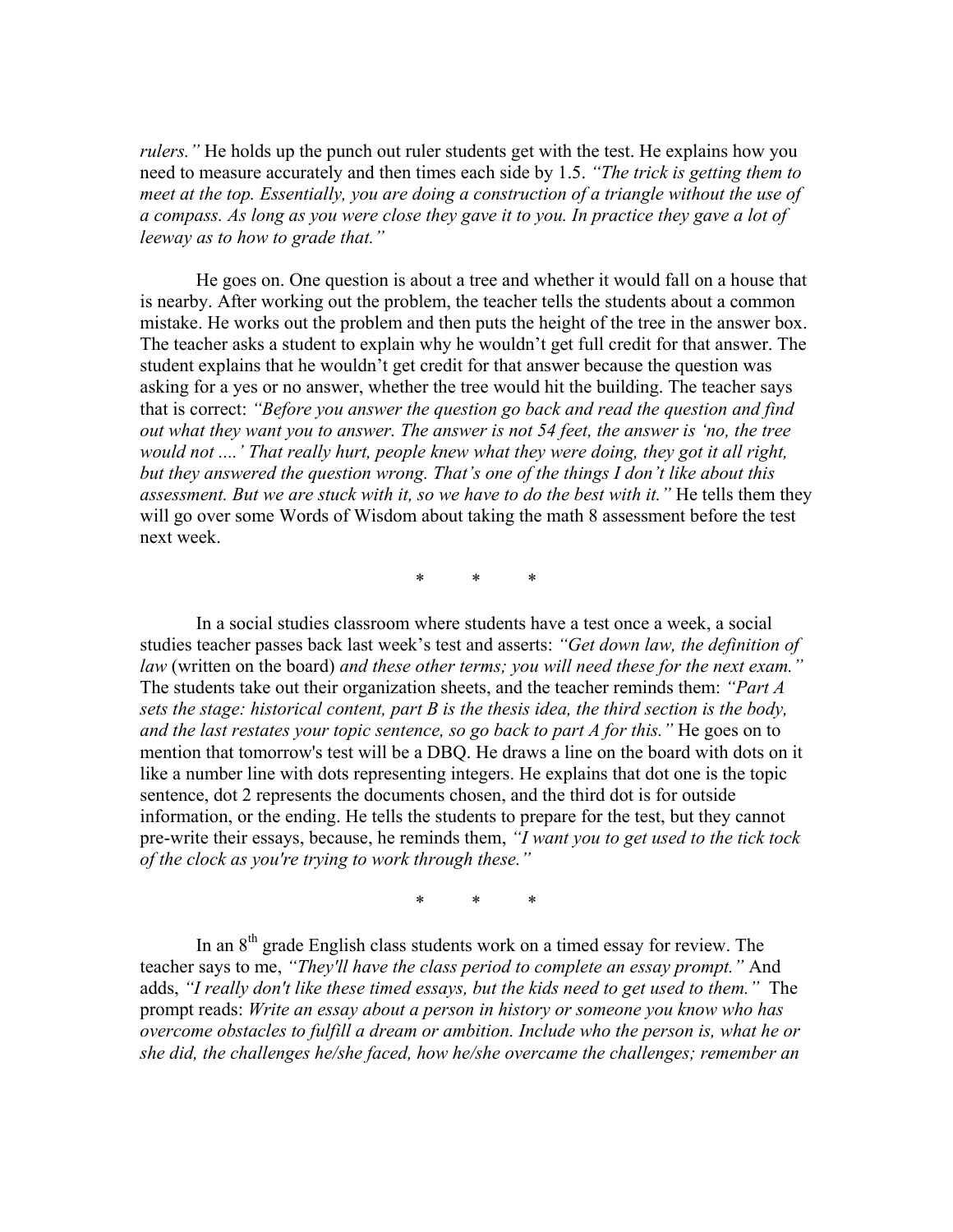*rulers."* He holds up the punch out ruler students get with the test. He explains how you need to measure accurately and then times each side by 1.5. *"The trick is getting them to meet at the top. Essentially, you are doing a construction of a triangle without the use of a compass. As long as you were close they gave it to you. In practice they gave a lot of leeway as to how to grade that."*

He goes on. One question is about a tree and whether it would fall on a house that is nearby. After working out the problem, the teacher tells the students about a common mistake. He works out the problem and then puts the height of the tree in the answer box. The teacher asks a student to explain why he wouldn't get full credit for that answer. The student explains that he wouldn't get credit for that answer because the question was asking for a yes or no answer, whether the tree would hit the building. The teacher says that is correct: *"Before you answer the question go back and read the question and find out what they want you to answer. The answer is not 54 feet, the answer is 'no, the tree would not ....' That really hurt, people knew what they were doing, they got it all right, but they answered the question wrong. That's one of the things I don't like about this assessment. But we are stuck with it, so we have to do the best with it."* He tells them they will go over some Words of Wisdom about taking the math 8 assessment before the test next week.

\* \* \*

In a social studies classroom where students have a test once a week, a social studies teacher passes back last week's test and asserts: *"Get down law, the definition of law* (written on the board) *and these other terms; you will need these for the next exam."* The students take out their organization sheets, and the teacher reminds them: *"Part A sets the stage: historical content, part B is the thesis idea, the third section is the body, and the last restates your topic sentence, so go back to part A for this."* He goes on to mention that tomorrow's test will be a DBQ. He draws a line on the board with dots on it like a number line with dots representing integers. He explains that dot one is the topic sentence, dot 2 represents the documents chosen, and the third dot is for outside information, or the ending. He tells the students to prepare for the test, but they cannot pre-write their essays, because, he reminds them, *"I want you to get used to the tick tock of the clock as you're trying to work through these."*

\* \* \*

In an 8th grade English class students work on a timed essay for review. The teacher says to me, *"They'll have the class period to complete an essay prompt."* And adds, *"I really don't like these timed essays, but the kids need to get used to them."* The prompt reads: *Write an essay about a person in history or someone you know who has overcome obstacles to fulfill a dream or ambition. Include who the person is, what he or she did, the challenges he/she faced, how he/she overcame the challenges; remember an*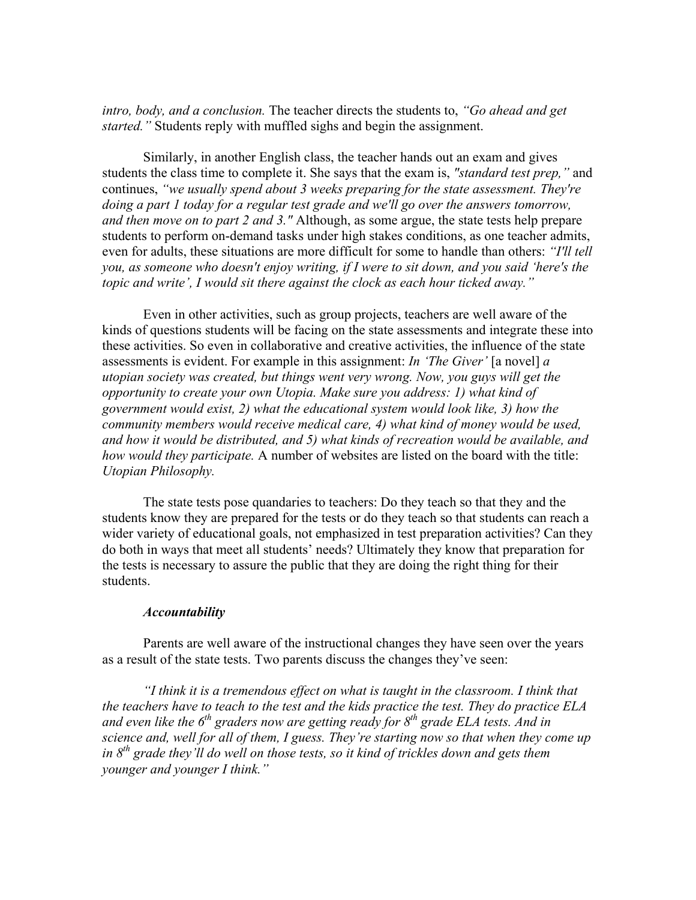*intro, body, and a conclusion.* The teacher directs the students to, *"Go ahead and get started."* Students reply with muffled sighs and begin the assignment.

Similarly, in another English class, the teacher hands out an exam and gives students the class time to complete it. She says that the exam is, *"standard test prep,"* and continues, *"we usually spend about 3 weeks preparing for the state assessment. They're doing a part 1 today for a regular test grade and we'll go over the answers tomorrow, and then move on to part 2 and 3."* Although, as some argue, the state tests help prepare students to perform on-demand tasks under high stakes conditions, as one teacher admits, even for adults, these situations are more difficult for some to handle than others: *"I'll tell you, as someone who doesn't enjoy writing, if I were to sit down, and you said 'here's the topic and write', I would sit there against the clock as each hour ticked away."*

Even in other activities, such as group projects, teachers are well aware of the kinds of questions students will be facing on the state assessments and integrate these into these activities. So even in collaborative and creative activities, the influence of the state assessments is evident. For example in this assignment: *In 'The Giver'* [a novel] *a utopian society was created, but things went very wrong. Now, you guys will get the opportunity to create your own Utopia. Make sure you address: 1) what kind of government would exist, 2) what the educational system would look like, 3) how the community members would receive medical care, 4) what kind of money would be used, and how it would be distributed, and 5) what kinds of recreation would be available, and how would they participate.* A number of websites are listed on the board with the title: *Utopian Philosophy.*

The state tests pose quandaries to teachers: Do they teach so that they and the students know they are prepared for the tests or do they teach so that students can reach a wider variety of educational goals, not emphasized in test preparation activities? Can they do both in ways that meet all students' needs? Ultimately they know that preparation for the tests is necessary to assure the public that they are doing the right thing for their students.

### *Accountability*

Parents are well aware of the instructional changes they have seen over the years as a result of the state tests. Two parents discuss the changes they've seen:

*"I think it is a tremendous effect on what is taught in the classroom. I think that the teachers have to teach to the test and the kids practice the test. They do practice ELA and even like the 6th graders now are getting ready for 8th grade ELA tests. And in science and, well for all of them, I guess. They're starting now so that when they come up in 8th grade they'll do well on those tests, so it kind of trickles down and gets them younger and younger I think."*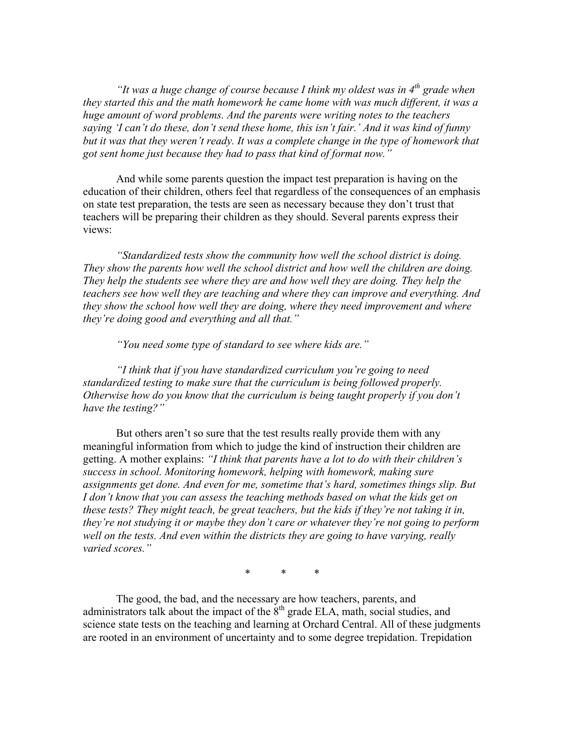*"It was a huge change of course because I think my oldest was in 4th grade when they started this and the math homework he came home with was much different, it was a huge amount of word problems. And the parents were writing notes to the teachers saying 'I can't do these, don't send these home, this isn't fair.' And it was kind of funny but it was that they weren't ready. It was a complete change in the type of homework that got sent home just because they had to pass that kind of format now."*

And while some parents question the impact test preparation is having on the education of their children, others feel that regardless of the consequences of an emphasis on state test preparation, the tests are seen as necessary because they don't trust that teachers will be preparing their children as they should. Several parents express their views:

*"Standardized tests show the community how well the school district is doing. They show the parents how well the school district and how well the children are doing. They help the students see where they are and how well they are doing. They help the teachers see how well they are teaching and where they can improve and everything. And they show the school how well they are doing, where they need improvement and where they're doing good and everything and all that."*

*"You need some type of standard to see where kids are."*

*"I think that if you have standardized curriculum you're going to need standardized testing to make sure that the curriculum is being followed properly. Otherwise how do you know that the curriculum is being taught properly if you don't have the testing?"*

But others aren't so sure that the test results really provide them with any meaningful information from which to judge the kind of instruction their children are getting. A mother explains: *"I think that parents have a lot to do with their children's success in school. Monitoring homework, helping with homework, making sure assignments get done. And even for me, sometime that's hard, sometimes things slip. But I don't know that you can assess the teaching methods based on what the kids get on these tests? They might teach, be great teachers, but the kids if they're not taking it in, they're not studying it or maybe they don't care or whatever they're not going to perform well on the tests. And even within the districts they are going to have varying, really varied scores."*

\* \* \*

The good, the bad, and the necessary are how teachers, parents, and administrators talk about the impact of the 8th grade ELA, math, social studies, and science state tests on the teaching and learning at Orchard Central. All of these judgments are rooted in an environment of uncertainty and to some degree trepidation. Trepidation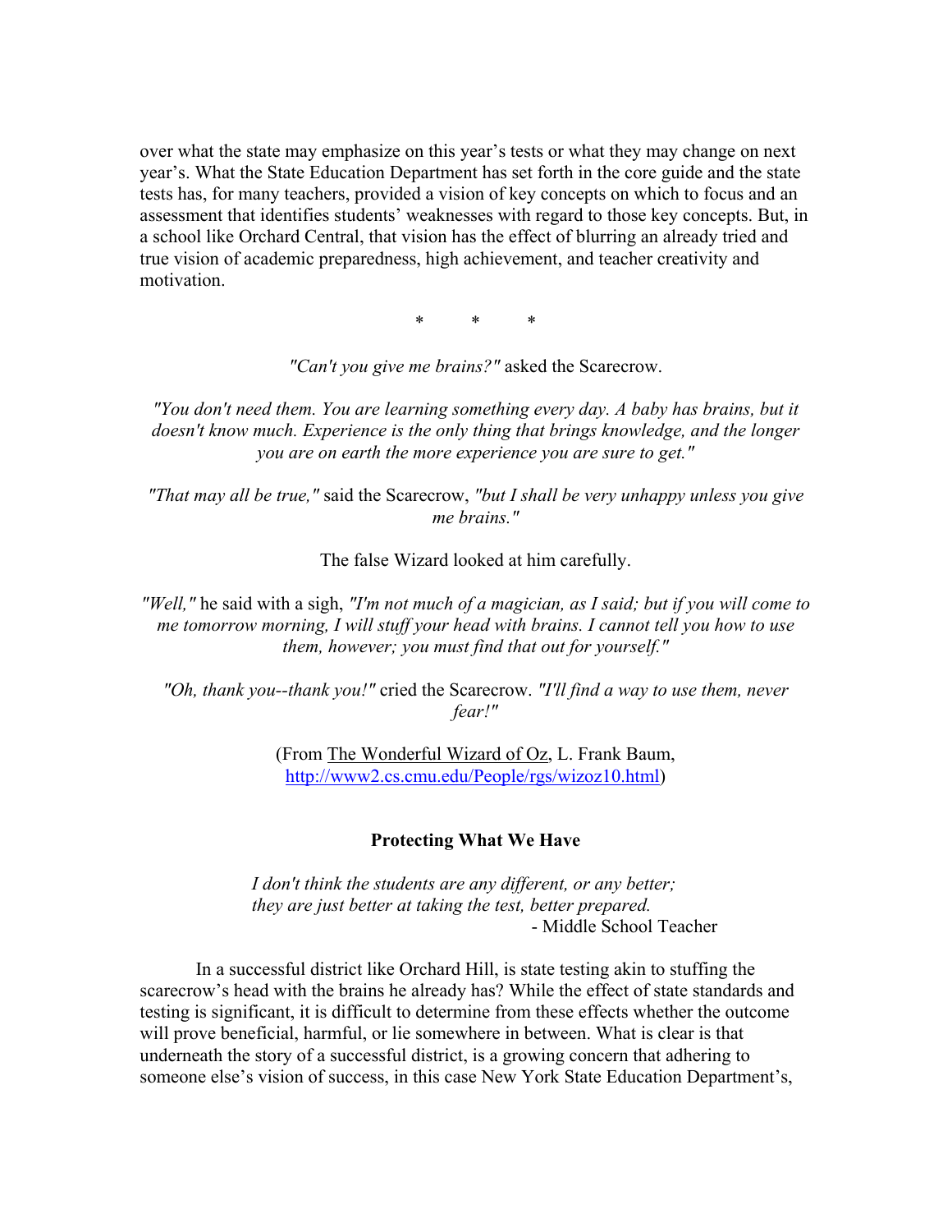over what the state may emphasize on this year's tests or what they may change on next year's. What the State Education Department has set forth in the core guide and the state tests has, for many teachers, provided a vision of key concepts on which to focus and an assessment that identifies students' weaknesses with regard to those key concepts. But, in a school like Orchard Central, that vision has the effect of blurring an already tried and true vision of academic preparedness, high achievement, and teacher creativity and motivation.

\*        \*        \*

*"Can't you give me brains?"* asked the Scarecrow.

*"You don't need them. You are learning something every day. A baby has brains, but it doesn't know much. Experience is the only thing that brings knowledge, and the longer you are on earth the more experience you are sure to get."*

*"That may all be true,"* said the Scarecrow, *"but I shall be very unhappy unless you give me brains."*

The false Wizard looked at him carefully.

*"Well,"* he said with a sigh, *"I'm not much of a magician, as I said; but if you will come to me tomorrow morning, I will stuff your head with brains. I cannot tell you how to use them, however; you must find that out for yourself."*

*"Oh, thank you--thank you!"* cried the Scarecrow. *"I'll find a way to use them, never fear!"*

(From The Wonderful Wizard of Oz, L. Frank Baum, http://www2.cs.cmu.edu/People/rgs/wizoz10.html)

**Protecting What We Have**

*I don't think the students are any different, or any better; they are just better at taking the test, better prepared.*
- Middle School Teacher

In a successful district like Orchard Hill, is state testing akin to stuffing the scarecrow's head with the brains he already has? While the effect of state standards and testing is significant, it is difficult to determine from these effects whether the outcome will prove beneficial, harmful, or lie somewhere in between. What is clear is that underneath the story of a successful district, is a growing concern that adhering to someone else's vision of success, in this case New York State Education Department's,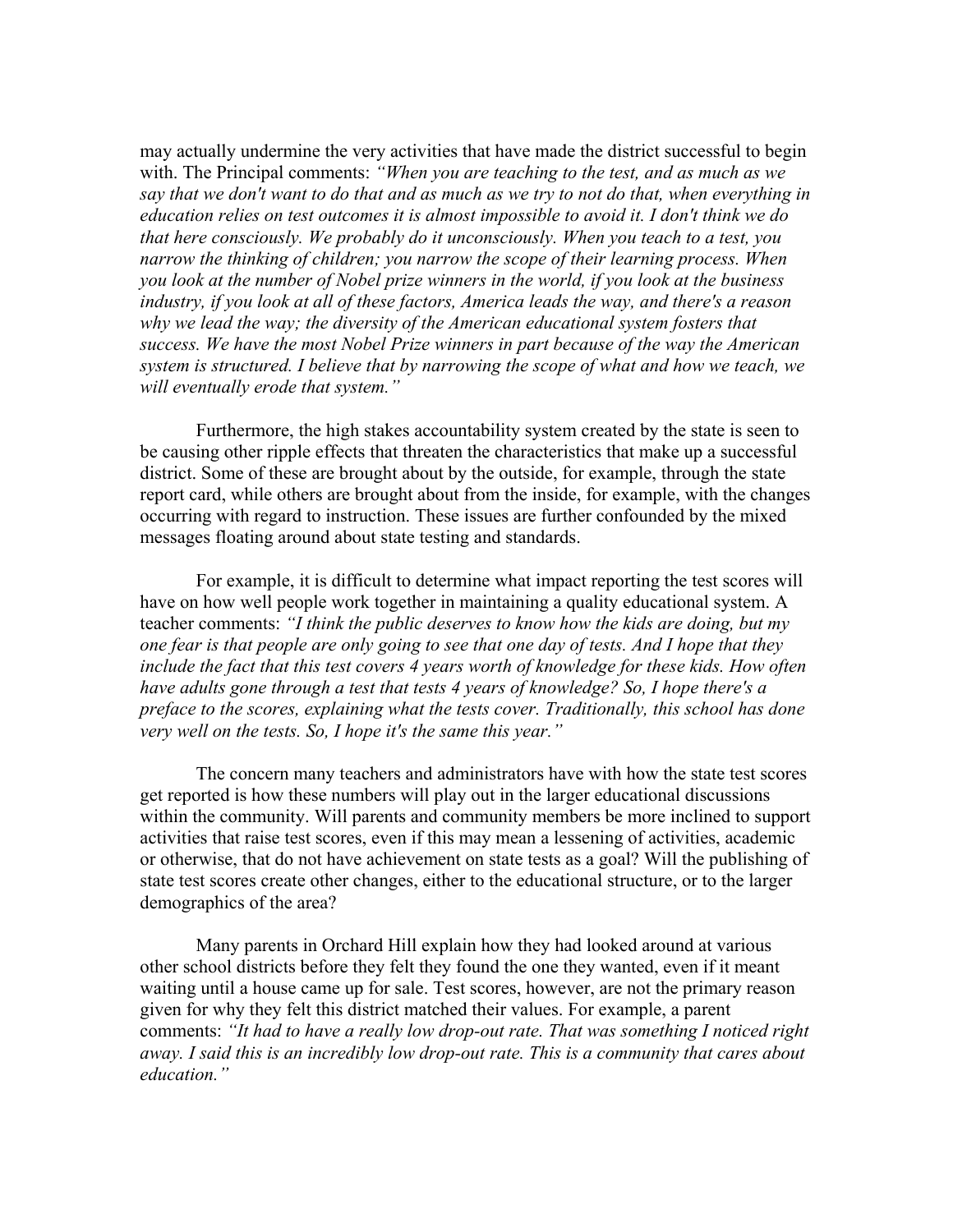may actually undermine the very activities that have made the district successful to begin with. The Principal comments: *"When you are teaching to the test, and as much as we say that we don't want to do that and as much as we try to not do that, when everything in education relies on test outcomes it is almost impossible to avoid it. I don't think we do that here consciously. We probably do it unconsciously. When you teach to a test, you narrow the thinking of children; you narrow the scope of their learning process. When you look at the number of Nobel prize winners in the world, if you look at the business industry, if you look at all of these factors, America leads the way, and there's a reason why we lead the way; the diversity of the American educational system fosters that success. We have the most Nobel Prize winners in part because of the way the American system is structured. I believe that by narrowing the scope of what and how we teach, we will eventually erode that system."*

Furthermore, the high stakes accountability system created by the state is seen to be causing other ripple effects that threaten the characteristics that make up a successful district. Some of these are brought about by the outside, for example, through the state report card, while others are brought about from the inside, for example, with the changes occurring with regard to instruction. These issues are further confounded by the mixed messages floating around about state testing and standards.

For example, it is difficult to determine what impact reporting the test scores will have on how well people work together in maintaining a quality educational system. A teacher comments: *"I think the public deserves to know how the kids are doing, but my one fear is that people are only going to see that one day of tests. And I hope that they include the fact that this test covers 4 years worth of knowledge for these kids. How often have adults gone through a test that tests 4 years of knowledge? So, I hope there's a preface to the scores, explaining what the tests cover. Traditionally, this school has done very well on the tests. So, I hope it's the same this year."*

The concern many teachers and administrators have with how the state test scores get reported is how these numbers will play out in the larger educational discussions within the community. Will parents and community members be more inclined to support activities that raise test scores, even if this may mean a lessening of activities, academic or otherwise, that do not have achievement on state tests as a goal? Will the publishing of state test scores create other changes, either to the educational structure, or to the larger demographics of the area?

Many parents in Orchard Hill explain how they had looked around at various other school districts before they felt they found the one they wanted, even if it meant waiting until a house came up for sale. Test scores, however, are not the primary reason given for why they felt this district matched their values. For example, a parent comments: *"It had to have a really low drop-out rate. That was something I noticed right away. I said this is an incredibly low drop-out rate. This is a community that cares about education."*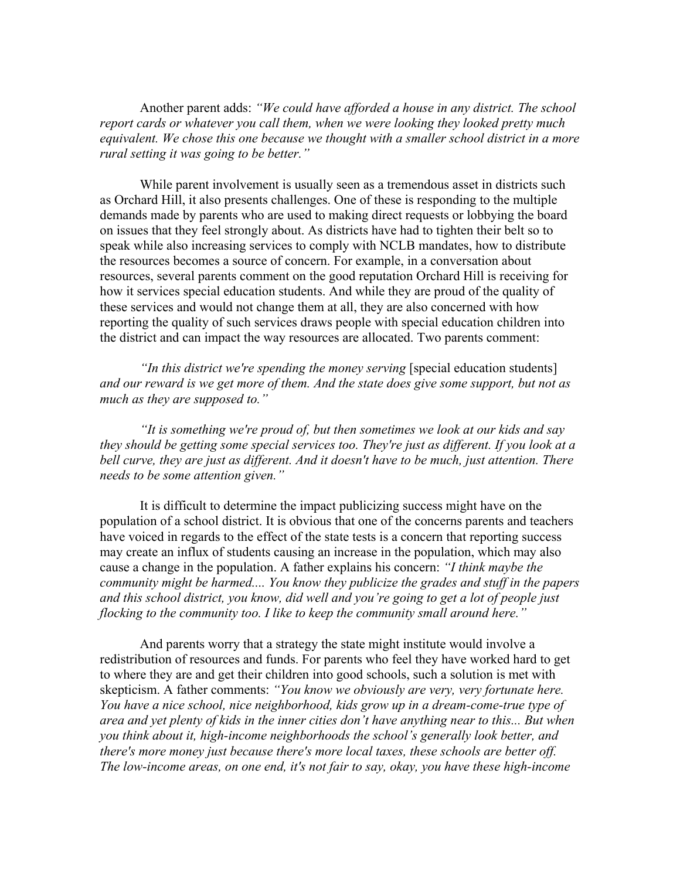Another parent adds: *"We could have afforded a house in any district. The school report cards or whatever you call them, when we were looking they looked pretty much equivalent. We chose this one because we thought with a smaller school district in a more rural setting it was going to be better."*

While parent involvement is usually seen as a tremendous asset in districts such as Orchard Hill, it also presents challenges. One of these is responding to the multiple demands made by parents who are used to making direct requests or lobbying the board on issues that they feel strongly about. As districts have had to tighten their belt so to speak while also increasing services to comply with NCLB mandates, how to distribute the resources becomes a source of concern. For example, in a conversation about resources, several parents comment on the good reputation Orchard Hill is receiving for how it services special education students. And while they are proud of the quality of these services and would not change them at all, they are also concerned with how reporting the quality of such services draws people with special education children into the district and can impact the way resources are allocated. Two parents comment:

*"In this district we're spending the money serving* [special education students] *and our reward is we get more of them. And the state does give some support, but not as much as they are supposed to."*

*"It is something we're proud of, but then sometimes we look at our kids and say they should be getting some special services too. They're just as different. If you look at a bell curve, they are just as different. And it doesn't have to be much, just attention. There needs to be some attention given."*

It is difficult to determine the impact publicizing success might have on the population of a school district. It is obvious that one of the concerns parents and teachers have voiced in regards to the effect of the state tests is a concern that reporting success may create an influx of students causing an increase in the population, which may also cause a change in the population. A father explains his concern: *"I think maybe the community might be harmed.... You know they publicize the grades and stuff in the papers and this school district, you know, did well and you're going to get a lot of people just flocking to the community too. I like to keep the community small around here."*

And parents worry that a strategy the state might institute would involve a redistribution of resources and funds. For parents who feel they have worked hard to get to where they are and get their children into good schools, such a solution is met with skepticism. A father comments: *"You know we obviously are very, very fortunate here. You have a nice school, nice neighborhood, kids grow up in a dream-come-true type of area and yet plenty of kids in the inner cities don't have anything near to this... But when you think about it, high-income neighborhoods the school's generally look better, and there's more money just because there's more local taxes, these schools are better off. The low-income areas, on one end, it's not fair to say, okay, you have these high-income*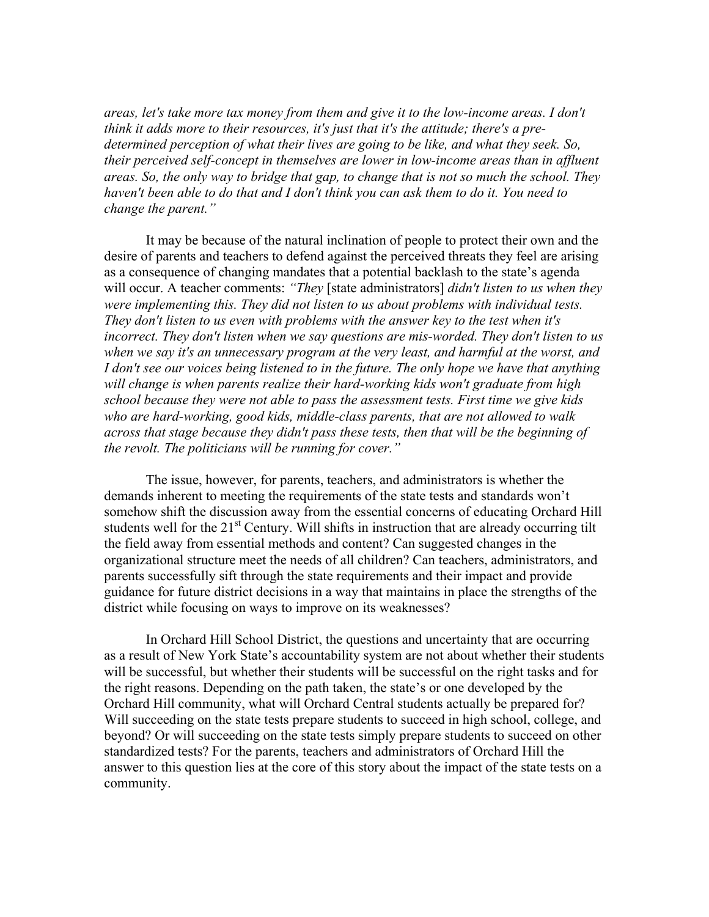*areas, let's take more tax money from them and give it to the low-income areas. I don't think it adds more to their resources, it's just that it's the attitude; there's a pre-determined perception of what their lives are going to be like, and what they seek. So, their perceived self-concept in themselves are lower in low-income areas than in affluent areas. So, the only way to bridge that gap, to change that is not so much the school. They haven't been able to do that and I don't think you can ask them to do it. You need to change the parent."*

It may be because of the natural inclination of people to protect their own and the desire of parents and teachers to defend against the perceived threats they feel are arising as a consequence of changing mandates that a potential backlash to the state's agenda will occur. A teacher comments: *"They* [state administrators] *didn't listen to us when they were implementing this. They did not listen to us about problems with individual tests. They don't listen to us even with problems with the answer key to the test when it's incorrect. They don't listen when we say questions are mis-worded. They don't listen to us when we say it's an unnecessary program at the very least, and harmful at the worst, and I don't see our voices being listened to in the future. The only hope we have that anything will change is when parents realize their hard-working kids won't graduate from high school because they were not able to pass the assessment tests. First time we give kids who are hard-working, good kids, middle-class parents, that are not allowed to walk across that stage because they didn't pass these tests, then that will be the beginning of the revolt. The politicians will be running for cover."*

The issue, however, for parents, teachers, and administrators is whether the demands inherent to meeting the requirements of the state tests and standards won't somehow shift the discussion away from the essential concerns of educating Orchard Hill students well for the 21st Century. Will shifts in instruction that are already occurring tilt the field away from essential methods and content? Can suggested changes in the organizational structure meet the needs of all children? Can teachers, administrators, and parents successfully sift through the state requirements and their impact and provide guidance for future district decisions in a way that maintains in place the strengths of the district while focusing on ways to improve on its weaknesses?

In Orchard Hill School District, the questions and uncertainty that are occurring as a result of New York State's accountability system are not about whether their students will be successful, but whether their students will be successful on the right tasks and for the right reasons. Depending on the path taken, the state's or one developed by the Orchard Hill community, what will Orchard Central students actually be prepared for? Will succeeding on the state tests prepare students to succeed in high school, college, and beyond? Or will succeeding on the state tests simply prepare students to succeed on other standardized tests? For the parents, teachers and administrators of Orchard Hill the answer to this question lies at the core of this story about the impact of the state tests on a community.